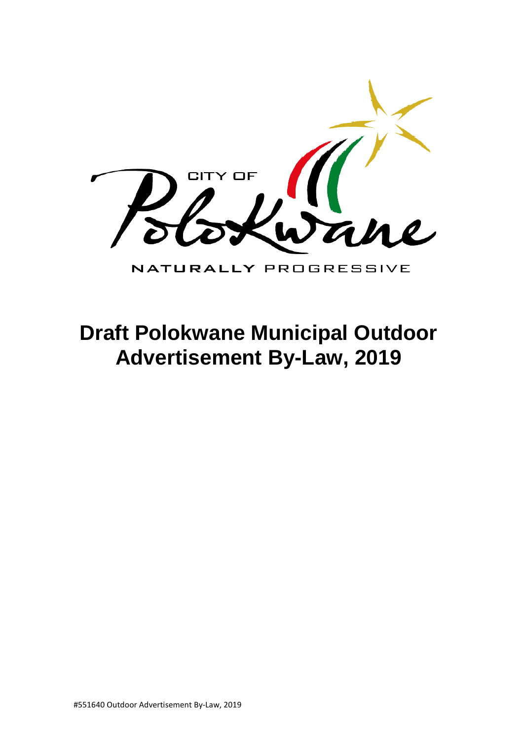CITY OF

Polokwane

NATURALLY PROGRESSIVE

# Draft Polokwane Municipal Outdoor Advertisement By-Law, 2019

#551640 Outdoor Advertisement By-Law, 2019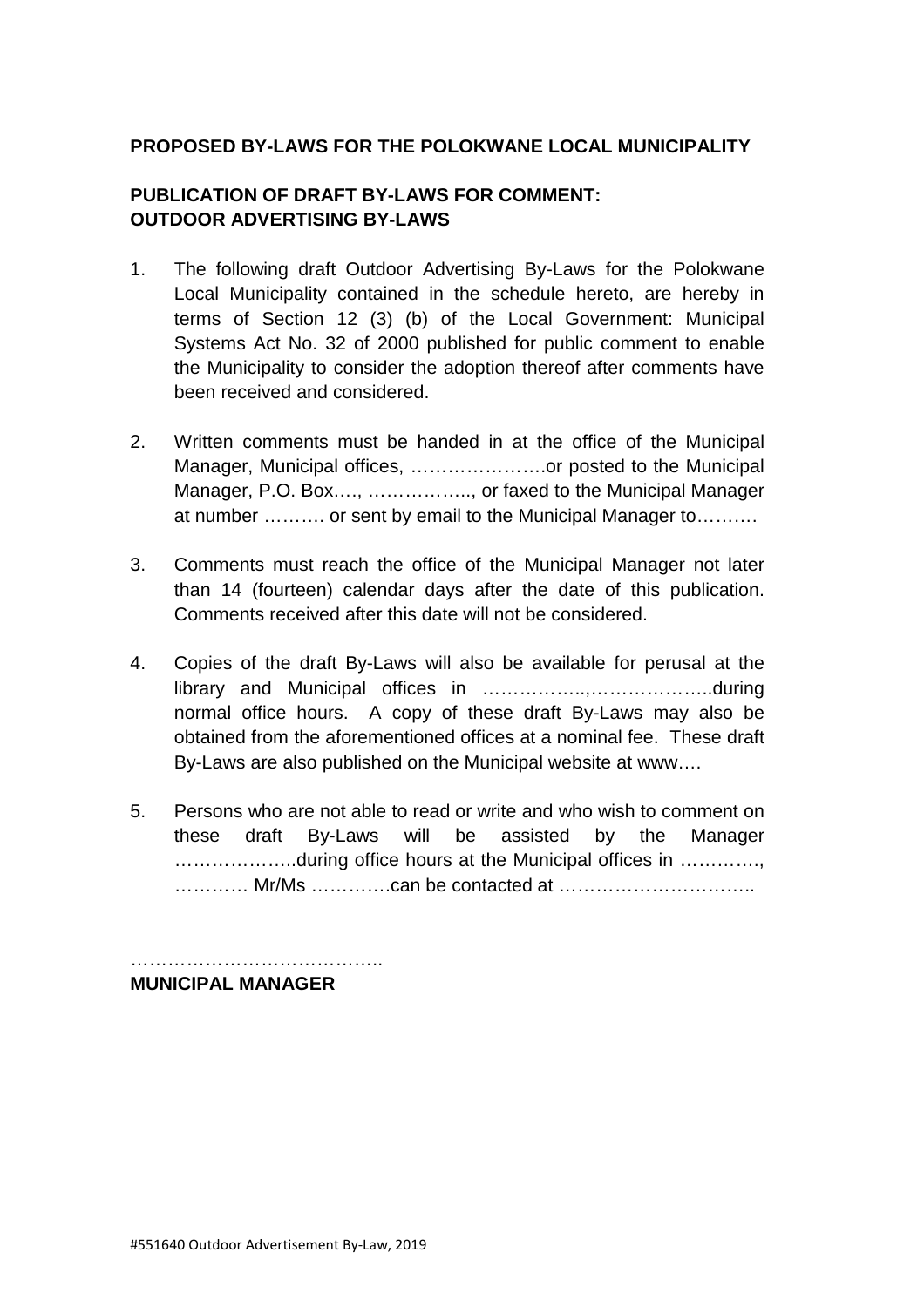**PROPOSED BY-LAWS FOR THE POLOKWANE LOCAL MUNICIPALITY**

**PUBLICATION OF DRAFT BY-LAWS FOR COMMENT: OUTDOOR ADVERTISING BY-LAWS**

1. The following draft Outdoor Advertising By-Laws for the Polokwane Local Municipality contained in the schedule hereto, are hereby in terms of Section 12 (3) (b) of the Local Government: Municipal Systems Act No. 32 of 2000 published for public comment to enable the Municipality to consider the adoption thereof after comments have been received and considered.

2. Written comments must be handed in at the office of the Municipal Manager, Municipal offices, ………………….or posted to the Municipal Manager, P.O. Box…., …………….., or faxed to the Municipal Manager at number ………. or sent by email to the Municipal Manager to……….

3. Comments must reach the office of the Municipal Manager not later than 14 (fourteen) calendar days after the date of this publication. Comments received after this date will not be considered.

4. Copies of the draft By-Laws will also be available for perusal at the library and Municipal offices in ……………..,………………..during normal office hours. A copy of these draft By-Laws may also be obtained from the aforementioned offices at a nominal fee. These draft By-Laws are also published on the Municipal website at www….

5. Persons who are not able to read or write and who wish to comment on these draft By-Laws will be assisted by the Manager ………………..during office hours at the Municipal offices in …………., ………… Mr/Ms ………….can be contacted at …………………………..

…………………………………….
**MUNICIPAL MANAGER**

#551640 Outdoor Advertisement By-Law, 2019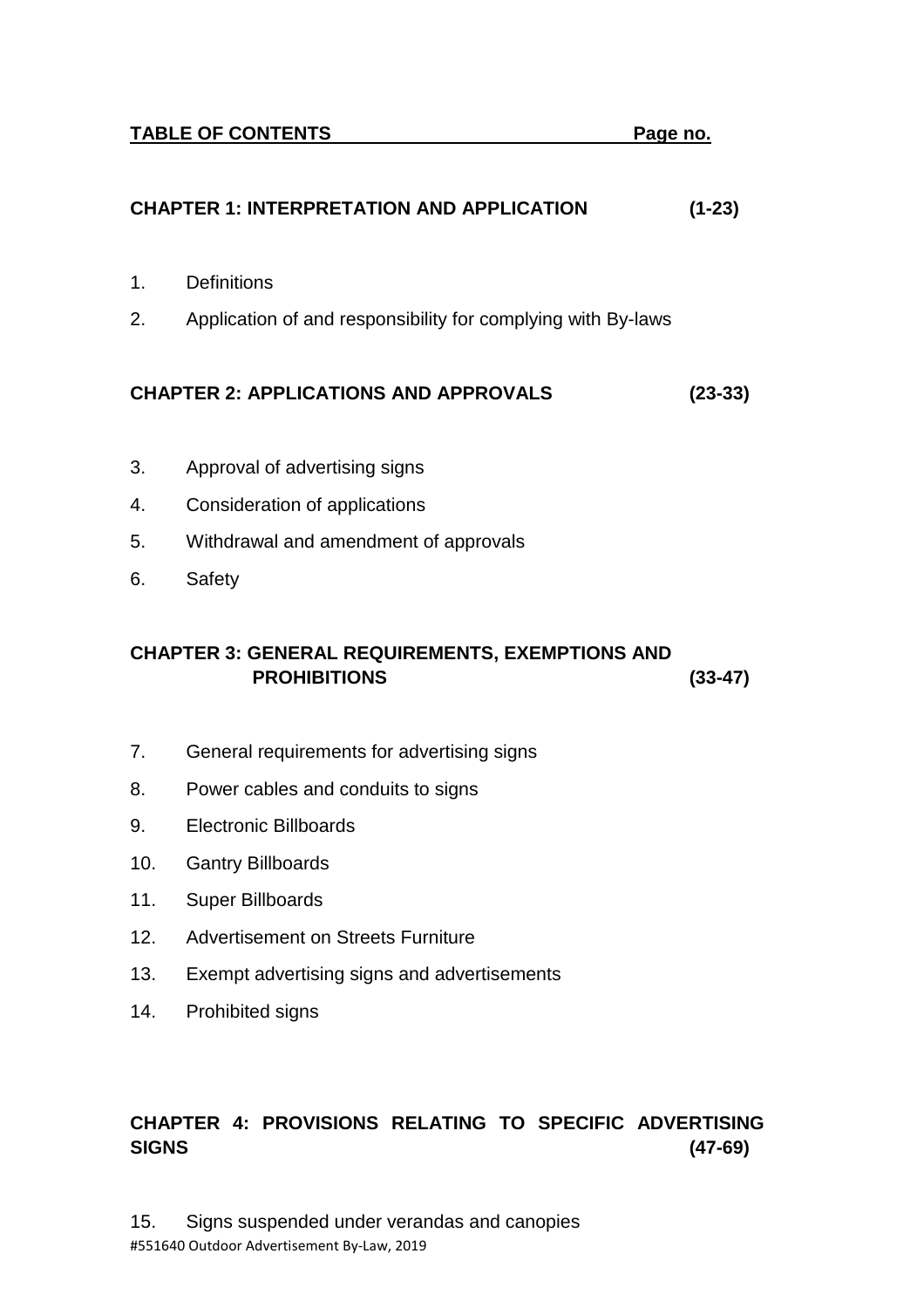**TABLE OF CONTENTS** **Page no.**

**CHAPTER 1: INTERPRETATION AND APPLICATION (1-23)**

1. Definitions
2. Application of and responsibility for complying with By-laws

**CHAPTER 2: APPLICATIONS AND APPROVALS (23-33)**

3. Approval of advertising signs
4. Consideration of applications
5. Withdrawal and amendment of approvals
6. Safety

**CHAPTER 3: GENERAL REQUIREMENTS, EXEMPTIONS AND PROHIBITIONS (33-47)**

7. General requirements for advertising signs
8. Power cables and conduits to signs
9. Electronic Billboards
10. Gantry Billboards
11. Super Billboards
12. Advertisement on Streets Furniture
13. Exempt advertising signs and advertisements
14. Prohibited signs

**CHAPTER 4: PROVISIONS RELATING TO SPECIFIC ADVERTISING SIGNS (47-69)**

15. Signs suspended under verandas and canopies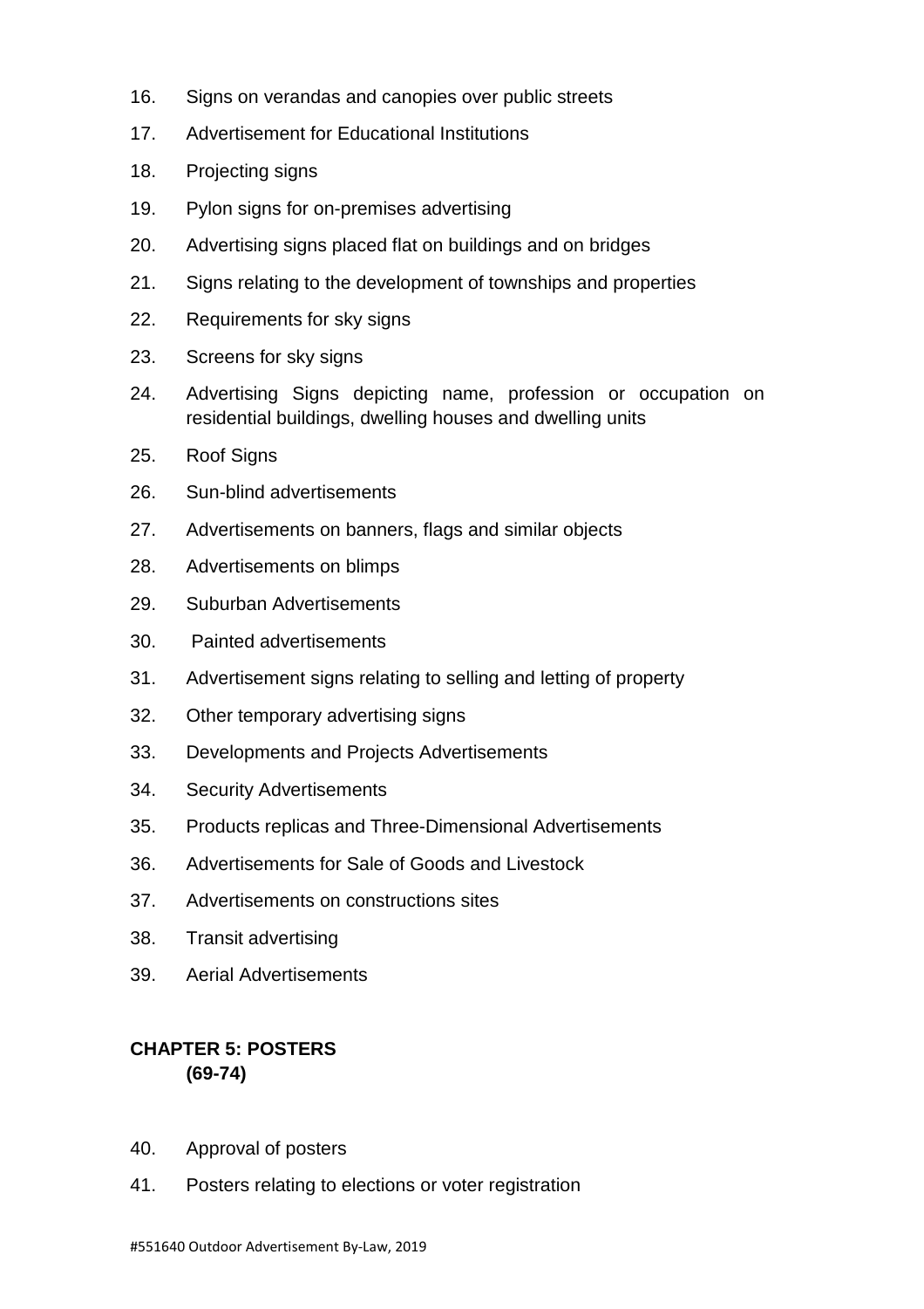16. Signs on verandas and canopies over public streets
17. Advertisement for Educational Institutions
18. Projecting signs
19. Pylon signs for on-premises advertising
20. Advertising signs placed flat on buildings and on bridges
21. Signs relating to the development of townships and properties
22. Requirements for sky signs
23. Screens for sky signs
24. Advertising Signs depicting name, profession or occupation on residential buildings, dwelling houses and dwelling units
25. Roof Signs
26. Sun-blind advertisements
27. Advertisements on banners, flags and similar objects
28. Advertisements on blimps
29. Suburban Advertisements
30. Painted advertisements
31. Advertisement signs relating to selling and letting of property
32. Other temporary advertising signs
33. Developments and Projects Advertisements
34. Security Advertisements
35. Products replicas and Three-Dimensional Advertisements
36. Advertisements for Sale of Goods and Livestock
37. Advertisements on constructions sites
38. Transit advertising
39. Aerial Advertisements

**CHAPTER 5: POSTERS**
**(69-74)**

40. Approval of posters
41. Posters relating to elections or voter registration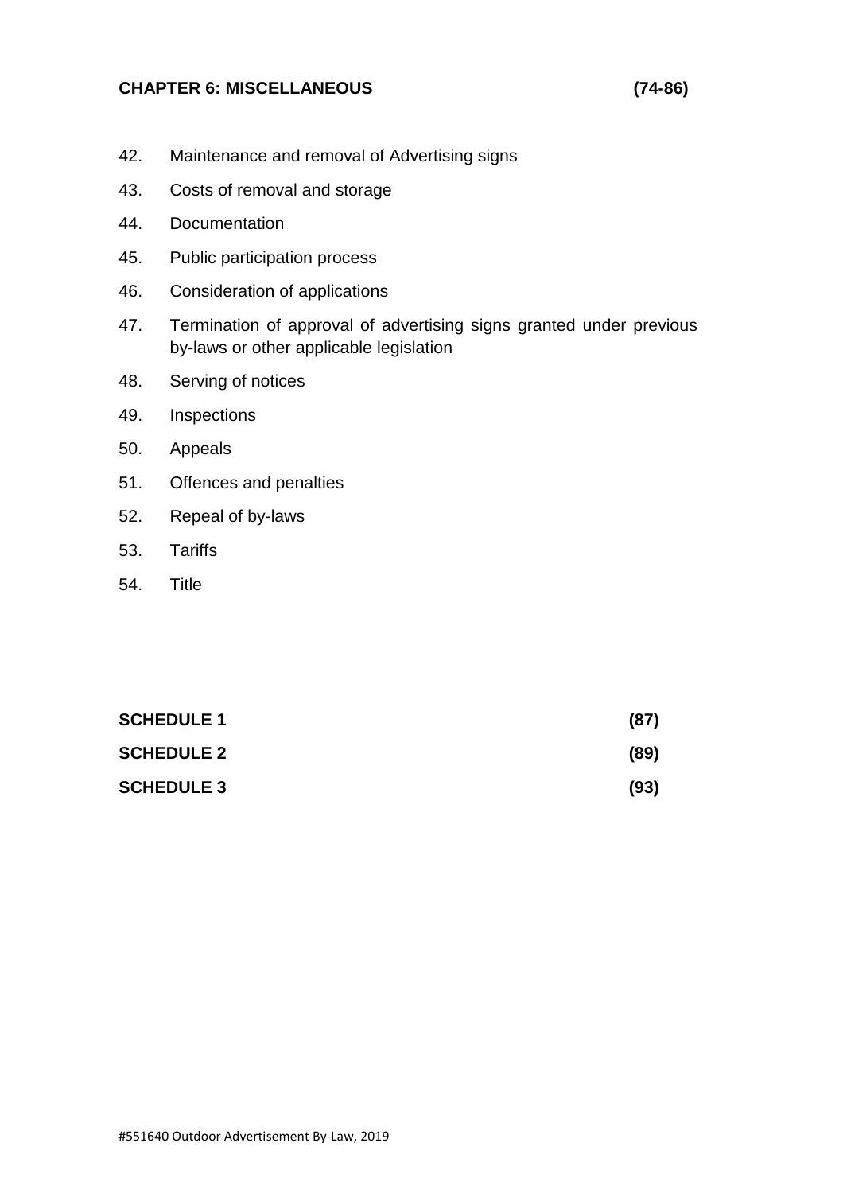**CHAPTER 6: MISCELLANEOUS (74-86)**

42. Maintenance and removal of Advertising signs
43. Costs of removal and storage
44. Documentation
45. Public participation process
46. Consideration of applications
47. Termination of approval of advertising signs granted under previous by-laws or other applicable legislation
48. Serving of notices
49. Inspections
50. Appeals
51. Offences and penalties
52. Repeal of by-laws
53. Tariffs
54. Title

**SCHEDULE 1 (87)**

**SCHEDULE 2 (89)**

**SCHEDULE 3 (93)**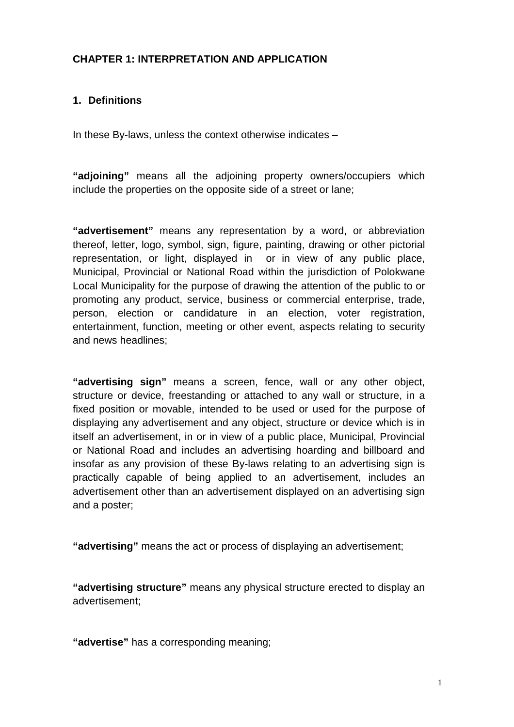## CHAPTER 1: INTERPRETATION AND APPLICATION

### 1. Definitions

In these By-laws, unless the context otherwise indicates –

**"adjoining"** means all the adjoining property owners/occupiers which include the properties on the opposite side of a street or lane;

**"advertisement"** means any representation by a word, or abbreviation thereof, letter, logo, symbol, sign, figure, painting, drawing or other pictorial representation, or light, displayed in or in view of any public place, Municipal, Provincial or National Road within the jurisdiction of Polokwane Local Municipality for the purpose of drawing the attention of the public to or promoting any product, service, business or commercial enterprise, trade, person, election or candidature in an election, voter registration, entertainment, function, meeting or other event, aspects relating to security and news headlines;

**"advertising sign"** means a screen, fence, wall or any other object, structure or device, freestanding or attached to any wall or structure, in a fixed position or movable, intended to be used or used for the purpose of displaying any advertisement and any object, structure or device which is in itself an advertisement, in or in view of a public place, Municipal, Provincial or National Road and includes an advertising hoarding and billboard and insofar as any provision of these By-laws relating to an advertising sign is practically capable of being applied to an advertisement, includes an advertisement other than an advertisement displayed on an advertising sign and a poster;

**"advertising"** means the act or process of displaying an advertisement;

**"advertising structure"** means any physical structure erected to display an advertisement;

**"advertise"** has a corresponding meaning;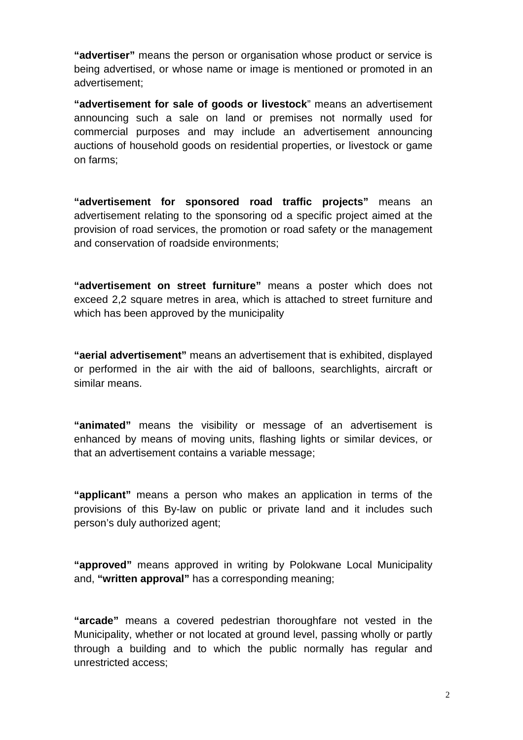**"advertiser"** means the person or organisation whose product or service is being advertised, or whose name or image is mentioned or promoted in an advertisement;

**"advertisement for sale of goods or livestock"** means an advertisement announcing such a sale on land or premises not normally used for commercial purposes and may include an advertisement announcing auctions of household goods on residential properties, or livestock or game on farms;

**"advertisement for sponsored road traffic projects"** means an advertisement relating to the sponsoring od a specific project aimed at the provision of road services, the promotion or road safety or the management and conservation of roadside environments;

**"advertisement on street furniture"** means a poster which does not exceed 2,2 square metres in area, which is attached to street furniture and which has been approved by the municipality

**"aerial advertisement"** means an advertisement that is exhibited, displayed or performed in the air with the aid of balloons, searchlights, aircraft or similar means.

**"animated"** means the visibility or message of an advertisement is enhanced by means of moving units, flashing lights or similar devices, or that an advertisement contains a variable message;

**"applicant"** means a person who makes an application in terms of the provisions of this By-law on public or private land and it includes such person's duly authorized agent;

**"approved"** means approved in writing by Polokwane Local Municipality and, **"written approval"** has a corresponding meaning;

**"arcade"** means a covered pedestrian thoroughfare not vested in the Municipality, whether or not located at ground level, passing wholly or partly through a building and to which the public normally has regular and unrestricted access;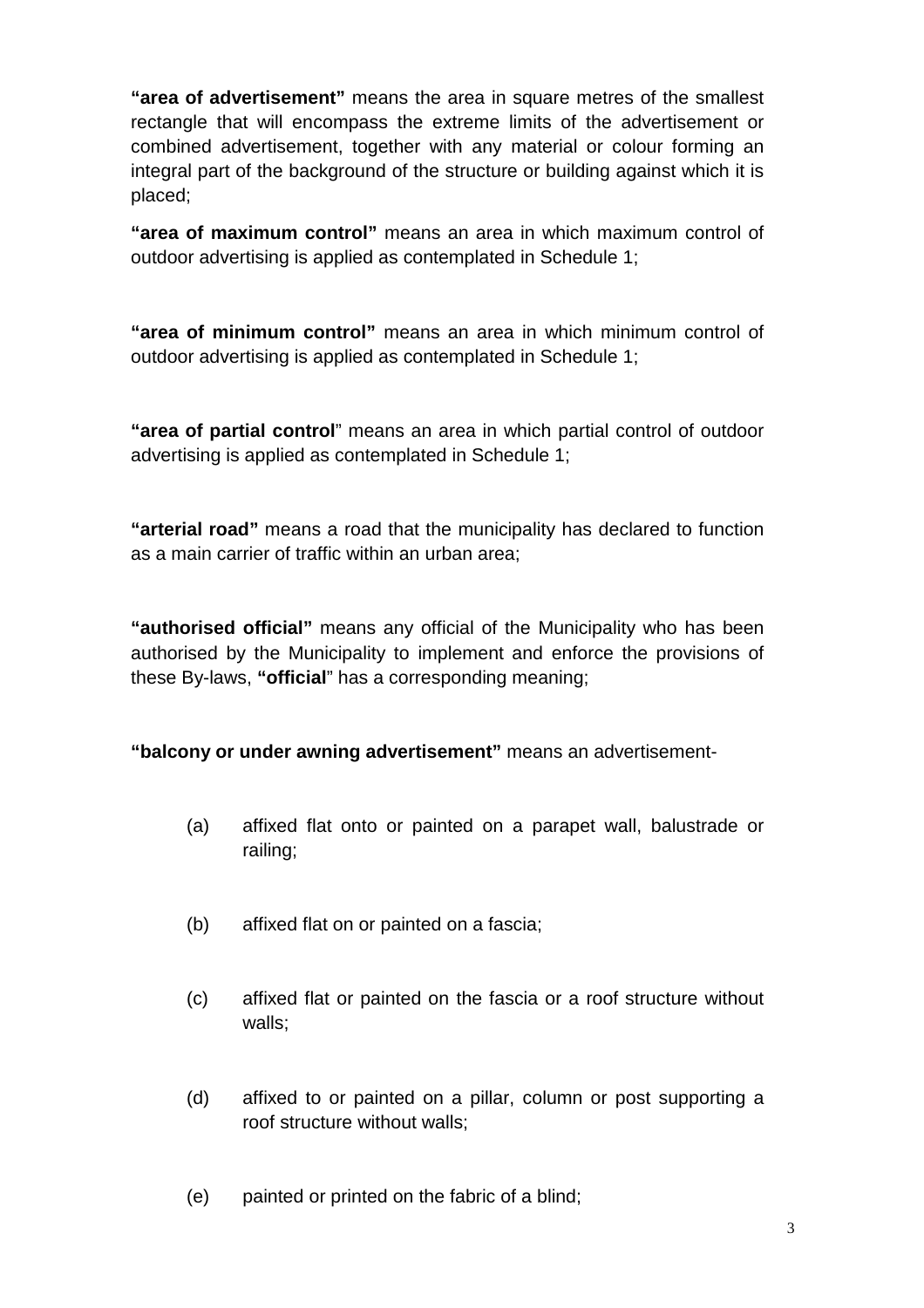**"area of advertisement"** means the area in square metres of the smallest rectangle that will encompass the extreme limits of the advertisement or combined advertisement, together with any material or colour forming an integral part of the background of the structure or building against which it is placed;

**"area of maximum control"** means an area in which maximum control of outdoor advertising is applied as contemplated in Schedule 1;

**"area of minimum control"** means an area in which minimum control of outdoor advertising is applied as contemplated in Schedule 1;

**"area of partial control"** means an area in which partial control of outdoor advertising is applied as contemplated in Schedule 1;

**"arterial road"** means a road that the municipality has declared to function as a main carrier of traffic within an urban area;

**"authorised official"** means any official of the Municipality who has been authorised by the Municipality to implement and enforce the provisions of these By-laws, **"official"** has a corresponding meaning;

**"balcony or under awning advertisement"** means an advertisement-

(a) affixed flat onto or painted on a parapet wall, balustrade or railing;

(b) affixed flat on or painted on a fascia;

(c) affixed flat or painted on the fascia or a roof structure without walls;

(d) affixed to or painted on a pillar, column or post supporting a roof structure without walls;

(e) painted or printed on the fabric of a blind;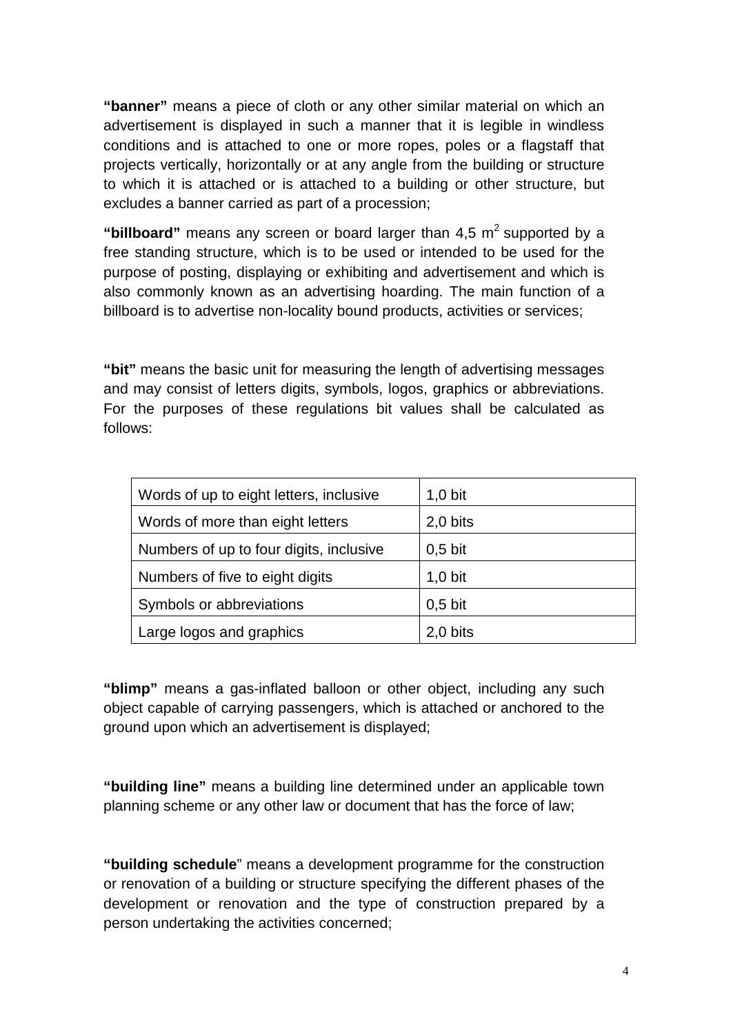**"banner"** means a piece of cloth or any other similar material on which an advertisement is displayed in such a manner that it is legible in windless conditions and is attached to one or more ropes, poles or a flagstaff that projects vertically, horizontally or at any angle from the building or structure to which it is attached or is attached to a building or other structure, but excludes a banner carried as part of a procession;

**"billboard"** means any screen or board larger than 4,5 $m^2$ supported by a free standing structure, which is to be used or intended to be used for the purpose of posting, displaying or exhibiting and advertisement and which is also commonly known as an advertising hoarding. The main function of a billboard is to advertise non-locality bound products, activities or services;

**"bit"** means the basic unit for measuring the length of advertising messages and may consist of letters digits, symbols, logos, graphics or abbreviations. For the purposes of these regulations bit values shall be calculated as follows:

| Words of up to eight letters, inclusive | 1,0 bit |
|---|---|
| Words of more than eight letters | 2,0 bits |
| Numbers of up to four digits, inclusive | 0,5 bit |
| Numbers of five to eight digits | 1,0 bit |
| Symbols or abbreviations | 0,5 bit |
| Large logos and graphics | 2,0 bits |

**"blimp"** means a gas-inflated balloon or other object, including any such object capable of carrying passengers, which is attached or anchored to the ground upon which an advertisement is displayed;

**"building line"** means a building line determined under an applicable town planning scheme or any other law or document that has the force of law;

**"building schedule"** means a development programme for the construction or renovation of a building or structure specifying the different phases of the development or renovation and the type of construction prepared by a person undertaking the activities concerned;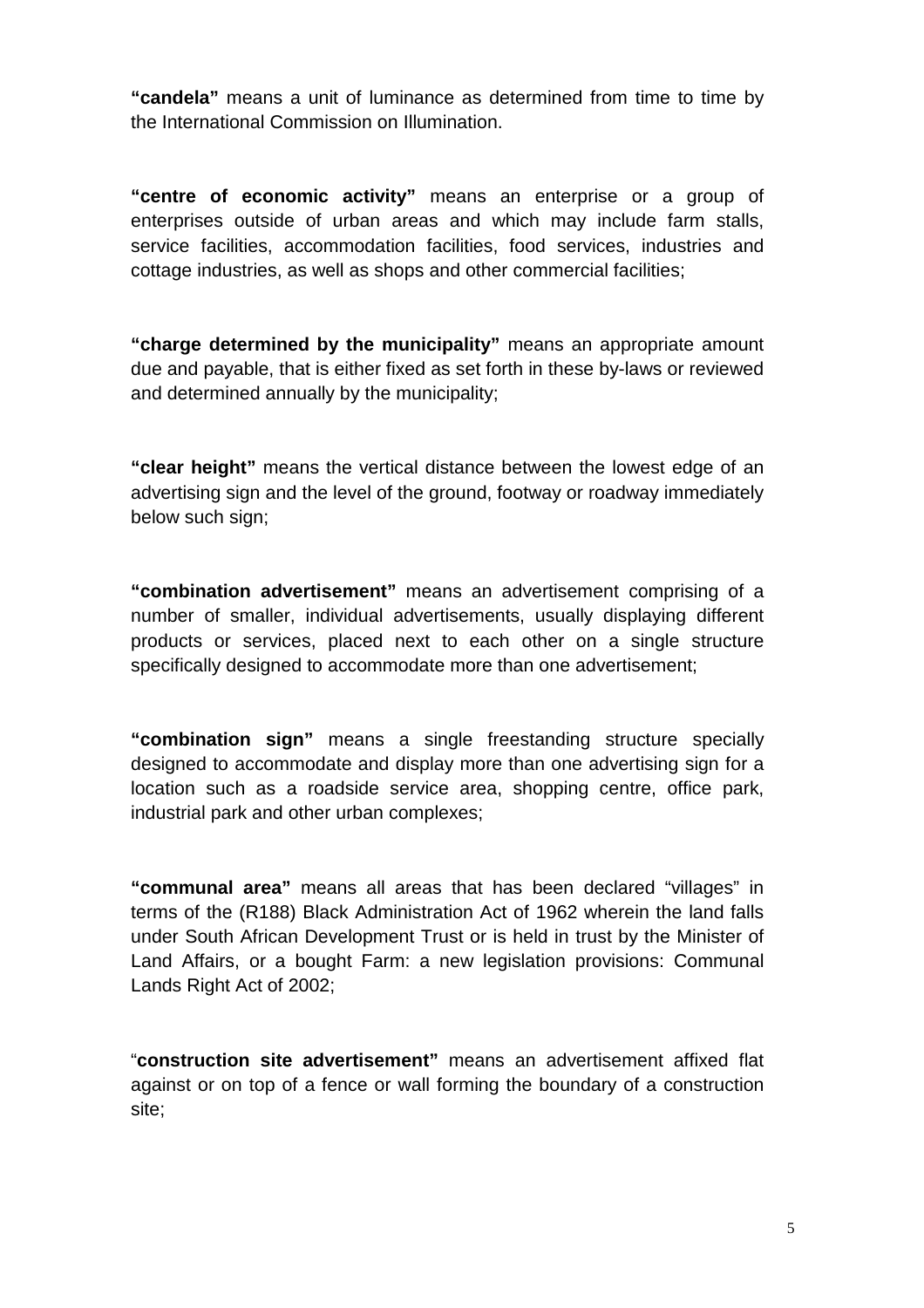**"candela"** means a unit of luminance as determined from time to time by the International Commission on Illumination.

**"centre of economic activity"** means an enterprise or a group of enterprises outside of urban areas and which may include farm stalls, service facilities, accommodation facilities, food services, industries and cottage industries, as well as shops and other commercial facilities;

**"charge determined by the municipality"** means an appropriate amount due and payable, that is either fixed as set forth in these by-laws or reviewed and determined annually by the municipality;

**"clear height"** means the vertical distance between the lowest edge of an advertising sign and the level of the ground, footway or roadway immediately below such sign;

**"combination advertisement"** means an advertisement comprising of a number of smaller, individual advertisements, usually displaying different products or services, placed next to each other on a single structure specifically designed to accommodate more than one advertisement;

**"combination sign"** means a single freestanding structure specially designed to accommodate and display more than one advertising sign for a location such as a roadside service area, shopping centre, office park, industrial park and other urban complexes;

**"communal area"** means all areas that has been declared "villages" in terms of the (R188) Black Administration Act of 1962 wherein the land falls under South African Development Trust or is held in trust by the Minister of Land Affairs, or a bought Farm: a new legislation provisions: Communal Lands Right Act of 2002;

"**construction site advertisement"** means an advertisement affixed flat against or on top of a fence or wall forming the boundary of a construction site;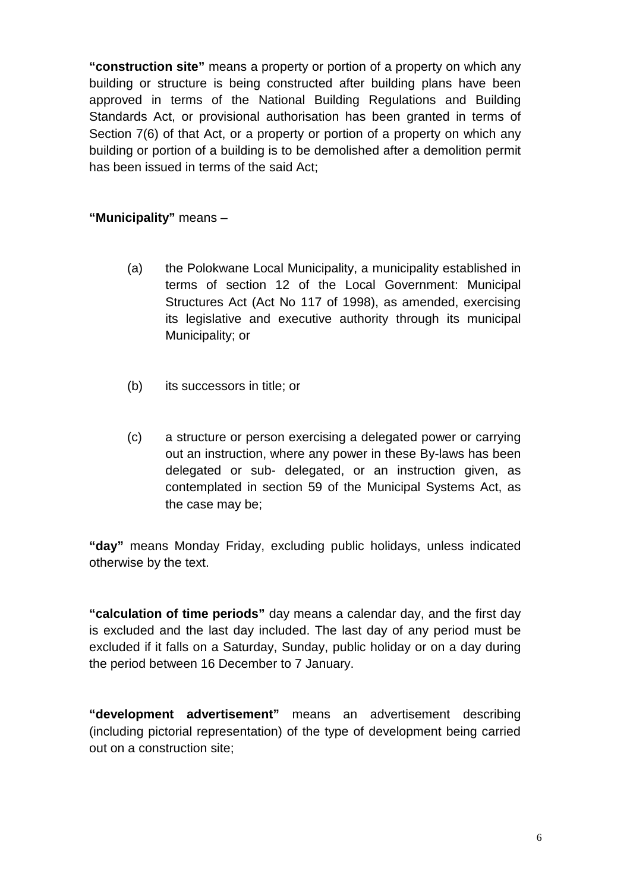**"construction site"** means a property or portion of a property on which any building or structure is being constructed after building plans have been approved in terms of the National Building Regulations and Building Standards Act, or provisional authorisation has been granted in terms of Section 7(6) of that Act, or a property or portion of a property on which any building or portion of a building is to be demolished after a demolition permit has been issued in terms of the said Act;

**"Municipality"** means –

(a) the Polokwane Local Municipality, a municipality established in terms of section 12 of the Local Government: Municipal Structures Act (Act No 117 of 1998), as amended, exercising its legislative and executive authority through its municipal Municipality; or

(b) its successors in title; or

(c) a structure or person exercising a delegated power or carrying out an instruction, where any power in these By-laws has been delegated or sub- delegated, or an instruction given, as contemplated in section 59 of the Municipal Systems Act, as the case may be;

**"day"** means Monday Friday, excluding public holidays, unless indicated otherwise by the text.

**"calculation of time periods"** day means a calendar day, and the first day is excluded and the last day included. The last day of any period must be excluded if it falls on a Saturday, Sunday, public holiday or on a day during the period between 16 December to 7 January.

**"development advertisement"** means an advertisement describing (including pictorial representation) of the type of development being carried out on a construction site;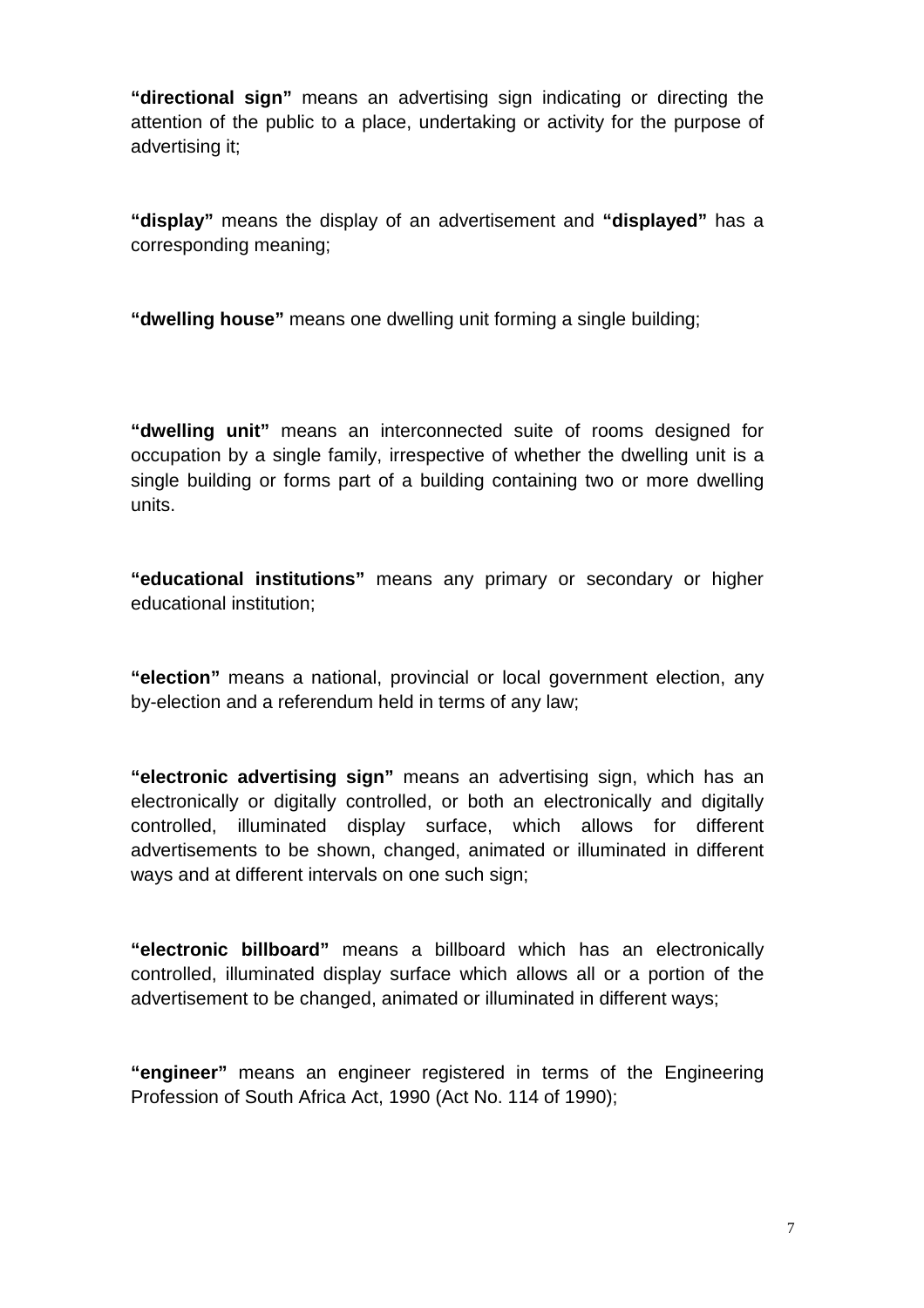**"directional sign"** means an advertising sign indicating or directing the attention of the public to a place, undertaking or activity for the purpose of advertising it;

**"display"** means the display of an advertisement and **"displayed"** has a corresponding meaning;

**"dwelling house"** means one dwelling unit forming a single building;

**"dwelling unit"** means an interconnected suite of rooms designed for occupation by a single family, irrespective of whether the dwelling unit is a single building or forms part of a building containing two or more dwelling units.

**"educational institutions"** means any primary or secondary or higher educational institution;

**"election"** means a national, provincial or local government election, any by-election and a referendum held in terms of any law;

**"electronic advertising sign"** means an advertising sign, which has an electronically or digitally controlled, or both an electronically and digitally controlled, illuminated display surface, which allows for different advertisements to be shown, changed, animated or illuminated in different ways and at different intervals on one such sign;

**"electronic billboard"** means a billboard which has an electronically controlled, illuminated display surface which allows all or a portion of the advertisement to be changed, animated or illuminated in different ways;

**"engineer"** means an engineer registered in terms of the Engineering Profession of South Africa Act, 1990 (Act No. 114 of 1990);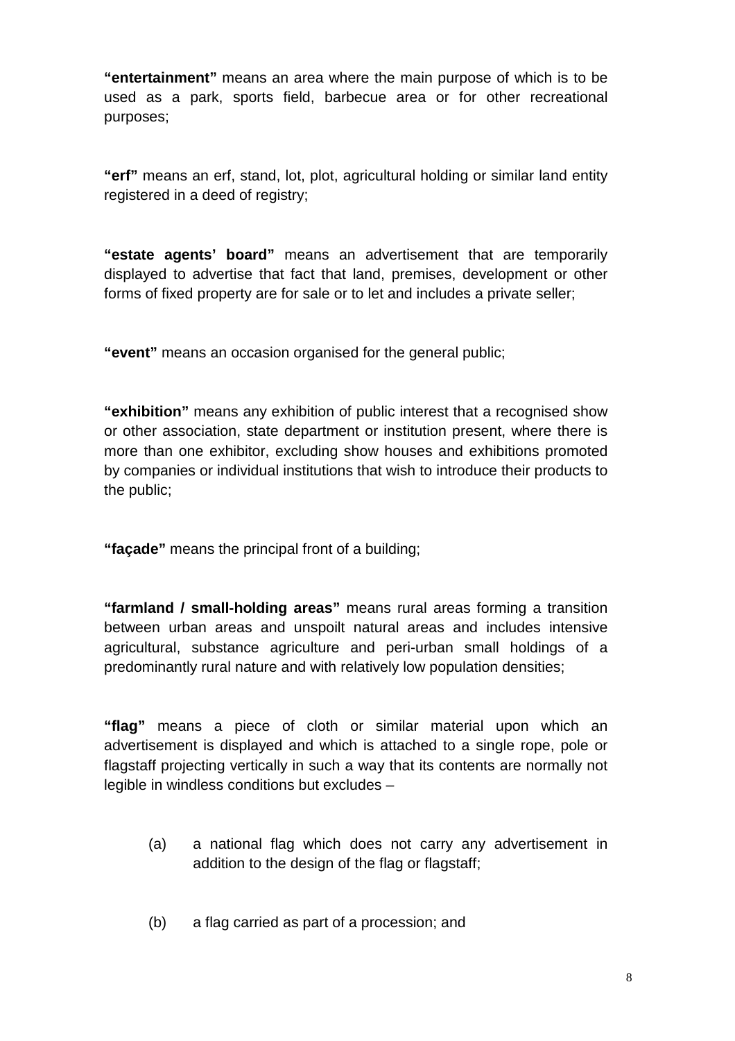**"entertainment"** means an area where the main purpose of which is to be used as a park, sports field, barbecue area or for other recreational purposes;

**"erf"** means an erf, stand, lot, plot, agricultural holding or similar land entity registered in a deed of registry;

**"estate agents' board"** means an advertisement that are temporarily displayed to advertise that fact that land, premises, development or other forms of fixed property are for sale or to let and includes a private seller;

**"event"** means an occasion organised for the general public;

**"exhibition"** means any exhibition of public interest that a recognised show or other association, state department or institution present, where there is more than one exhibitor, excluding show houses and exhibitions promoted by companies or individual institutions that wish to introduce their products to the public;

**"façade"** means the principal front of a building;

**"farmland / small-holding areas"** means rural areas forming a transition between urban areas and unspoilt natural areas and includes intensive agricultural, substance agriculture and peri-urban small holdings of a predominantly rural nature and with relatively low population densities;

**"flag"** means a piece of cloth or similar material upon which an advertisement is displayed and which is attached to a single rope, pole or flagstaff projecting vertically in such a way that its contents are normally not legible in windless conditions but excludes –

(a) a national flag which does not carry any advertisement in addition to the design of the flag or flagstaff;

(b) a flag carried as part of a procession; and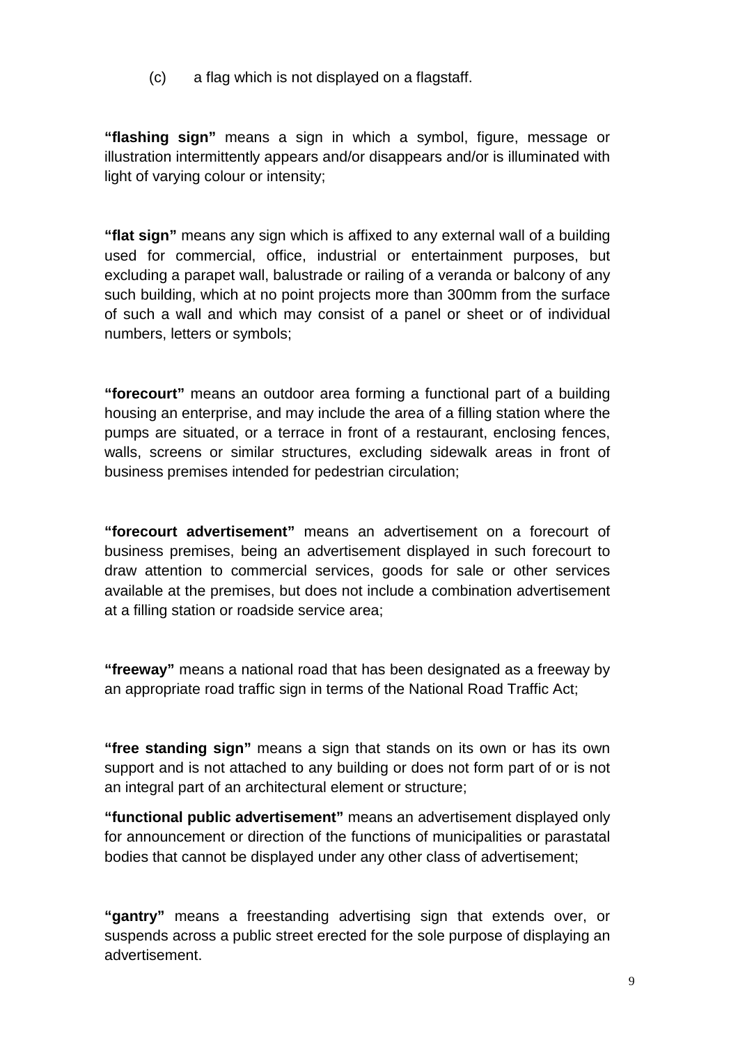(c) a flag which is not displayed on a flagstaff.

**"flashing sign"** means a sign in which a symbol, figure, message or illustration intermittently appears and/or disappears and/or is illuminated with light of varying colour or intensity;

**"flat sign"** means any sign which is affixed to any external wall of a building used for commercial, office, industrial or entertainment purposes, but excluding a parapet wall, balustrade or railing of a veranda or balcony of any such building, which at no point projects more than 300mm from the surface of such a wall and which may consist of a panel or sheet or of individual numbers, letters or symbols;

**"forecourt"** means an outdoor area forming a functional part of a building housing an enterprise, and may include the area of a filling station where the pumps are situated, or a terrace in front of a restaurant, enclosing fences, walls, screens or similar structures, excluding sidewalk areas in front of business premises intended for pedestrian circulation;

**"forecourt advertisement"** means an advertisement on a forecourt of business premises, being an advertisement displayed in such forecourt to draw attention to commercial services, goods for sale or other services available at the premises, but does not include a combination advertisement at a filling station or roadside service area;

**"freeway"** means a national road that has been designated as a freeway by an appropriate road traffic sign in terms of the National Road Traffic Act;

**"free standing sign"** means a sign that stands on its own or has its own support and is not attached to any building or does not form part of or is not an integral part of an architectural element or structure;

**"functional public advertisement"** means an advertisement displayed only for announcement or direction of the functions of municipalities or parastatal bodies that cannot be displayed under any other class of advertisement;

**"gantry"** means a freestanding advertising sign that extends over, or suspends across a public street erected for the sole purpose of displaying an advertisement.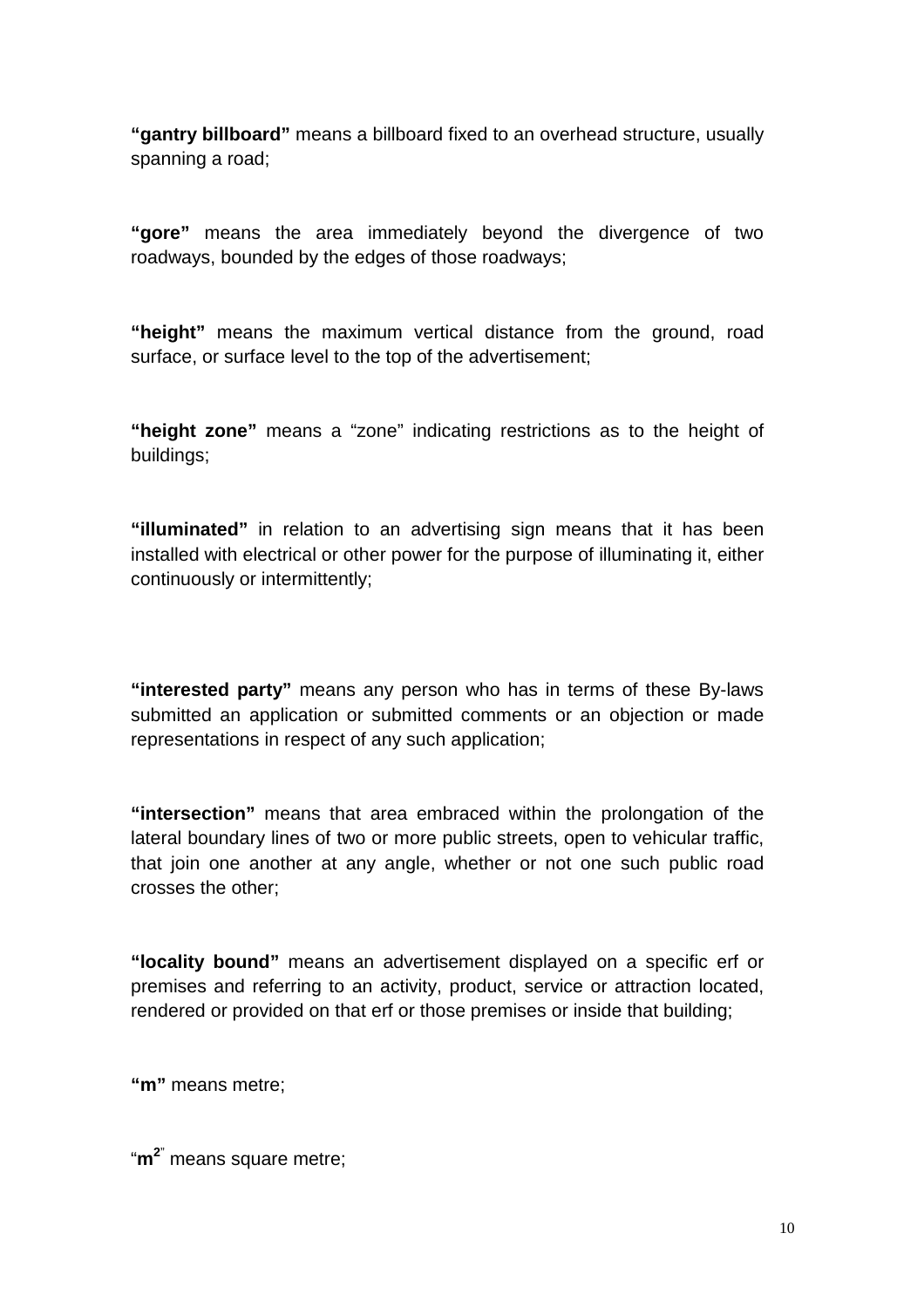**"gantry billboard"** means a billboard fixed to an overhead structure, usually spanning a road;

**"gore"** means the area immediately beyond the divergence of two roadways, bounded by the edges of those roadways;

**"height"** means the maximum vertical distance from the ground, road surface, or surface level to the top of the advertisement;

**"height zone"** means a "zone" indicating restrictions as to the height of buildings;

**"illuminated"** in relation to an advertising sign means that it has been installed with electrical or other power for the purpose of illuminating it, either continuously or intermittently;

**"interested party"** means any person who has in terms of these By-laws submitted an application or submitted comments or an objection or made representations in respect of any such application;

**"intersection"** means that area embraced within the prolongation of the lateral boundary lines of two or more public streets, open to vehicular traffic, that join one another at any angle, whether or not one such public road crosses the other;

**"locality bound"** means an advertisement displayed on a specific erf or premises and referring to an activity, product, service or attraction located, rendered or provided on that erf or those premises or inside that building;

**"m"** means metre;

"**m²**" means square metre;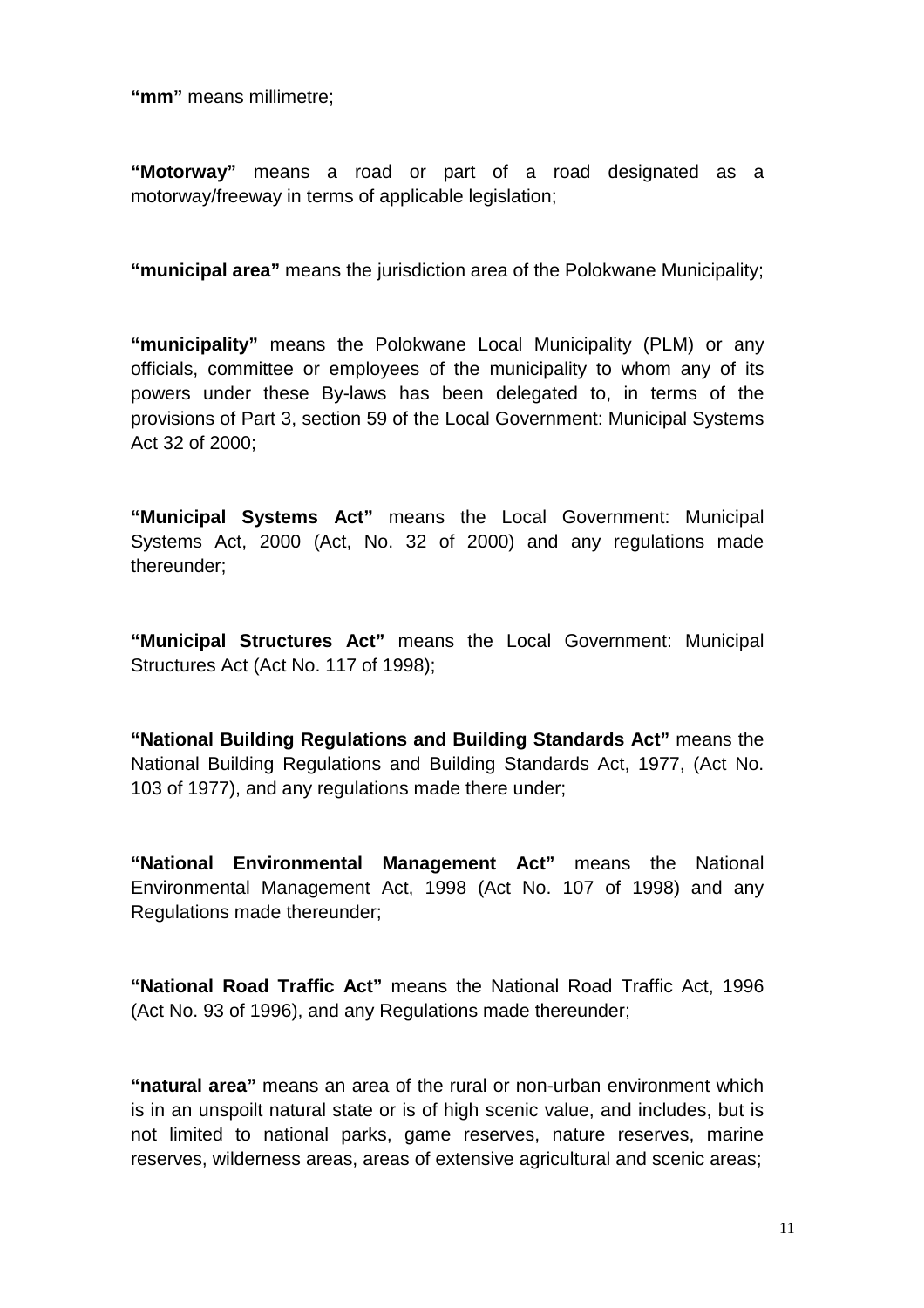**"mm"** means millimetre;

**"Motorway"** means a road or part of a road designated as a motorway/freeway in terms of applicable legislation;

**"municipal area"** means the jurisdiction area of the Polokwane Municipality;

**"municipality"** means the Polokwane Local Municipality (PLM) or any officials, committee or employees of the municipality to whom any of its powers under these By-laws has been delegated to, in terms of the provisions of Part 3, section 59 of the Local Government: Municipal Systems Act 32 of 2000;

**"Municipal Systems Act"** means the Local Government: Municipal Systems Act, 2000 (Act, No. 32 of 2000) and any regulations made thereunder;

**"Municipal Structures Act"** means the Local Government: Municipal Structures Act (Act No. 117 of 1998);

**"National Building Regulations and Building Standards Act"** means the National Building Regulations and Building Standards Act, 1977, (Act No. 103 of 1977), and any regulations made there under;

**"National Environmental Management Act"** means the National Environmental Management Act, 1998 (Act No. 107 of 1998) and any Regulations made thereunder;

**"National Road Traffic Act"** means the National Road Traffic Act, 1996 (Act No. 93 of 1996), and any Regulations made thereunder;

**"natural area"** means an area of the rural or non-urban environment which is in an unspoilt natural state or is of high scenic value, and includes, but is not limited to national parks, game reserves, nature reserves, marine reserves, wilderness areas, areas of extensive agricultural and scenic areas;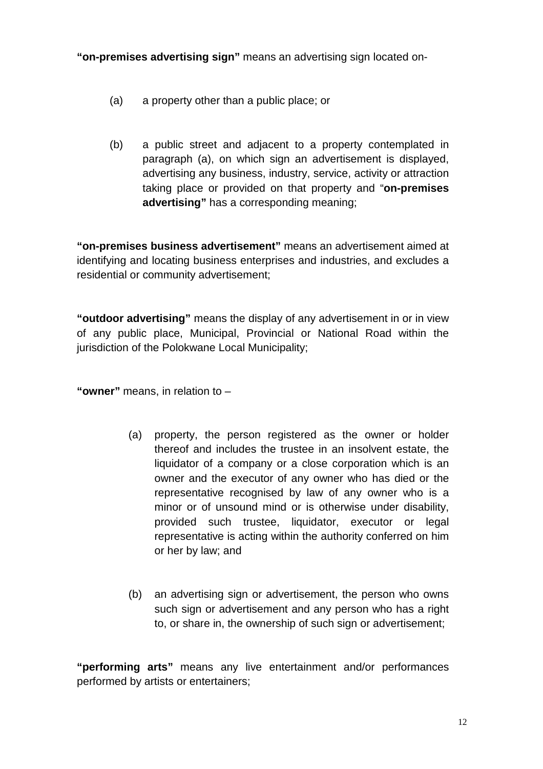**"on-premises advertising sign"** means an advertising sign located on-

(a) a property other than a public place; or

(b) a public street and adjacent to a property contemplated in paragraph (a), on which sign an advertisement is displayed, advertising any business, industry, service, activity or attraction taking place or provided on that property and "**on-premises advertising"** has a corresponding meaning;

**"on-premises business advertisement"** means an advertisement aimed at identifying and locating business enterprises and industries, and excludes a residential or community advertisement;

**"outdoor advertising"** means the display of any advertisement in or in view of any public place, Municipal, Provincial or National Road within the jurisdiction of the Polokwane Local Municipality;

**"owner"** means, in relation to –

(a) property, the person registered as the owner or holder thereof and includes the trustee in an insolvent estate, the liquidator of a company or a close corporation which is an owner and the executor of any owner who has died or the representative recognised by law of any owner who is a minor or of unsound mind or is otherwise under disability, provided such trustee, liquidator, executor or legal representative is acting within the authority conferred on him or her by law; and

(b) an advertising sign or advertisement, the person who owns such sign or advertisement and any person who has a right to, or share in, the ownership of such sign or advertisement;

**"performing arts"** means any live entertainment and/or performances performed by artists or entertainers;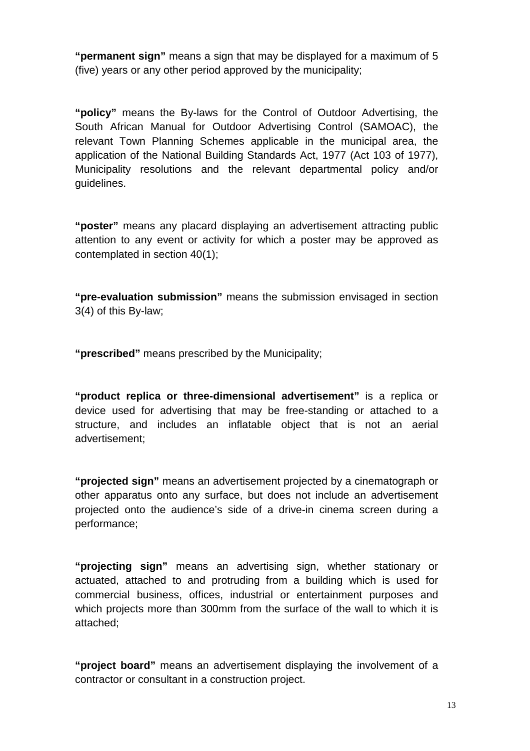**"permanent sign"** means a sign that may be displayed for a maximum of 5 (five) years or any other period approved by the municipality;

**"policy"** means the By-laws for the Control of Outdoor Advertising, the South African Manual for Outdoor Advertising Control (SAMOAC), the relevant Town Planning Schemes applicable in the municipal area, the application of the National Building Standards Act, 1977 (Act 103 of 1977), Municipality resolutions and the relevant departmental policy and/or guidelines.

**"poster"** means any placard displaying an advertisement attracting public attention to any event or activity for which a poster may be approved as contemplated in section 40(1);

**"pre-evaluation submission"** means the submission envisaged in section 3(4) of this By-law;

**"prescribed"** means prescribed by the Municipality;

**"product replica or three-dimensional advertisement"** is a replica or device used for advertising that may be free-standing or attached to a structure, and includes an inflatable object that is not an aerial advertisement;

**"projected sign"** means an advertisement projected by a cinematograph or other apparatus onto any surface, but does not include an advertisement projected onto the audience's side of a drive-in cinema screen during a performance;

**"projecting sign"** means an advertising sign, whether stationary or actuated, attached to and protruding from a building which is used for commercial business, offices, industrial or entertainment purposes and which projects more than 300mm from the surface of the wall to which it is attached;

**"project board"** means an advertisement displaying the involvement of a contractor or consultant in a construction project.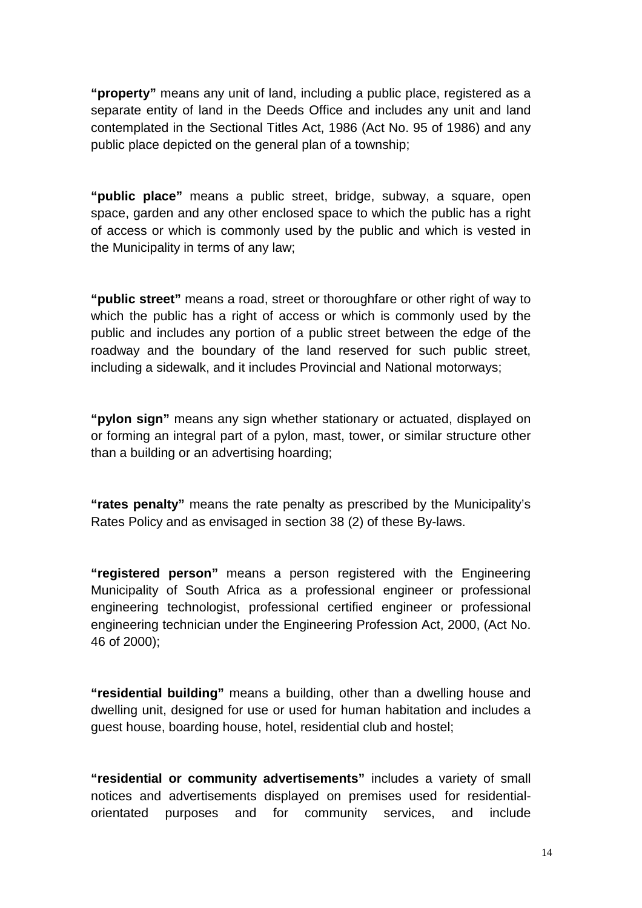**“property”** means any unit of land, including a public place, registered as a separate entity of land in the Deeds Office and includes any unit and land contemplated in the Sectional Titles Act, 1986 (Act No. 95 of 1986) and any public place depicted on the general plan of a township;

**“public place”** means a public street, bridge, subway, a square, open space, garden and any other enclosed space to which the public has a right of access or which is commonly used by the public and which is vested in the Municipality in terms of any law;

**“public street”** means a road, street or thoroughfare or other right of way to which the public has a right of access or which is commonly used by the public and includes any portion of a public street between the edge of the roadway and the boundary of the land reserved for such public street, including a sidewalk, and it includes Provincial and National motorways;

**“pylon sign”** means any sign whether stationary or actuated, displayed on or forming an integral part of a pylon, mast, tower, or similar structure other than a building or an advertising hoarding;

**“rates penalty”** means the rate penalty as prescribed by the Municipality’s Rates Policy and as envisaged in section 38 (2) of these By-laws.

**“registered person”** means a person registered with the Engineering Municipality of South Africa as a professional engineer or professional engineering technologist, professional certified engineer or professional engineering technician under the Engineering Profession Act, 2000, (Act No. 46 of 2000);

**“residential building”** means a building, other than a dwelling house and dwelling unit, designed for use or used for human habitation and includes a guest house, boarding house, hotel, residential club and hostel;

**“residential or community advertisements”** includes a variety of small notices and advertisements displayed on premises used for residential-orientated purposes and for community services, and include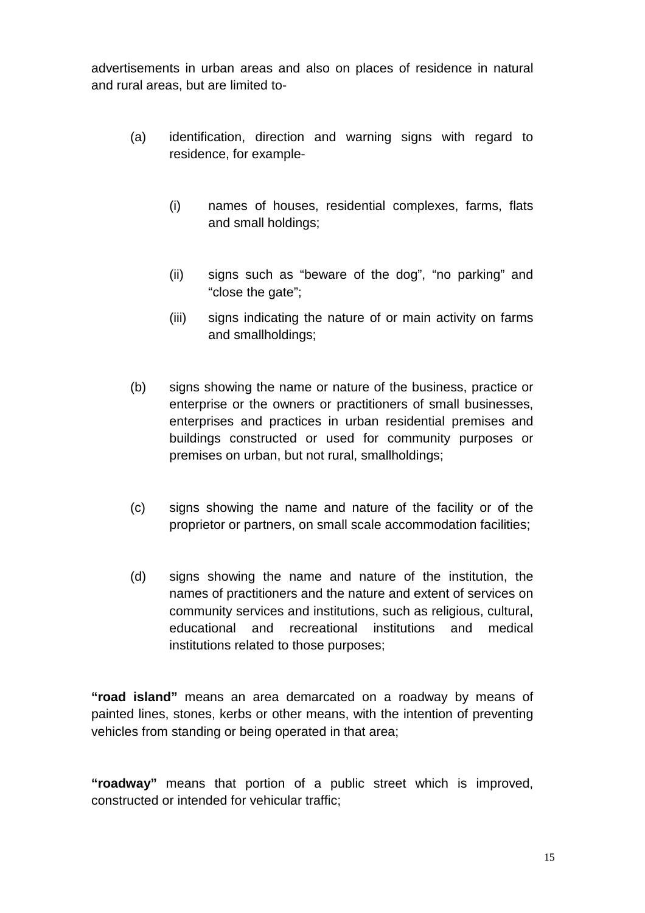advertisements in urban areas and also on places of residence in natural and rural areas, but are limited to-

(a) identification, direction and warning signs with regard to residence, for example-

(i) names of houses, residential complexes, farms, flats and small holdings;

(ii) signs such as "beware of the dog", "no parking" and "close the gate";

(iii) signs indicating the nature of or main activity on farms and smallholdings;

(b) signs showing the name or nature of the business, practice or enterprise or the owners or practitioners of small businesses, enterprises and practices in urban residential premises and buildings constructed or used for community purposes or premises on urban, but not rural, smallholdings;

(c) signs showing the name and nature of the facility or of the proprietor or partners, on small scale accommodation facilities;

(d) signs showing the name and nature of the institution, the names of practitioners and the nature and extent of services on community services and institutions, such as religious, cultural, educational and recreational institutions and medical institutions related to those purposes;

**"road island"** means an area demarcated on a roadway by means of painted lines, stones, kerbs or other means, with the intention of preventing vehicles from standing or being operated in that area;

**"roadway"** means that portion of a public street which is improved, constructed or intended for vehicular traffic;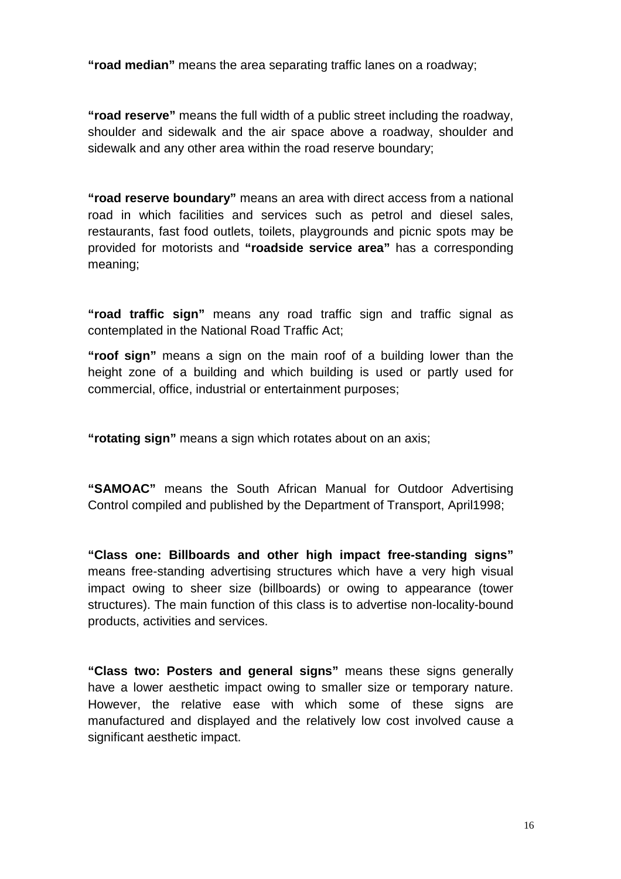**"road median"** means the area separating traffic lanes on a roadway;

**"road reserve"** means the full width of a public street including the roadway, shoulder and sidewalk and the air space above a roadway, shoulder and sidewalk and any other area within the road reserve boundary;

**"road reserve boundary"** means an area with direct access from a national road in which facilities and services such as petrol and diesel sales, restaurants, fast food outlets, toilets, playgrounds and picnic spots may be provided for motorists and **"roadside service area"** has a corresponding meaning;

**"road traffic sign"** means any road traffic sign and traffic signal as contemplated in the National Road Traffic Act;

**"roof sign"** means a sign on the main roof of a building lower than the height zone of a building and which building is used or partly used for commercial, office, industrial or entertainment purposes;

**"rotating sign"** means a sign which rotates about on an axis;

**"SAMOAC"** means the South African Manual for Outdoor Advertising Control compiled and published by the Department of Transport, April1998;

**"Class one: Billboards and other high impact free-standing signs"** means free-standing advertising structures which have a very high visual impact owing to sheer size (billboards) or owing to appearance (tower structures). The main function of this class is to advertise non-locality-bound products, activities and services.

**"Class two: Posters and general signs"** means these signs generally have a lower aesthetic impact owing to smaller size or temporary nature. However, the relative ease with which some of these signs are manufactured and displayed and the relatively low cost involved cause a significant aesthetic impact.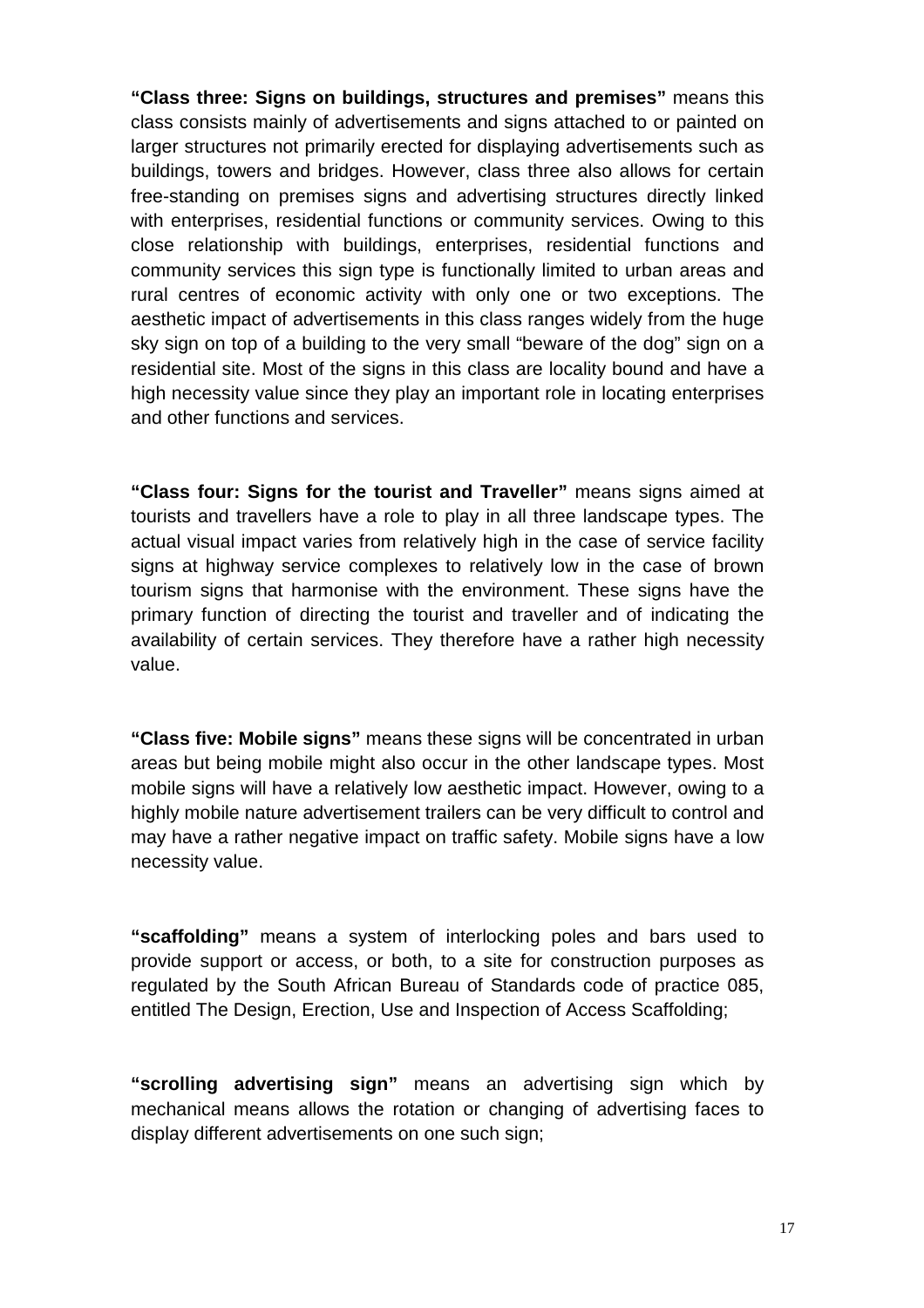**“Class three: Signs on buildings, structures and premises”** means this class consists mainly of advertisements and signs attached to or painted on larger structures not primarily erected for displaying advertisements such as buildings, towers and bridges. However, class three also allows for certain free-standing on premises signs and advertising structures directly linked with enterprises, residential functions or community services. Owing to this close relationship with buildings, enterprises, residential functions and community services this sign type is functionally limited to urban areas and rural centres of economic activity with only one or two exceptions. The aesthetic impact of advertisements in this class ranges widely from the huge sky sign on top of a building to the very small “beware of the dog” sign on a residential site. Most of the signs in this class are locality bound and have a high necessity value since they play an important role in locating enterprises and other functions and services.

**“Class four: Signs for the tourist and Traveller”** means signs aimed at tourists and travellers have a role to play in all three landscape types. The actual visual impact varies from relatively high in the case of service facility signs at highway service complexes to relatively low in the case of brown tourism signs that harmonise with the environment. These signs have the primary function of directing the tourist and traveller and of indicating the availability of certain services. They therefore have a rather high necessity value.

**“Class five: Mobile signs”** means these signs will be concentrated in urban areas but being mobile might also occur in the other landscape types. Most mobile signs will have a relatively low aesthetic impact. However, owing to a highly mobile nature advertisement trailers can be very difficult to control and may have a rather negative impact on traffic safety. Mobile signs have a low necessity value.

**“scaffolding”** means a system of interlocking poles and bars used to provide support or access, or both, to a site for construction purposes as regulated by the South African Bureau of Standards code of practice 085, entitled The Design, Erection, Use and Inspection of Access Scaffolding;

**“scrolling advertising sign”** means an advertising sign which by mechanical means allows the rotation or changing of advertising faces to display different advertisements on one such sign;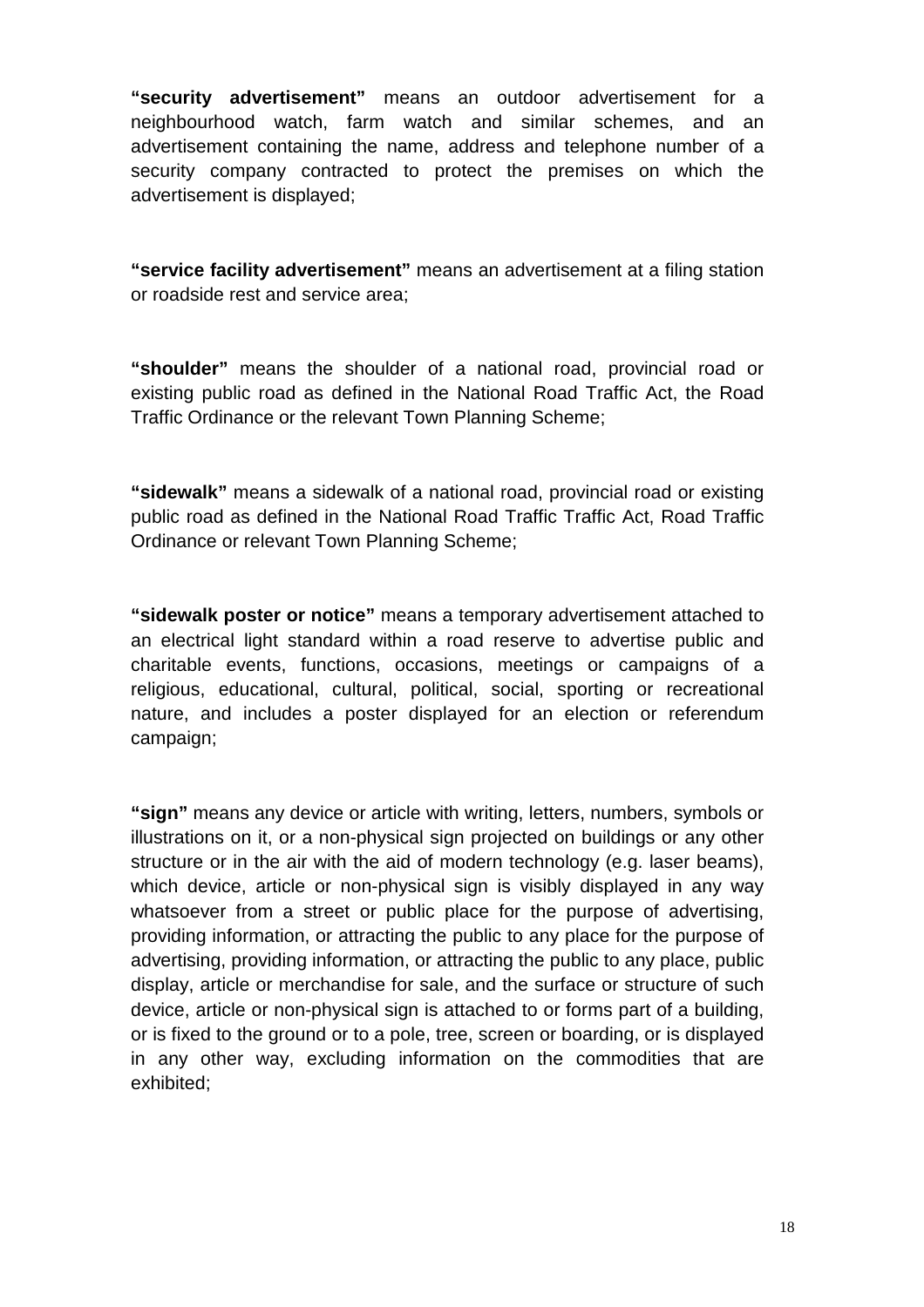**"security advertisement"** means an outdoor advertisement for a neighbourhood watch, farm watch and similar schemes, and an advertisement containing the name, address and telephone number of a security company contracted to protect the premises on which the advertisement is displayed;

**"service facility advertisement"** means an advertisement at a filing station or roadside rest and service area;

**"shoulder"** means the shoulder of a national road, provincial road or existing public road as defined in the National Road Traffic Act, the Road Traffic Ordinance or the relevant Town Planning Scheme;

**"sidewalk"** means a sidewalk of a national road, provincial road or existing public road as defined in the National Road Traffic Traffic Act, Road Traffic Ordinance or relevant Town Planning Scheme;

**"sidewalk poster or notice"** means a temporary advertisement attached to an electrical light standard within a road reserve to advertise public and charitable events, functions, occasions, meetings or campaigns of a religious, educational, cultural, political, social, sporting or recreational nature, and includes a poster displayed for an election or referendum campaign;

**"sign"** means any device or article with writing, letters, numbers, symbols or illustrations on it, or a non-physical sign projected on buildings or any other structure or in the air with the aid of modern technology (e.g. laser beams), which device, article or non-physical sign is visibly displayed in any way whatsoever from a street or public place for the purpose of advertising, providing information, or attracting the public to any place for the purpose of advertising, providing information, or attracting the public to any place, public display, article or merchandise for sale, and the surface or structure of such device, article or non-physical sign is attached to or forms part of a building, or is fixed to the ground or to a pole, tree, screen or boarding, or is displayed in any other way, excluding information on the commodities that are exhibited;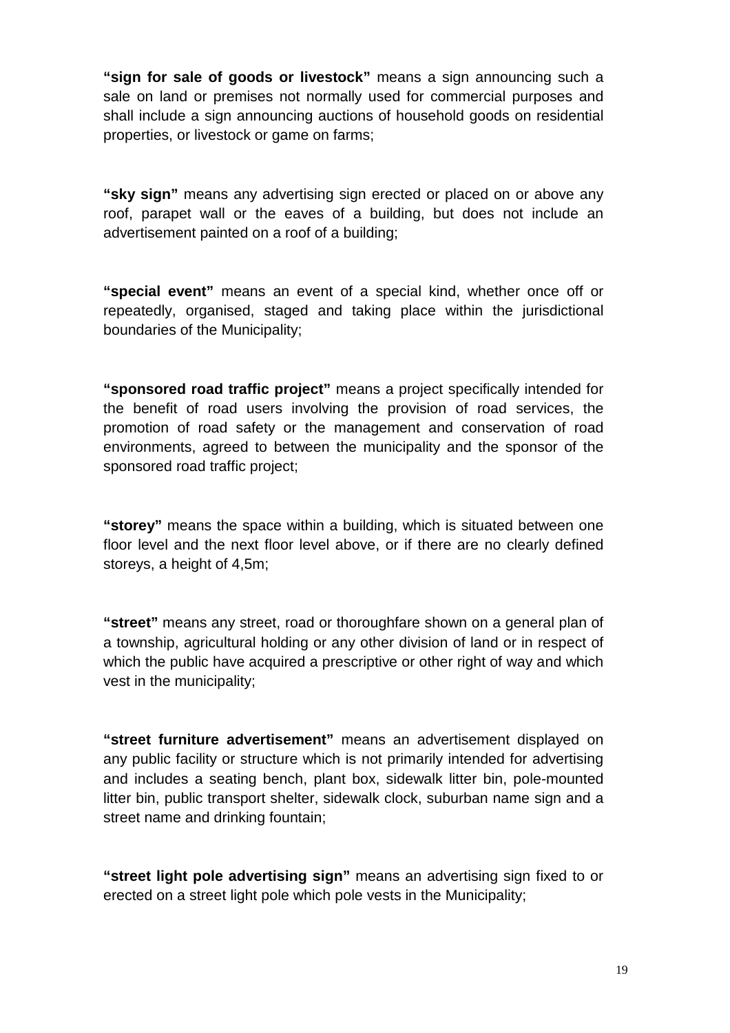**"sign for sale of goods or livestock"** means a sign announcing such a sale on land or premises not normally used for commercial purposes and shall include a sign announcing auctions of household goods on residential properties, or livestock or game on farms;

**"sky sign"** means any advertising sign erected or placed on or above any roof, parapet wall or the eaves of a building, but does not include an advertisement painted on a roof of a building;

**"special event"** means an event of a special kind, whether once off or repeatedly, organised, staged and taking place within the jurisdictional boundaries of the Municipality;

**"sponsored road traffic project"** means a project specifically intended for the benefit of road users involving the provision of road services, the promotion of road safety or the management and conservation of road environments, agreed to between the municipality and the sponsor of the sponsored road traffic project;

**"storey"** means the space within a building, which is situated between one floor level and the next floor level above, or if there are no clearly defined storeys, a height of 4,5m;

**"street"** means any street, road or thoroughfare shown on a general plan of a township, agricultural holding or any other division of land or in respect of which the public have acquired a prescriptive or other right of way and which vest in the municipality;

**"street furniture advertisement"** means an advertisement displayed on any public facility or structure which is not primarily intended for advertising and includes a seating bench, plant box, sidewalk litter bin, pole-mounted litter bin, public transport shelter, sidewalk clock, suburban name sign and a street name and drinking fountain;

**"street light pole advertising sign"** means an advertising sign fixed to or erected on a street light pole which pole vests in the Municipality;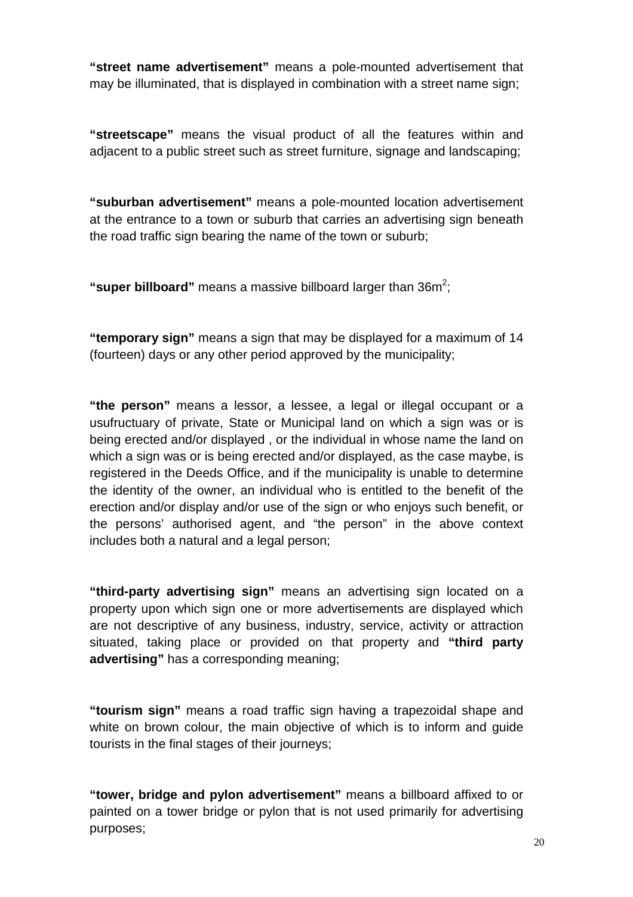**"street name advertisement"** means a pole-mounted advertisement that may be illuminated, that is displayed in combination with a street name sign;

**"streetscape"** means the visual product of all the features within and adjacent to a public street such as street furniture, signage and landscaping;

**"suburban advertisement"** means a pole-mounted location advertisement at the entrance to a town or suburb that carries an advertising sign beneath the road traffic sign bearing the name of the town or suburb;

**"super billboard"** means a massive billboard larger than $36m^2$;

**"temporary sign"** means a sign that may be displayed for a maximum of 14 (fourteen) days or any other period approved by the municipality;

**"the person"** means a lessor, a lessee, a legal or illegal occupant or a usufructuary of private, State or Municipal land on which a sign was or is being erected and/or displayed , or the individual in whose name the land on which a sign was or is being erected and/or displayed, as the case maybe, is registered in the Deeds Office, and if the municipality is unable to determine the identity of the owner, an individual who is entitled to the benefit of the erection and/or display and/or use of the sign or who enjoys such benefit, or the persons' authorised agent, and "the person" in the above context includes both a natural and a legal person;

**"third-party advertising sign"** means an advertising sign located on a property upon which sign one or more advertisements are displayed which are not descriptive of any business, industry, service, activity or attraction situated, taking place or provided on that property and **"third party advertising"** has a corresponding meaning;

**"tourism sign"** means a road traffic sign having a trapezoidal shape and white on brown colour, the main objective of which is to inform and guide tourists in the final stages of their journeys;

**"tower, bridge and pylon advertisement"** means a billboard affixed to or painted on a tower bridge or pylon that is not used primarily for advertising purposes;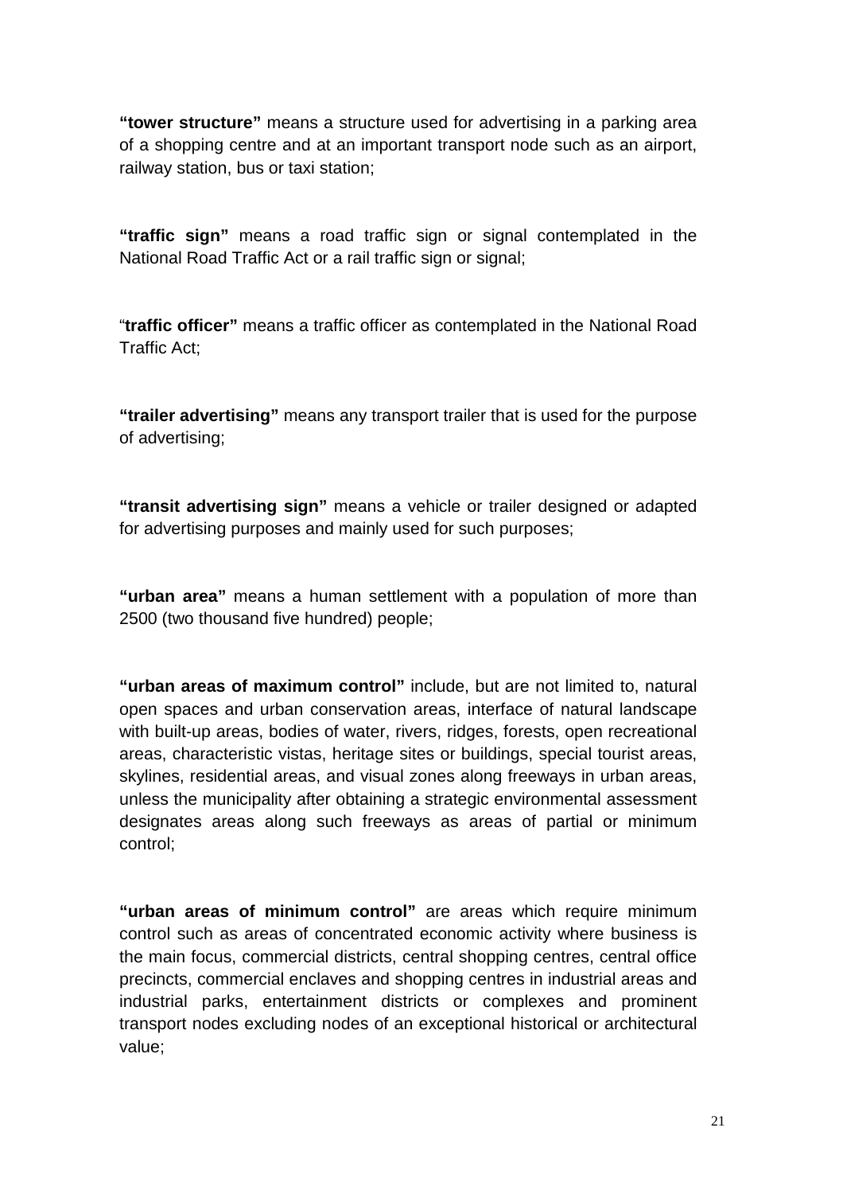**"tower structure"** means a structure used for advertising in a parking area of a shopping centre and at an important transport node such as an airport, railway station, bus or taxi station;

**"traffic sign"** means a road traffic sign or signal contemplated in the National Road Traffic Act or a rail traffic sign or signal;

"**traffic officer"** means a traffic officer as contemplated in the National Road Traffic Act;

**"trailer advertising"** means any transport trailer that is used for the purpose of advertising;

**"transit advertising sign"** means a vehicle or trailer designed or adapted for advertising purposes and mainly used for such purposes;

**"urban area"** means a human settlement with a population of more than 2500 (two thousand five hundred) people;

**"urban areas of maximum control"** include, but are not limited to, natural open spaces and urban conservation areas, interface of natural landscape with built-up areas, bodies of water, rivers, ridges, forests, open recreational areas, characteristic vistas, heritage sites or buildings, special tourist areas, skylines, residential areas, and visual zones along freeways in urban areas, unless the municipality after obtaining a strategic environmental assessment designates areas along such freeways as areas of partial or minimum control;

**"urban areas of minimum control"** are areas which require minimum control such as areas of concentrated economic activity where business is the main focus, commercial districts, central shopping centres, central office precincts, commercial enclaves and shopping centres in industrial areas and industrial parks, entertainment districts or complexes and prominent transport nodes excluding nodes of an exceptional historical or architectural value;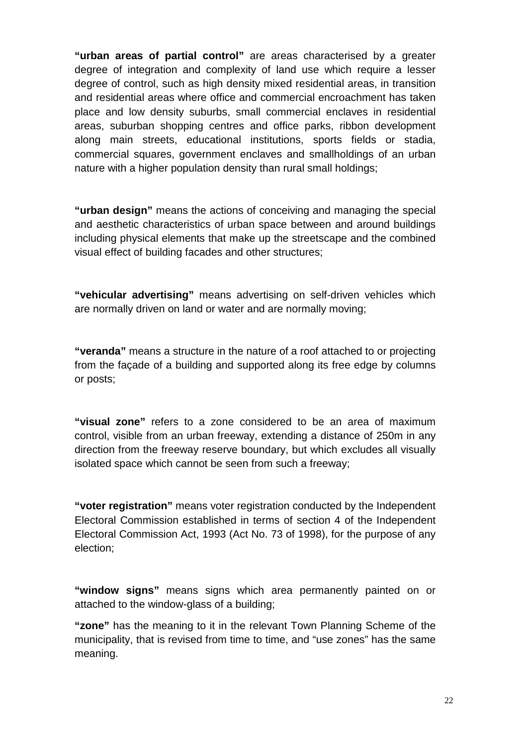**"urban areas of partial control"** are areas characterised by a greater degree of integration and complexity of land use which require a lesser degree of control, such as high density mixed residential areas, in transition and residential areas where office and commercial encroachment has taken place and low density suburbs, small commercial enclaves in residential areas, suburban shopping centres and office parks, ribbon development along main streets, educational institutions, sports fields or stadia, commercial squares, government enclaves and smallholdings of an urban nature with a higher population density than rural small holdings;

**"urban design"** means the actions of conceiving and managing the special and aesthetic characteristics of urban space between and around buildings including physical elements that make up the streetscape and the combined visual effect of building facades and other structures;

**"vehicular advertising"** means advertising on self-driven vehicles which are normally driven on land or water and are normally moving;

**"veranda"** means a structure in the nature of a roof attached to or projecting from the façade of a building and supported along its free edge by columns or posts;

**"visual zone"** refers to a zone considered to be an area of maximum control, visible from an urban freeway, extending a distance of 250m in any direction from the freeway reserve boundary, but which excludes all visually isolated space which cannot be seen from such a freeway;

**"voter registration"** means voter registration conducted by the Independent Electoral Commission established in terms of section 4 of the Independent Electoral Commission Act, 1993 (Act No. 73 of 1998), for the purpose of any election;

**"window signs"** means signs which area permanently painted on or attached to the window-glass of a building;

**"zone"** has the meaning to it in the relevant Town Planning Scheme of the municipality, that is revised from time to time, and "use zones" has the same meaning.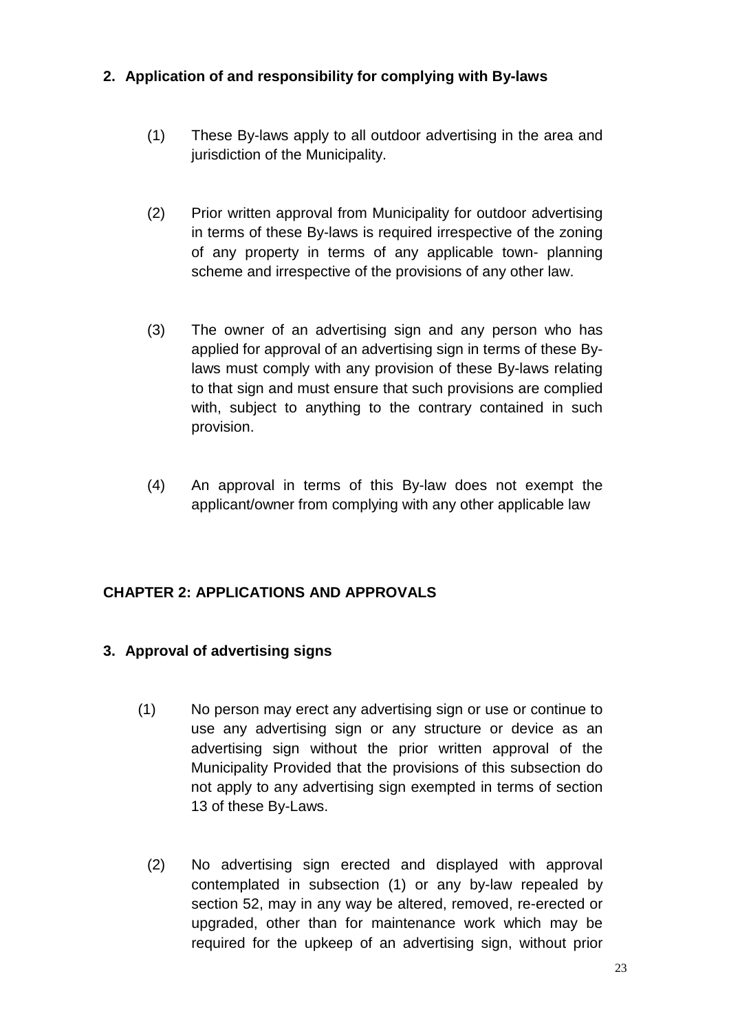## 2. Application of and responsibility for complying with By-laws

(1) These By-laws apply to all outdoor advertising in the area and jurisdiction of the Municipality.

(2) Prior written approval from Municipality for outdoor advertising in terms of these By-laws is required irrespective of the zoning of any property in terms of any applicable town- planning scheme and irrespective of the provisions of any other law.

(3) The owner of an advertising sign and any person who has applied for approval of an advertising sign in terms of these By-laws must comply with any provision of these By-laws relating to that sign and must ensure that such provisions are complied with, subject to anything to the contrary contained in such provision.

(4) An approval in terms of this By-law does not exempt the applicant/owner from complying with any other applicable law

# CHAPTER 2: APPLICATIONS AND APPROVALS

## 3. Approval of advertising signs

(1) No person may erect any advertising sign or use or continue to use any advertising sign or any structure or device as an advertising sign without the prior written approval of the Municipality Provided that the provisions of this subsection do not apply to any advertising sign exempted in terms of section 13 of these By-Laws.

(2) No advertising sign erected and displayed with approval contemplated in subsection (1) or any by-law repealed by section 52, may in any way be altered, removed, re-erected or upgraded, other than for maintenance work which may be required for the upkeep of an advertising sign, without prior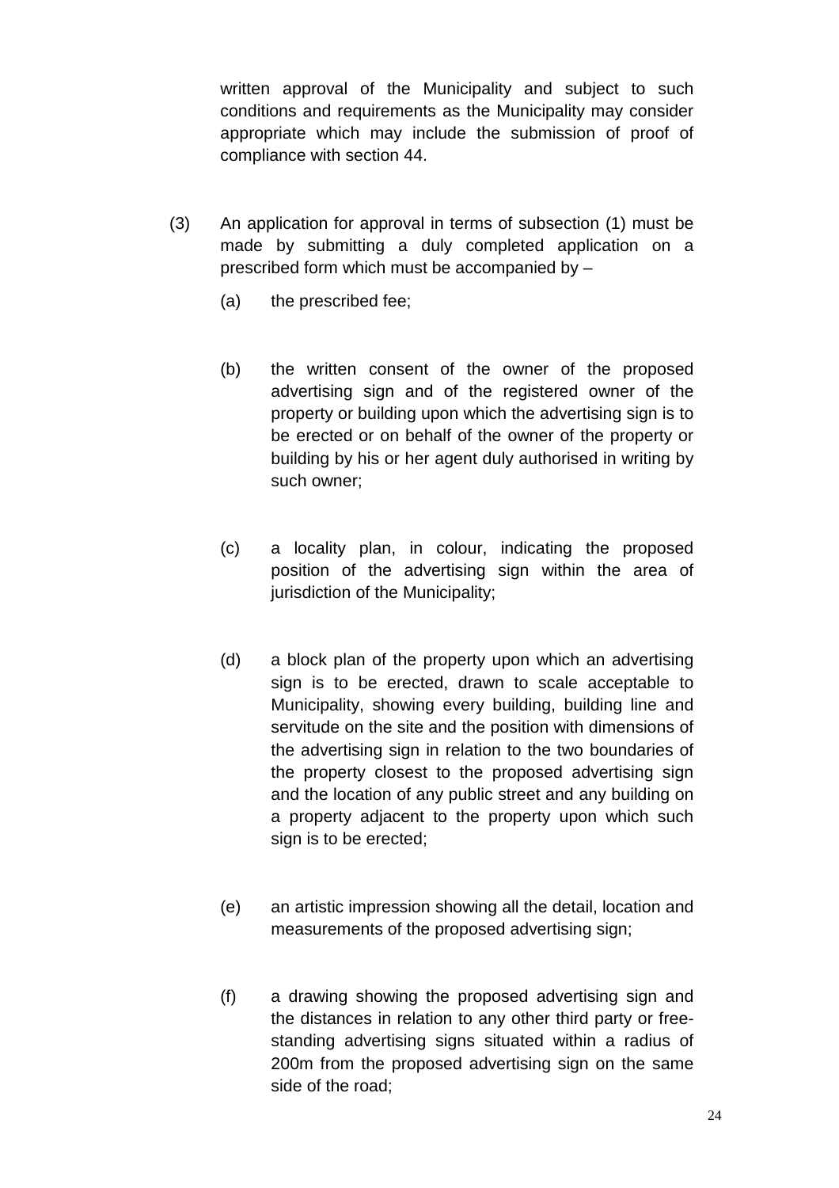written approval of the Municipality and subject to such conditions and requirements as the Municipality may consider appropriate which may include the submission of proof of compliance with section 44.

(3) An application for approval in terms of subsection (1) must be made by submitting a duly completed application on a prescribed form which must be accompanied by –

(a) the prescribed fee;

(b) the written consent of the owner of the proposed advertising sign and of the registered owner of the property or building upon which the advertising sign is to be erected or on behalf of the owner of the property or building by his or her agent duly authorised in writing by such owner;

(c) a locality plan, in colour, indicating the proposed position of the advertising sign within the area of jurisdiction of the Municipality;

(d) a block plan of the property upon which an advertising sign is to be erected, drawn to scale acceptable to Municipality, showing every building, building line and servitude on the site and the position with dimensions of the advertising sign in relation to the two boundaries of the property closest to the proposed advertising sign and the location of any public street and any building on a property adjacent to the property upon which such sign is to be erected;

(e) an artistic impression showing all the detail, location and measurements of the proposed advertising sign;

(f) a drawing showing the proposed advertising sign and the distances in relation to any other third party or free-standing advertising signs situated within a radius of 200m from the proposed advertising sign on the same side of the road;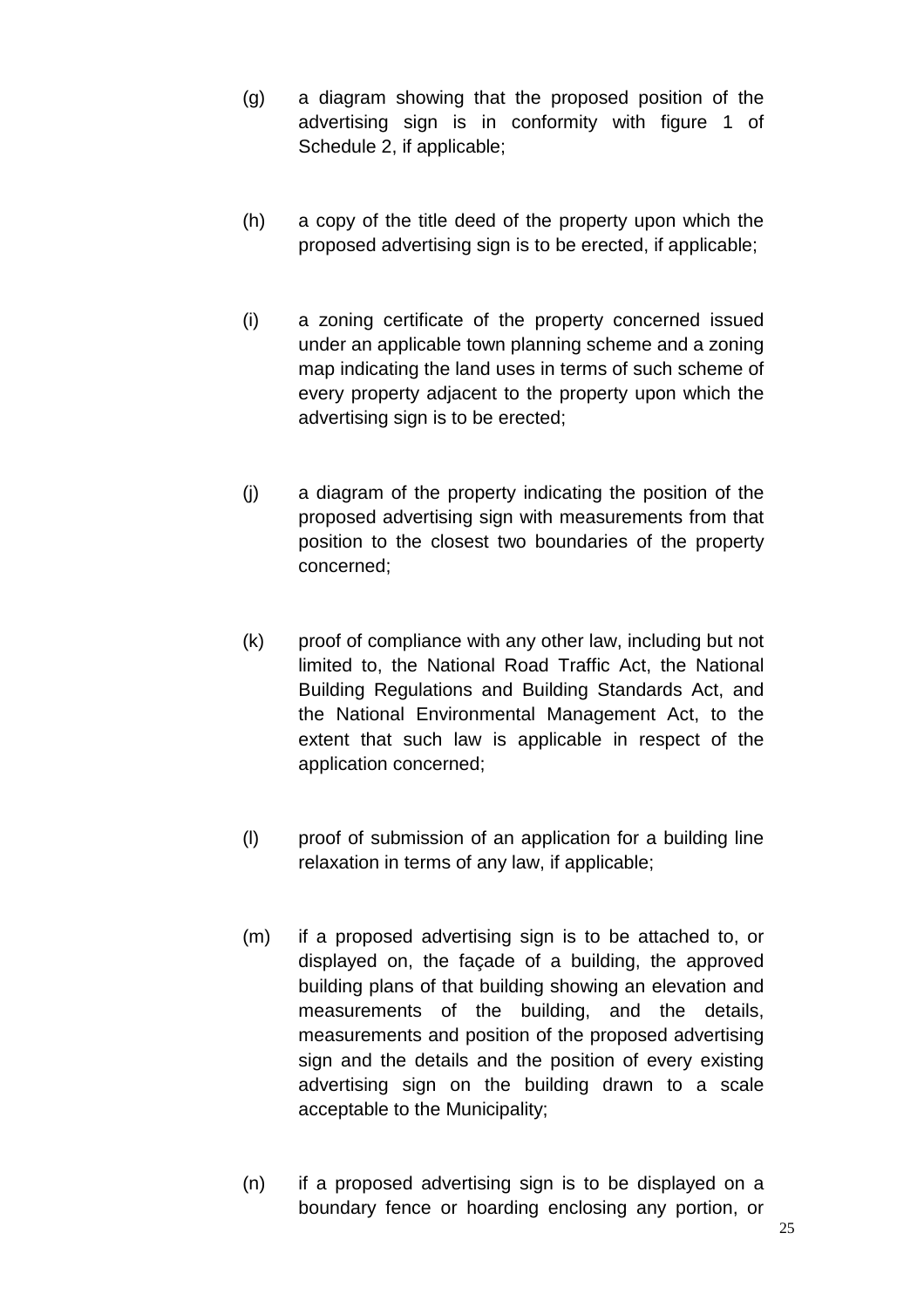(g) a diagram showing that the proposed position of the advertising sign is in conformity with figure 1 of Schedule 2, if applicable;

(h) a copy of the title deed of the property upon which the proposed advertising sign is to be erected, if applicable;

(i) a zoning certificate of the property concerned issued under an applicable town planning scheme and a zoning map indicating the land uses in terms of such scheme of every property adjacent to the property upon which the advertising sign is to be erected;

(j) a diagram of the property indicating the position of the proposed advertising sign with measurements from that position to the closest two boundaries of the property concerned;

(k) proof of compliance with any other law, including but not limited to, the National Road Traffic Act, the National Building Regulations and Building Standards Act, and the National Environmental Management Act, to the extent that such law is applicable in respect of the application concerned;

(l) proof of submission of an application for a building line relaxation in terms of any law, if applicable;

(m) if a proposed advertising sign is to be attached to, or displayed on, the façade of a building, the approved building plans of that building showing an elevation and measurements of the building, and the details, measurements and position of the proposed advertising sign and the details and the position of every existing advertising sign on the building drawn to a scale acceptable to the Municipality;

(n) if a proposed advertising sign is to be displayed on a boundary fence or hoarding enclosing any portion, or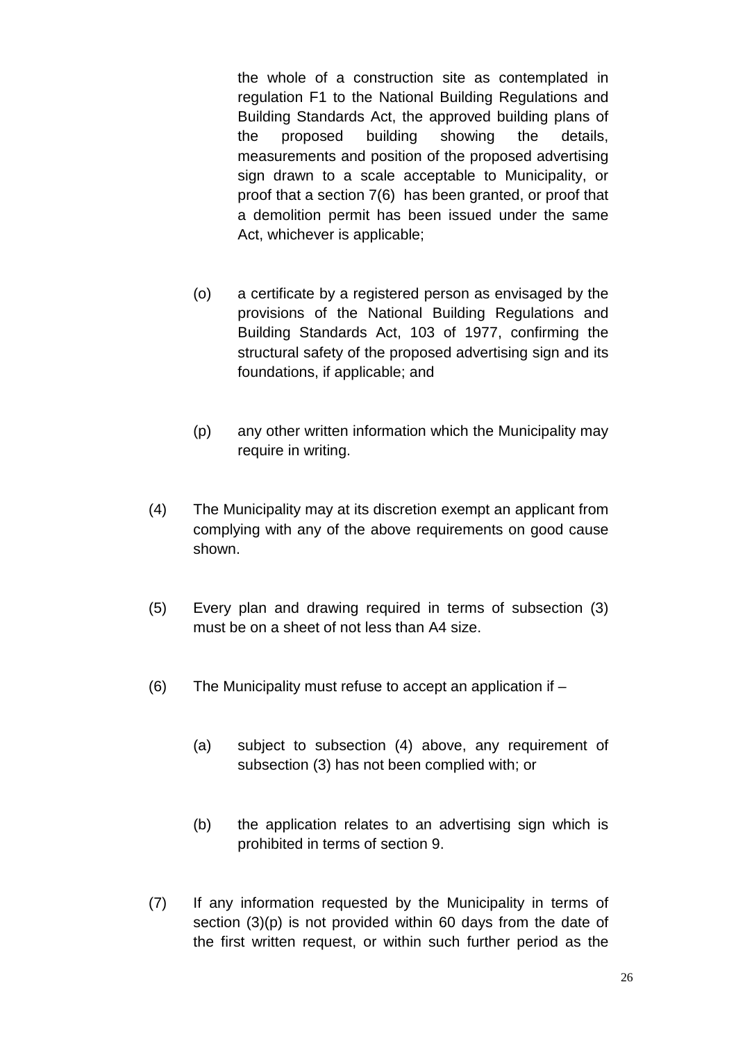the whole of a construction site as contemplated in regulation F1 to the National Building Regulations and Building Standards Act, the approved building plans of the proposed building showing the details, measurements and position of the proposed advertising sign drawn to a scale acceptable to Municipality, or proof that a section 7(6) has been granted, or proof that a demolition permit has been issued under the same Act, whichever is applicable;

(o) a certificate by a registered person as envisaged by the provisions of the National Building Regulations and Building Standards Act, 103 of 1977, confirming the structural safety of the proposed advertising sign and its foundations, if applicable; and

(p) any other written information which the Municipality may require in writing.

(4) The Municipality may at its discretion exempt an applicant from complying with any of the above requirements on good cause shown.

(5) Every plan and drawing required in terms of subsection (3) must be on a sheet of not less than A4 size.

(6) The Municipality must refuse to accept an application if –

(a) subject to subsection (4) above, any requirement of subsection (3) has not been complied with; or

(b) the application relates to an advertising sign which is prohibited in terms of section 9.

(7) If any information requested by the Municipality in terms of section (3)(p) is not provided within 60 days from the date of the first written request, or within such further period as the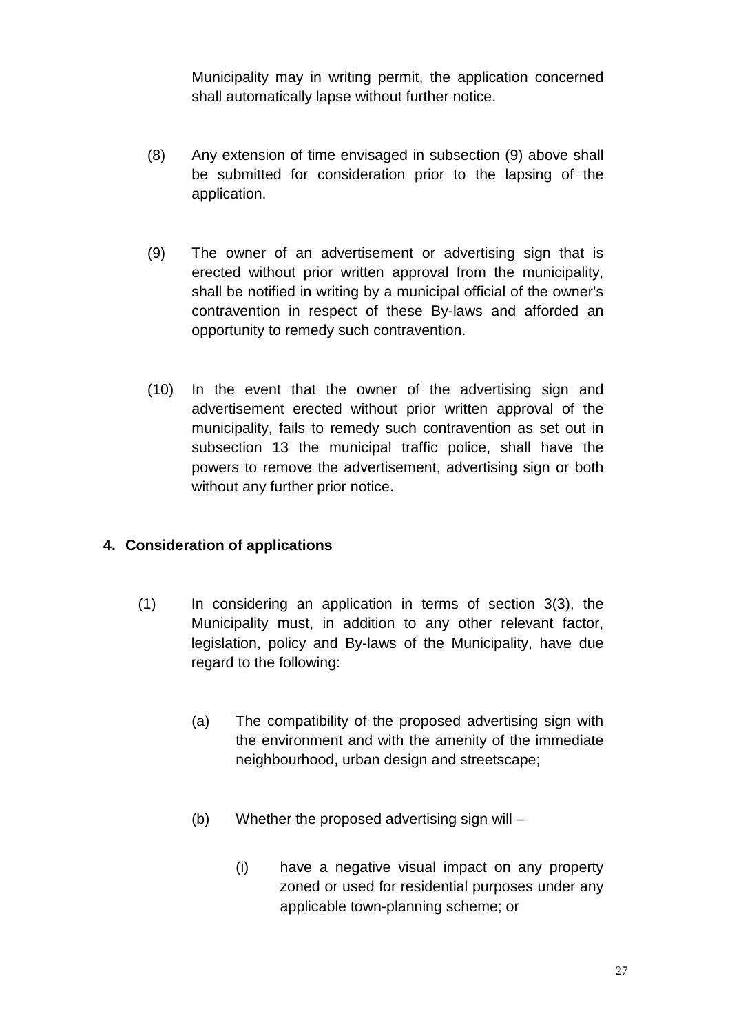Municipality may in writing permit, the application concerned shall automatically lapse without further notice.

(8) Any extension of time envisaged in subsection (9) above shall be submitted for consideration prior to the lapsing of the application.

(9) The owner of an advertisement or advertising sign that is erected without prior written approval from the municipality, shall be notified in writing by a municipal official of the owner's contravention in respect of these By-laws and afforded an opportunity to remedy such contravention.

(10) In the event that the owner of the advertising sign and advertisement erected without prior written approval of the municipality, fails to remedy such contravention as set out in subsection 13 the municipal traffic police, shall have the powers to remove the advertisement, advertising sign or both without any further prior notice.

## 4. Consideration of applications

(1) In considering an application in terms of section 3(3), the Municipality must, in addition to any other relevant factor, legislation, policy and By-laws of the Municipality, have due regard to the following:

(a) The compatibility of the proposed advertising sign with the environment and with the amenity of the immediate neighbourhood, urban design and streetscape;

(b) Whether the proposed advertising sign will –

(i) have a negative visual impact on any property zoned or used for residential purposes under any applicable town-planning scheme; or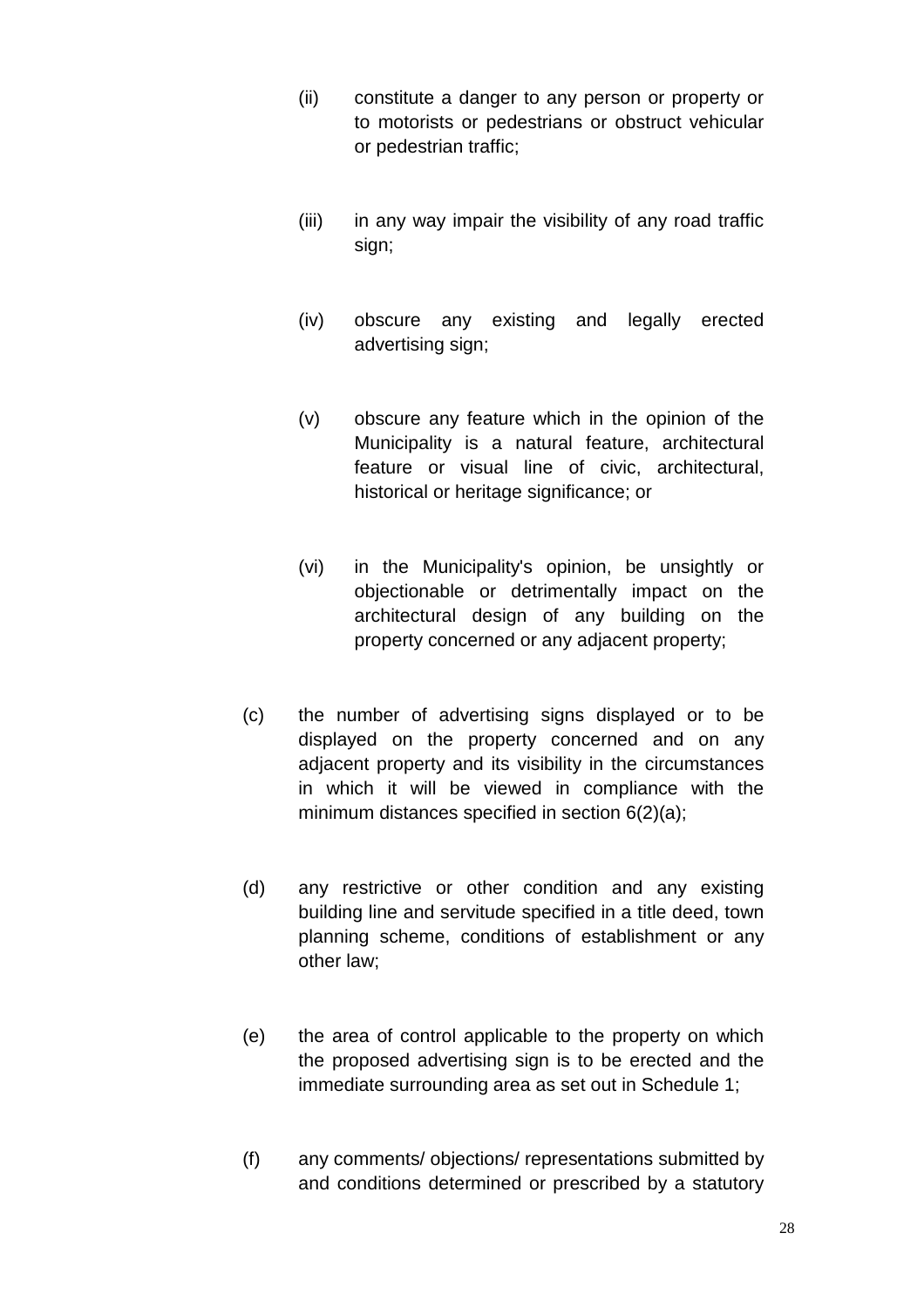(ii) constitute a danger to any person or property or to motorists or pedestrians or obstruct vehicular or pedestrian traffic;

(iii) in any way impair the visibility of any road traffic sign;

(iv) obscure any existing and legally erected advertising sign;

(v) obscure any feature which in the opinion of the Municipality is a natural feature, architectural feature or visual line of civic, architectural, historical or heritage significance; or

(vi) in the Municipality's opinion, be unsightly or objectionable or detrimentally impact on the architectural design of any building on the property concerned or any adjacent property;

(c) the number of advertising signs displayed or to be displayed on the property concerned and on any adjacent property and its visibility in the circumstances in which it will be viewed in compliance with the minimum distances specified in section 6(2)(a);

(d) any restrictive or other condition and any existing building line and servitude specified in a title deed, town planning scheme, conditions of establishment or any other law;

(e) the area of control applicable to the property on which the proposed advertising sign is to be erected and the immediate surrounding area as set out in Schedule 1;

(f) any comments/ objections/ representations submitted by and conditions determined or prescribed by a statutory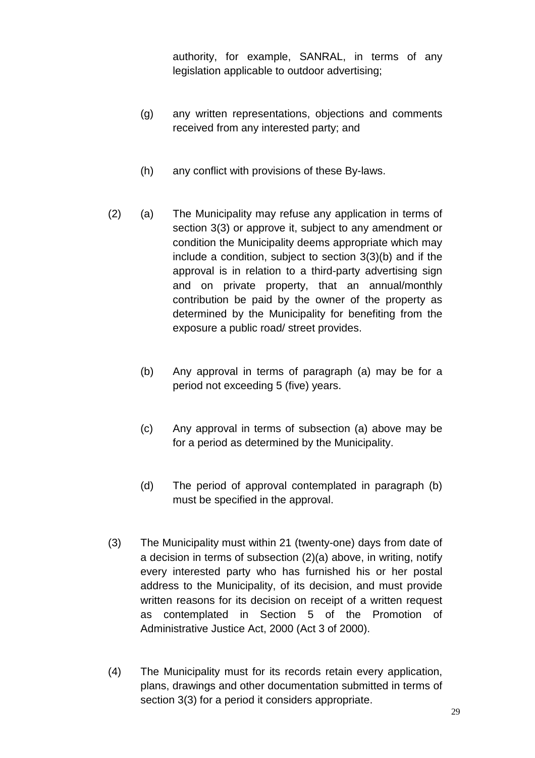authority, for example, SANRAL, in terms of any legislation applicable to outdoor advertising;

(g) any written representations, objections and comments received from any interested party; and

(h) any conflict with provisions of these By-laws.

(2) (a) The Municipality may refuse any application in terms of section 3(3) or approve it, subject to any amendment or condition the Municipality deems appropriate which may include a condition, subject to section 3(3)(b) and if the approval is in relation to a third-party advertising sign and on private property, that an annual/monthly contribution be paid by the owner of the property as determined by the Municipality for benefiting from the exposure a public road/ street provides.

(b) Any approval in terms of paragraph (a) may be for a period not exceeding 5 (five) years.

(c) Any approval in terms of subsection (a) above may be for a period as determined by the Municipality.

(d) The period of approval contemplated in paragraph (b) must be specified in the approval.

(3) The Municipality must within 21 (twenty-one) days from date of a decision in terms of subsection (2)(a) above, in writing, notify every interested party who has furnished his or her postal address to the Municipality, of its decision, and must provide written reasons for its decision on receipt of a written request as contemplated in Section 5 of the Promotion of Administrative Justice Act, 2000 (Act 3 of 2000).

(4) The Municipality must for its records retain every application, plans, drawings and other documentation submitted in terms of section 3(3) for a period it considers appropriate.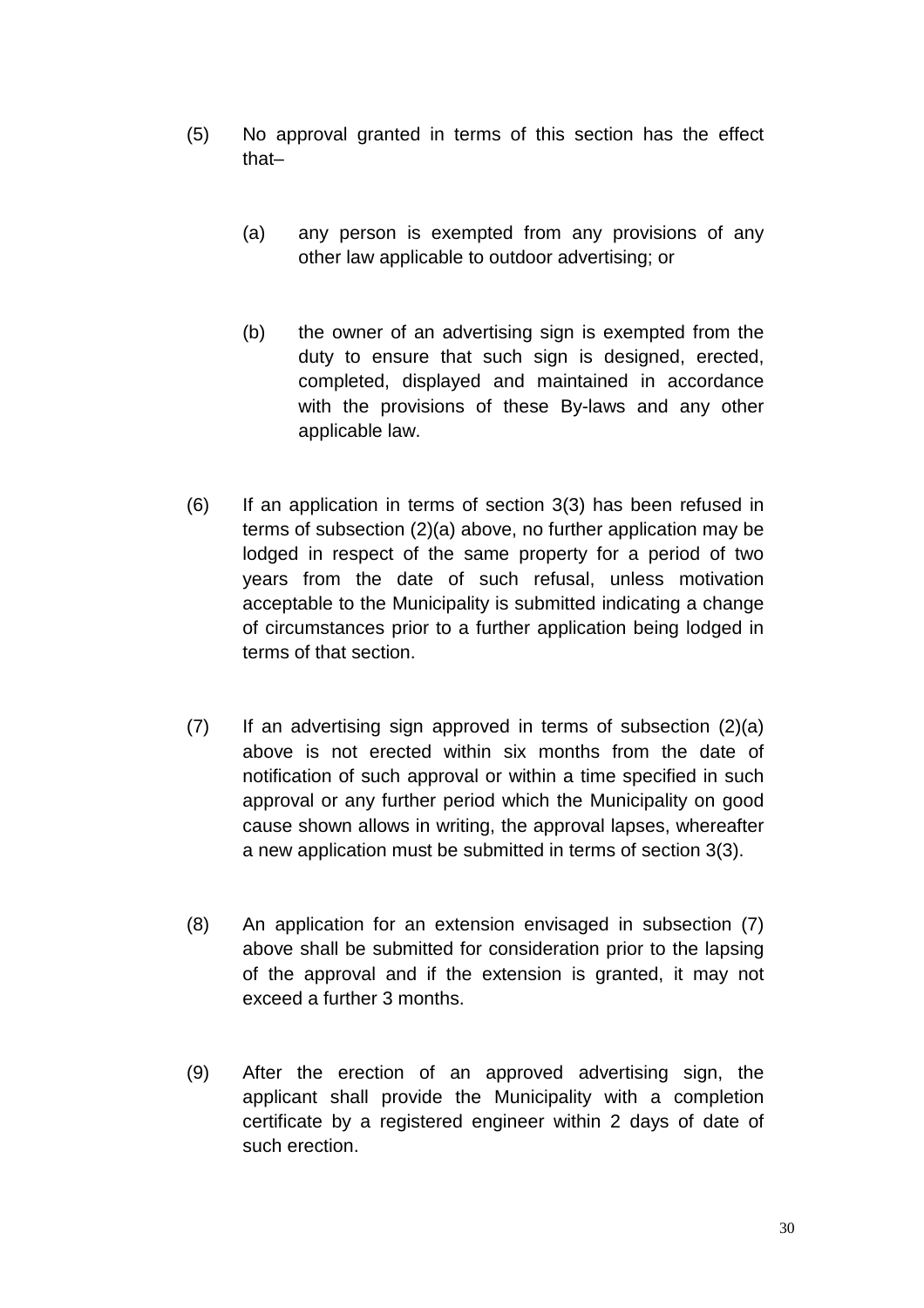(5) No approval granted in terms of this section has the effect that–

(a) any person is exempted from any provisions of any other law applicable to outdoor advertising; or

(b) the owner of an advertising sign is exempted from the duty to ensure that such sign is designed, erected, completed, displayed and maintained in accordance with the provisions of these By-laws and any other applicable law.

(6) If an application in terms of section 3(3) has been refused in terms of subsection (2)(a) above, no further application may be lodged in respect of the same property for a period of two years from the date of such refusal, unless motivation acceptable to the Municipality is submitted indicating a change of circumstances prior to a further application being lodged in terms of that section.

(7) If an advertising sign approved in terms of subsection (2)(a) above is not erected within six months from the date of notification of such approval or within a time specified in such approval or any further period which the Municipality on good cause shown allows in writing, the approval lapses, whereafter a new application must be submitted in terms of section 3(3).

(8) An application for an extension envisaged in subsection (7) above shall be submitted for consideration prior to the lapsing of the approval and if the extension is granted, it may not exceed a further 3 months.

(9) After the erection of an approved advertising sign, the applicant shall provide the Municipality with a completion certificate by a registered engineer within 2 days of date of such erection.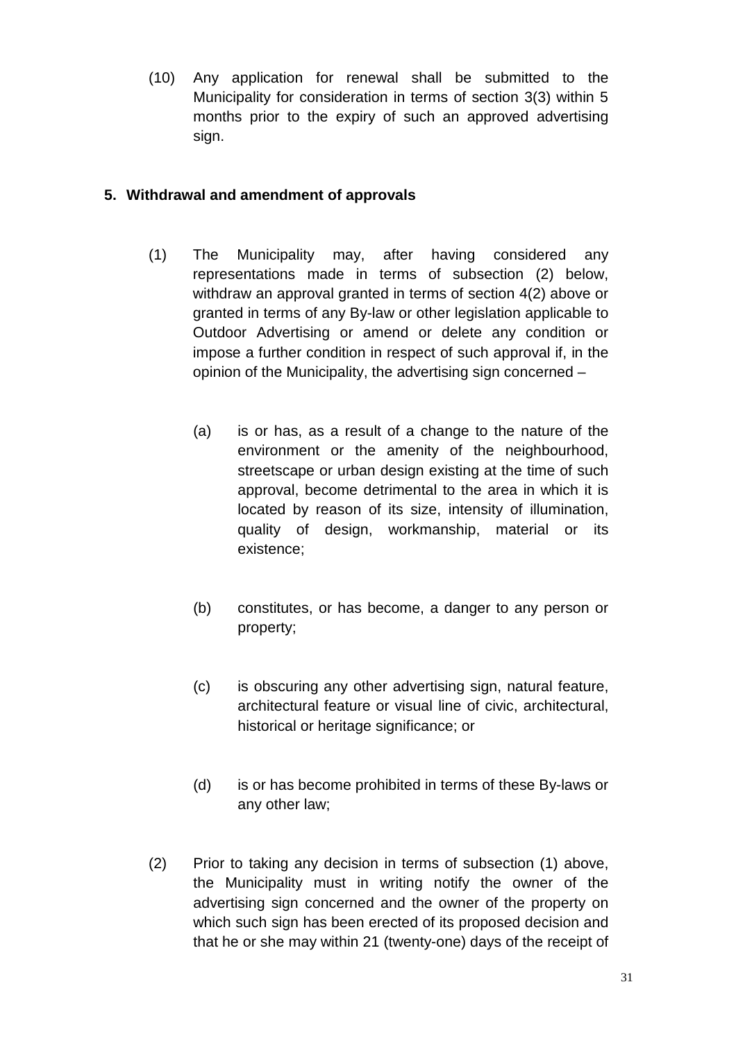(10) Any application for renewal shall be submitted to the Municipality for consideration in terms of section 3(3) within 5 months prior to the expiry of such an approved advertising sign.

**5. Withdrawal and amendment of approvals**

(1) The Municipality may, after having considered any representations made in terms of subsection (2) below, withdraw an approval granted in terms of section 4(2) above or granted in terms of any By-law or other legislation applicable to Outdoor Advertising or amend or delete any condition or impose a further condition in respect of such approval if, in the opinion of the Municipality, the advertising sign concerned –

(a) is or has, as a result of a change to the nature of the environment or the amenity of the neighbourhood, streetscape or urban design existing at the time of such approval, become detrimental to the area in which it is located by reason of its size, intensity of illumination, quality of design, workmanship, material or its existence;

(b) constitutes, or has become, a danger to any person or property;

(c) is obscuring any other advertising sign, natural feature, architectural feature or visual line of civic, architectural, historical or heritage significance; or

(d) is or has become prohibited in terms of these By-laws or any other law;

(2) Prior to taking any decision in terms of subsection (1) above, the Municipality must in writing notify the owner of the advertising sign concerned and the owner of the property on which such sign has been erected of its proposed decision and that he or she may within 21 (twenty-one) days of the receipt of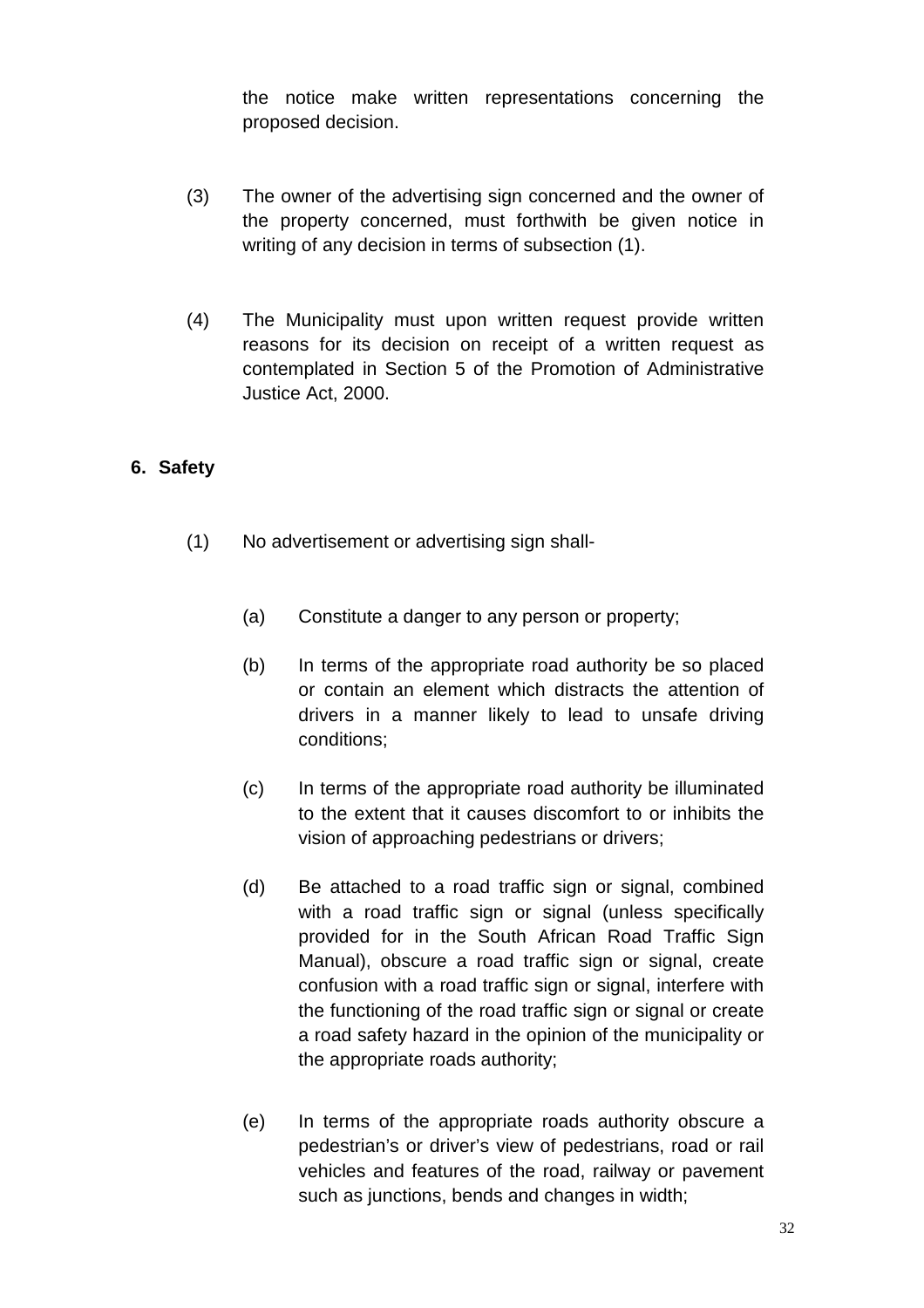the notice make written representations concerning the proposed decision.

(3) The owner of the advertising sign concerned and the owner of the property concerned, must forthwith be given notice in writing of any decision in terms of subsection (1).

(4) The Municipality must upon written request provide written reasons for its decision on receipt of a written request as contemplated in Section 5 of the Promotion of Administrative Justice Act, 2000.

## 6. Safety

(1) No advertisement or advertising sign shall-

(a) Constitute a danger to any person or property;

(b) In terms of the appropriate road authority be so placed or contain an element which distracts the attention of drivers in a manner likely to lead to unsafe driving conditions;

(c) In terms of the appropriate road authority be illuminated to the extent that it causes discomfort to or inhibits the vision of approaching pedestrians or drivers;

(d) Be attached to a road traffic sign or signal, combined with a road traffic sign or signal (unless specifically provided for in the South African Road Traffic Sign Manual), obscure a road traffic sign or signal, create confusion with a road traffic sign or signal, interfere with the functioning of the road traffic sign or signal or create a road safety hazard in the opinion of the municipality or the appropriate roads authority;

(e) In terms of the appropriate roads authority obscure a pedestrian's or driver's view of pedestrians, road or rail vehicles and features of the road, railway or pavement such as junctions, bends and changes in width;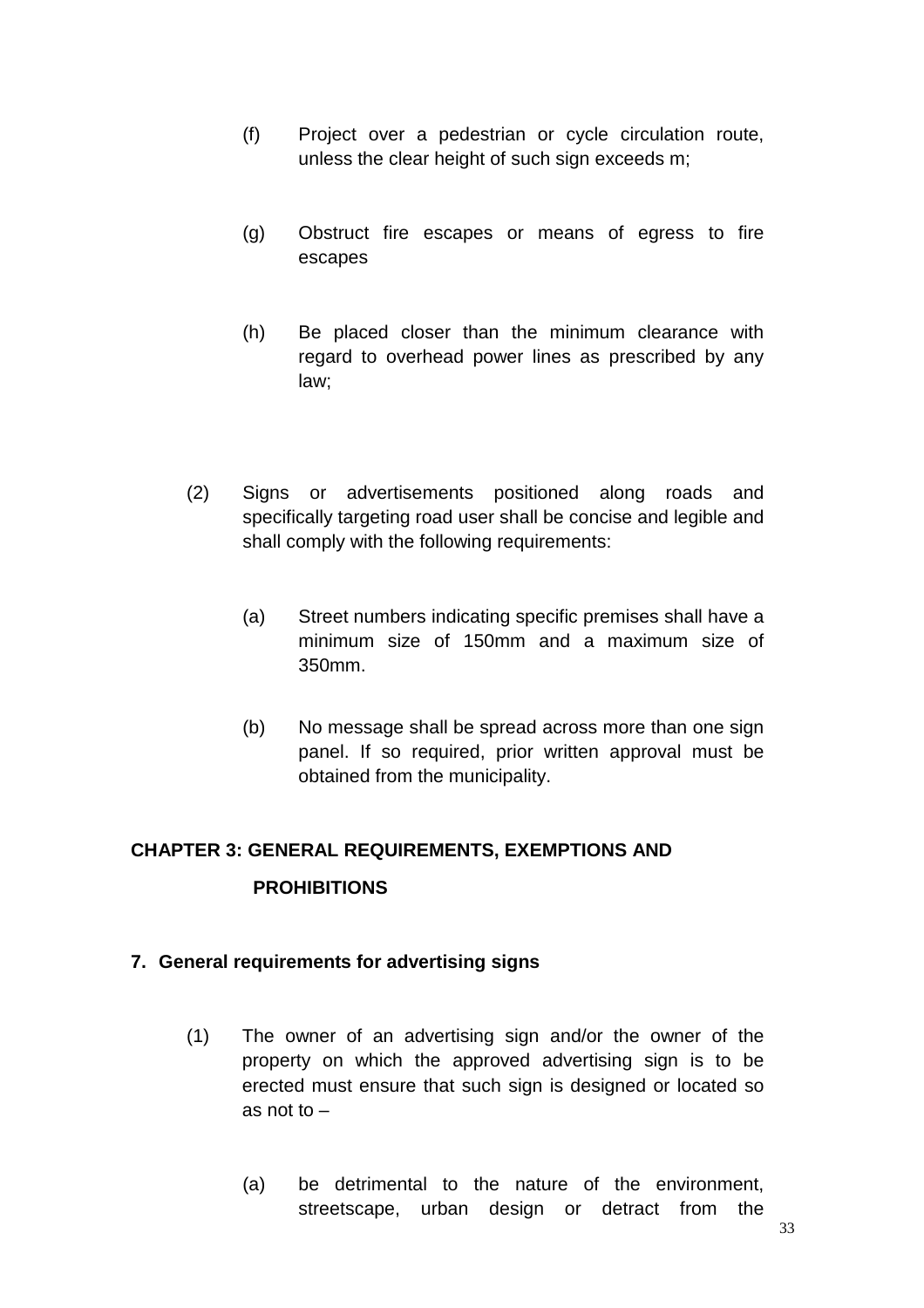(f) Project over a pedestrian or cycle circulation route, unless the clear height of such sign exceeds m;

(g) Obstruct fire escapes or means of egress to fire escapes

(h) Be placed closer than the minimum clearance with regard to overhead power lines as prescribed by any law;

(2) Signs or advertisements positioned along roads and specifically targeting road user shall be concise and legible and shall comply with the following requirements:

(a) Street numbers indicating specific premises shall have a minimum size of 150mm and a maximum size of 350mm.

(b) No message shall be spread across more than one sign panel. If so required, prior written approval must be obtained from the municipality.

## CHAPTER 3: GENERAL REQUIREMENTS, EXEMPTIONS AND PROHIBITIONS

### 7. General requirements for advertising signs

(1) The owner of an advertising sign and/or the owner of the property on which the approved advertising sign is to be erected must ensure that such sign is designed or located so as not to –

(a) be detrimental to the nature of the environment, streetscape, urban design or detract from the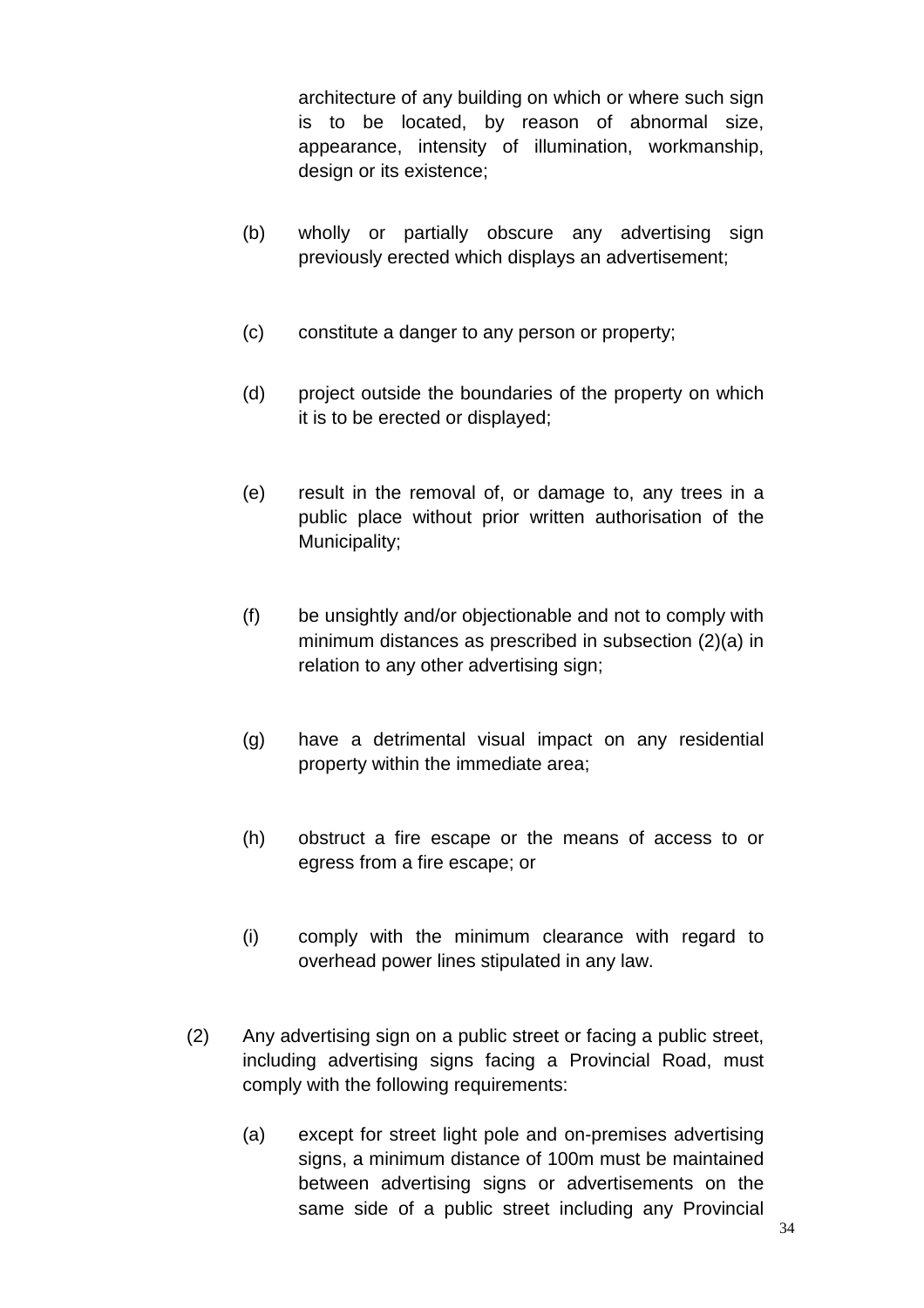architecture of any building on which or where such sign is to be located, by reason of abnormal size, appearance, intensity of illumination, workmanship, design or its existence;

(b) wholly or partially obscure any advertising sign previously erected which displays an advertisement;

(c) constitute a danger to any person or property;

(d) project outside the boundaries of the property on which it is to be erected or displayed;

(e) result in the removal of, or damage to, any trees in a public place without prior written authorisation of the Municipality;

(f) be unsightly and/or objectionable and not to comply with minimum distances as prescribed in subsection (2)(a) in relation to any other advertising sign;

(g) have a detrimental visual impact on any residential property within the immediate area;

(h) obstruct a fire escape or the means of access to or egress from a fire escape; or

(i) comply with the minimum clearance with regard to overhead power lines stipulated in any law.

(2) Any advertising sign on a public street or facing a public street, including advertising signs facing a Provincial Road, must comply with the following requirements:

(a) except for street light pole and on-premises advertising signs, a minimum distance of 100m must be maintained between advertising signs or advertisements on the same side of a public street including any Provincial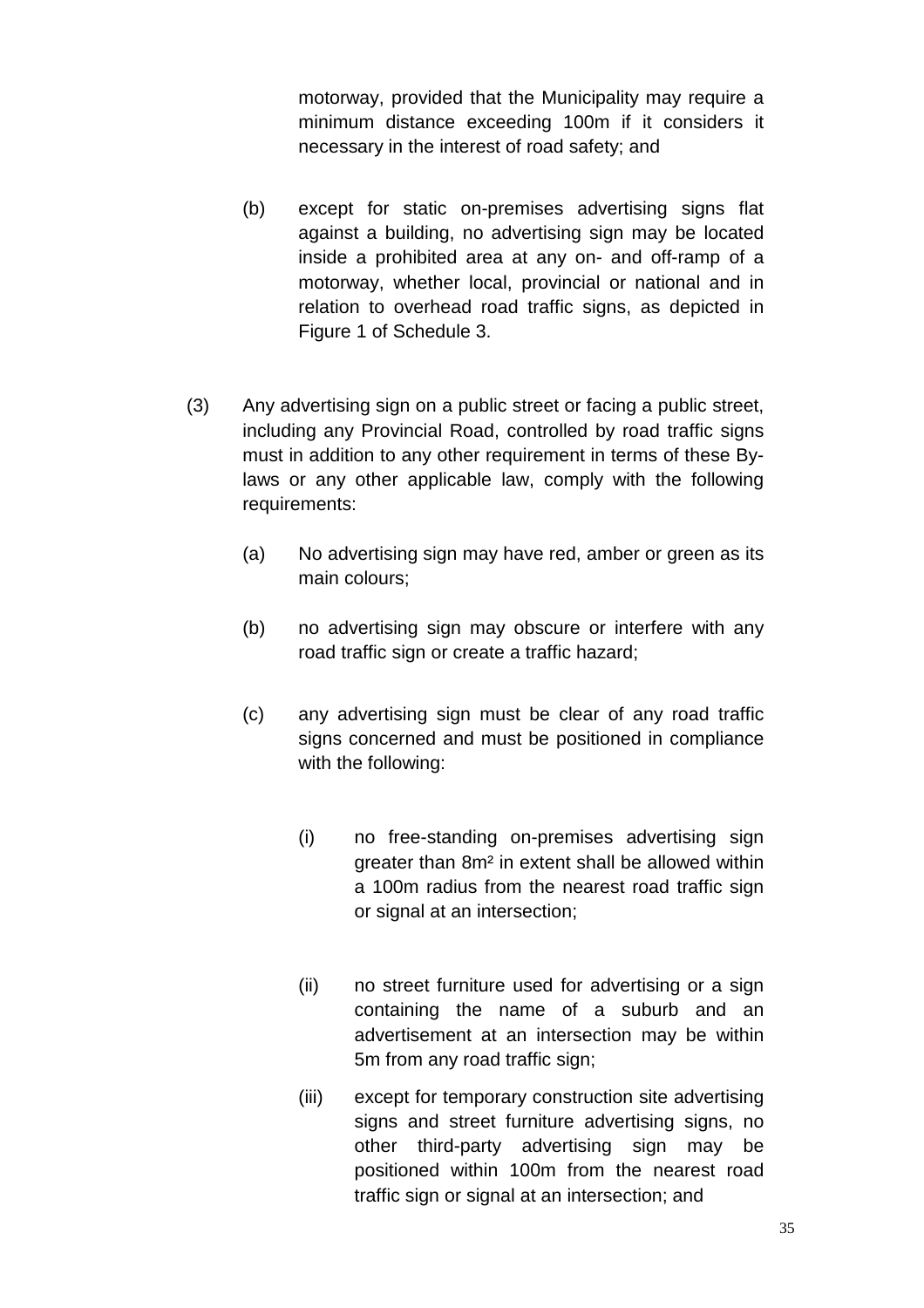motorway, provided that the Municipality may require a minimum distance exceeding 100m if it considers it necessary in the interest of road safety; and

(b) except for static on-premises advertising signs flat against a building, no advertising sign may be located inside a prohibited area at any on- and off-ramp of a motorway, whether local, provincial or national and in relation to overhead road traffic signs, as depicted in Figure 1 of Schedule 3.

(3) Any advertising sign on a public street or facing a public street, including any Provincial Road, controlled by road traffic signs must in addition to any other requirement in terms of these By-laws or any other applicable law, comply with the following requirements:

(a) No advertising sign may have red, amber or green as its main colours;

(b) no advertising sign may obscure or interfere with any road traffic sign or create a traffic hazard;

(c) any advertising sign must be clear of any road traffic signs concerned and must be positioned in compliance with the following:

(i) no free-standing on-premises advertising sign greater than $8m^2$ in extent shall be allowed within a 100m radius from the nearest road traffic sign or signal at an intersection;

(ii) no street furniture used for advertising or a sign containing the name of a suburb and an advertisement at an intersection may be within 5m from any road traffic sign;

(iii) except for temporary construction site advertising signs and street furniture advertising signs, no other third-party advertising sign may be positioned within 100m from the nearest road traffic sign or signal at an intersection; and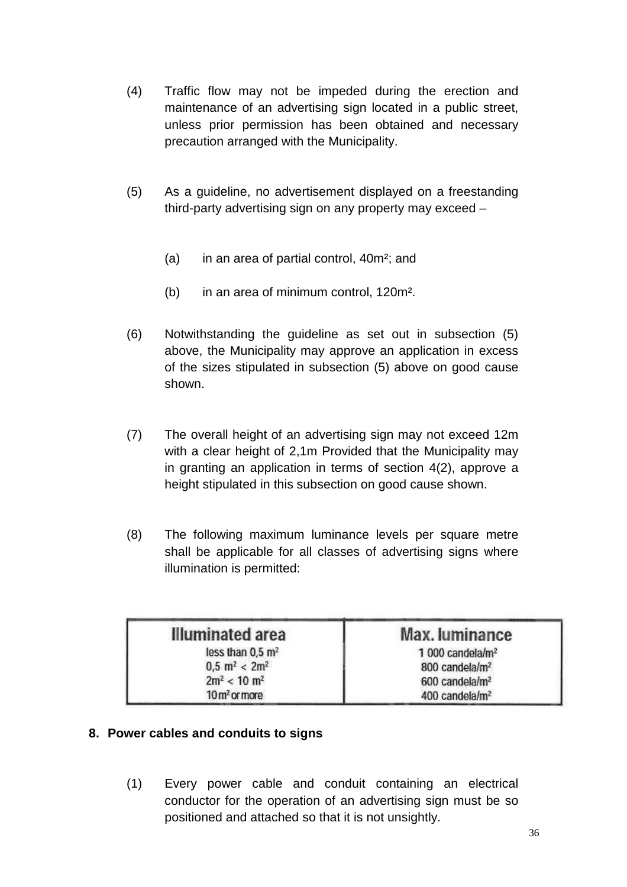(4) Traffic flow may not be impeded during the erection and maintenance of an advertising sign located in a public street, unless prior permission has been obtained and necessary precaution arranged with the Municipality.

(5) As a guideline, no advertisement displayed on a freestanding third-party advertising sign on any property may exceed –

(a) in an area of partial control, 40m²; and

(b) in an area of minimum control, 120m².

(6) Notwithstanding the guideline as set out in subsection (5) above, the Municipality may approve an application in excess of the sizes stipulated in subsection (5) above on good cause shown.

(7) The overall height of an advertising sign may not exceed 12m with a clear height of 2,1m Provided that the Municipality may in granting an application in terms of section 4(2), approve a height stipulated in this subsection on good cause shown.

(8) The following maximum luminance levels per square metre shall be applicable for all classes of advertising signs where illumination is permitted:

| Illuminated area | Max. luminance |
|---|---|
| less than 0,5 m² | 1 000 candela/m² |
| 0,5 m² < 2m² | 800 candela/m² |
| 2m² < 10 m² | 600 candela/m² |
| 10m² or more | 400 candela/m² |

## 8. Power cables and conduits to signs

(1) Every power cable and conduit containing an electrical conductor for the operation of an advertising sign must be so positioned and attached so that it is not unsightly.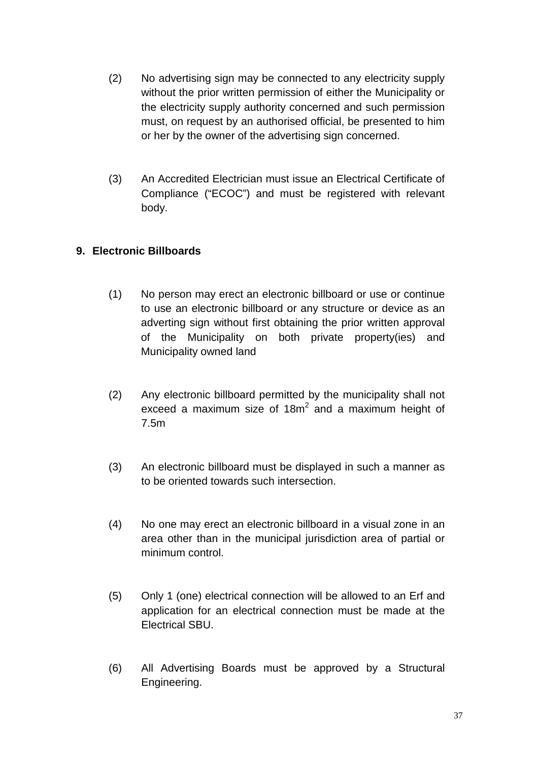(2) No advertising sign may be connected to any electricity supply without the prior written permission of either the Municipality or the electricity supply authority concerned and such permission must, on request by an authorised official, be presented to him or her by the owner of the advertising sign concerned.

(3) An Accredited Electrician must issue an Electrical Certificate of Compliance ("ECOC") and must be registered with relevant body.

## 9. Electronic Billboards

(1) No person may erect an electronic billboard or use or continue to use an electronic billboard or any structure or device as an adverting sign without first obtaining the prior written approval of the Municipality on both private property(ies) and Municipality owned land

(2) Any electronic billboard permitted by the municipality shall not exceed a maximum size of $18m^2$ and a maximum height of 7.5m

(3) An electronic billboard must be displayed in such a manner as to be oriented towards such intersection.

(4) No one may erect an electronic billboard in a visual zone in an area other than in the municipal jurisdiction area of partial or minimum control.

(5) Only 1 (one) electrical connection will be allowed to an Erf and application for an electrical connection must be made at the Electrical SBU.

(6) All Advertising Boards must be approved by a Structural Engineering.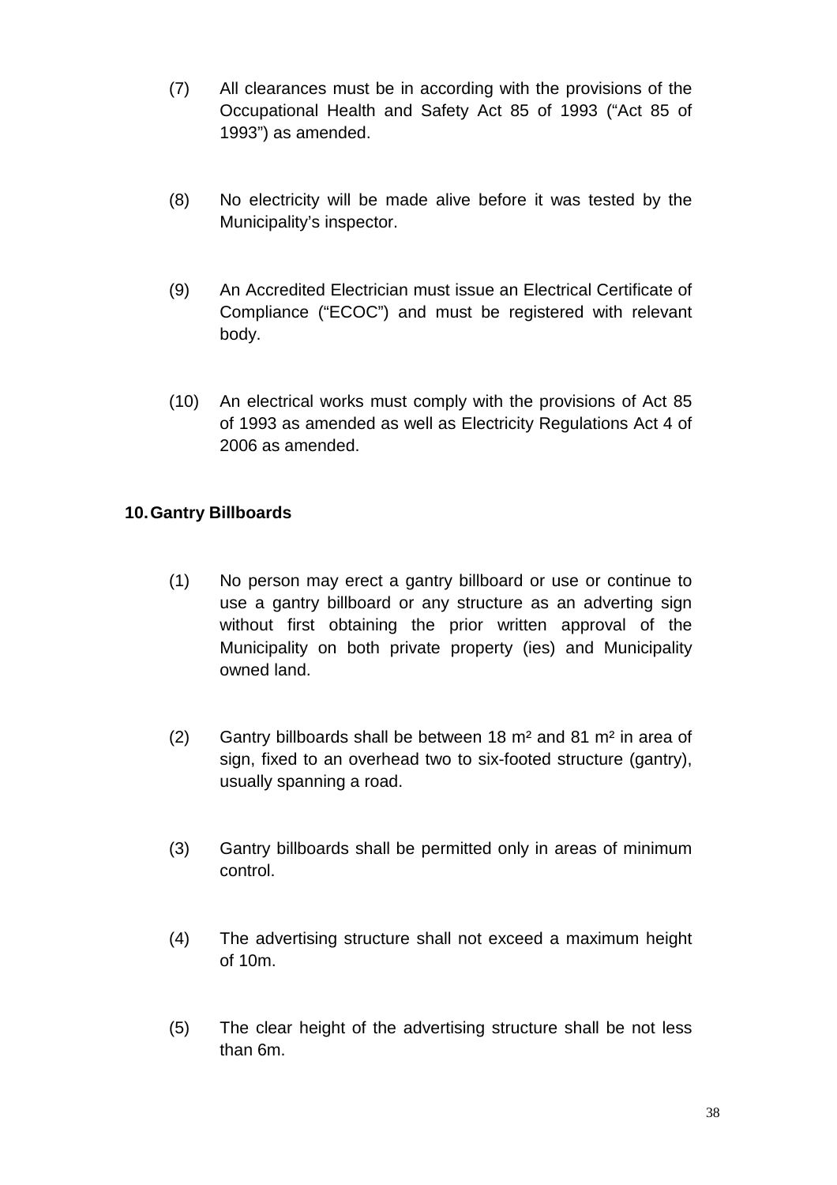(7) All clearances must be in according with the provisions of the Occupational Health and Safety Act 85 of 1993 ("Act 85 of 1993") as amended.

(8) No electricity will be made alive before it was tested by the Municipality's inspector.

(9) An Accredited Electrician must issue an Electrical Certificate of Compliance ("ECOC") and must be registered with relevant body.

(10) An electrical works must comply with the provisions of Act 85 of 1993 as amended as well as Electricity Regulations Act 4 of 2006 as amended.

## 10. Gantry Billboards

(1) No person may erect a gantry billboard or use or continue to use a gantry billboard or any structure as an adverting sign without first obtaining the prior written approval of the Municipality on both private property (ies) and Municipality owned land.

(2) Gantry billboards shall be between 18 m² and 81 m² in area of sign, fixed to an overhead two to six-footed structure (gantry), usually spanning a road.

(3) Gantry billboards shall be permitted only in areas of minimum control.

(4) The advertising structure shall not exceed a maximum height of 10m.

(5) The clear height of the advertising structure shall be not less than 6m.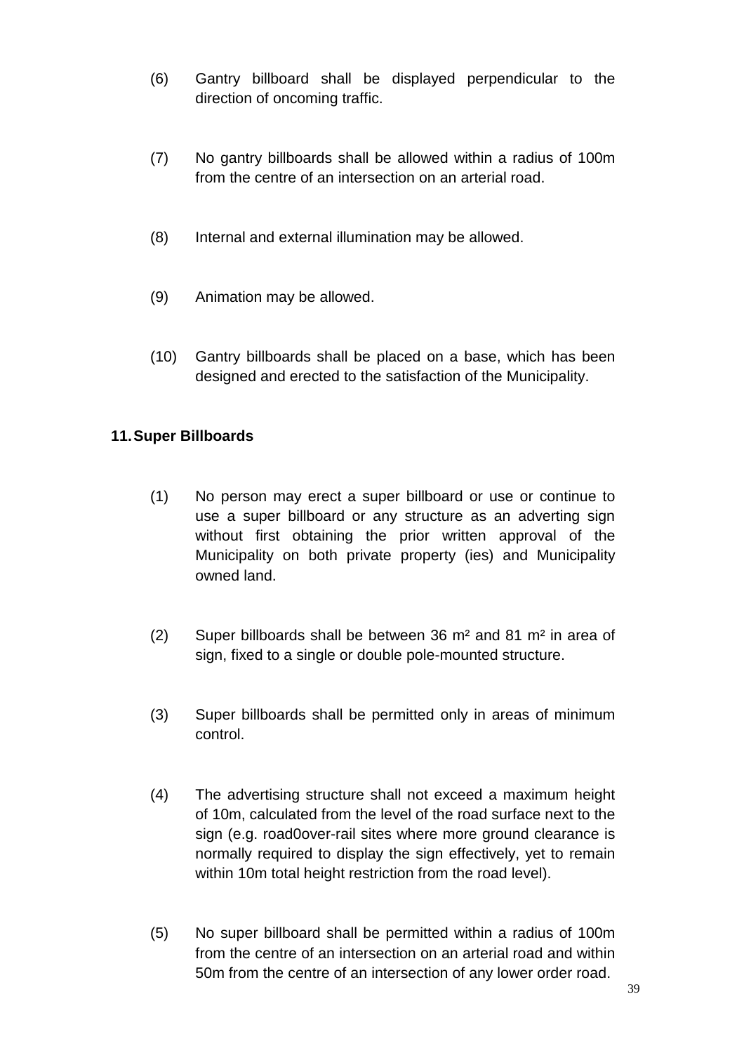(6) Gantry billboard shall be displayed perpendicular to the direction of oncoming traffic.

(7) No gantry billboards shall be allowed within a radius of 100m from the centre of an intersection on an arterial road.

(8) Internal and external illumination may be allowed.

(9) Animation may be allowed.

(10) Gantry billboards shall be placed on a base, which has been designed and erected to the satisfaction of the Municipality.

## 11. Super Billboards

(1) No person may erect a super billboard or use or continue to use a super billboard or any structure as an adverting sign without first obtaining the prior written approval of the Municipality on both private property (ies) and Municipality owned land.

(2) Super billboards shall be between 36 m² and 81 m² in area of sign, fixed to a single or double pole-mounted structure.

(3) Super billboards shall be permitted only in areas of minimum control.

(4) The advertising structure shall not exceed a maximum height of 10m, calculated from the level of the road surface next to the sign (e.g. road0over-rail sites where more ground clearance is normally required to display the sign effectively, yet to remain within 10m total height restriction from the road level).

(5) No super billboard shall be permitted within a radius of 100m from the centre of an intersection on an arterial road and within 50m from the centre of an intersection of any lower order road.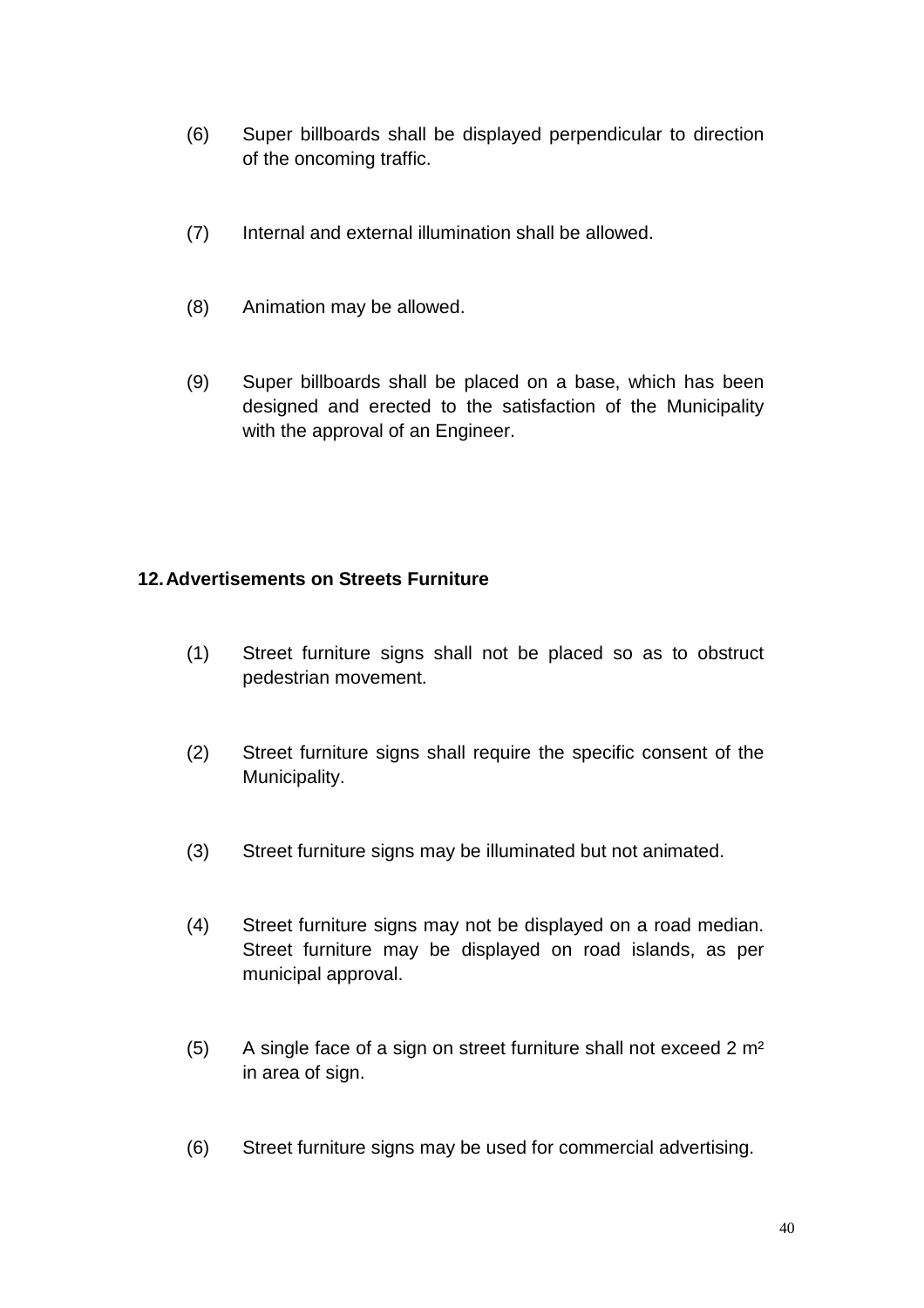(6) Super billboards shall be displayed perpendicular to direction of the oncoming traffic.

(7) Internal and external illumination shall be allowed.

(8) Animation may be allowed.

(9) Super billboards shall be placed on a base, which has been designed and erected to the satisfaction of the Municipality with the approval of an Engineer.

## 12. Advertisements on Streets Furniture

(1) Street furniture signs shall not be placed so as to obstruct pedestrian movement.

(2) Street furniture signs shall require the specific consent of the Municipality.

(3) Street furniture signs may be illuminated but not animated.

(4) Street furniture signs may not be displayed on a road median. Street furniture may be displayed on road islands, as per municipal approval.

(5) A single face of a sign on street furniture shall not exceed 2 $m^2$ in area of sign.

(6) Street furniture signs may be used for commercial advertising.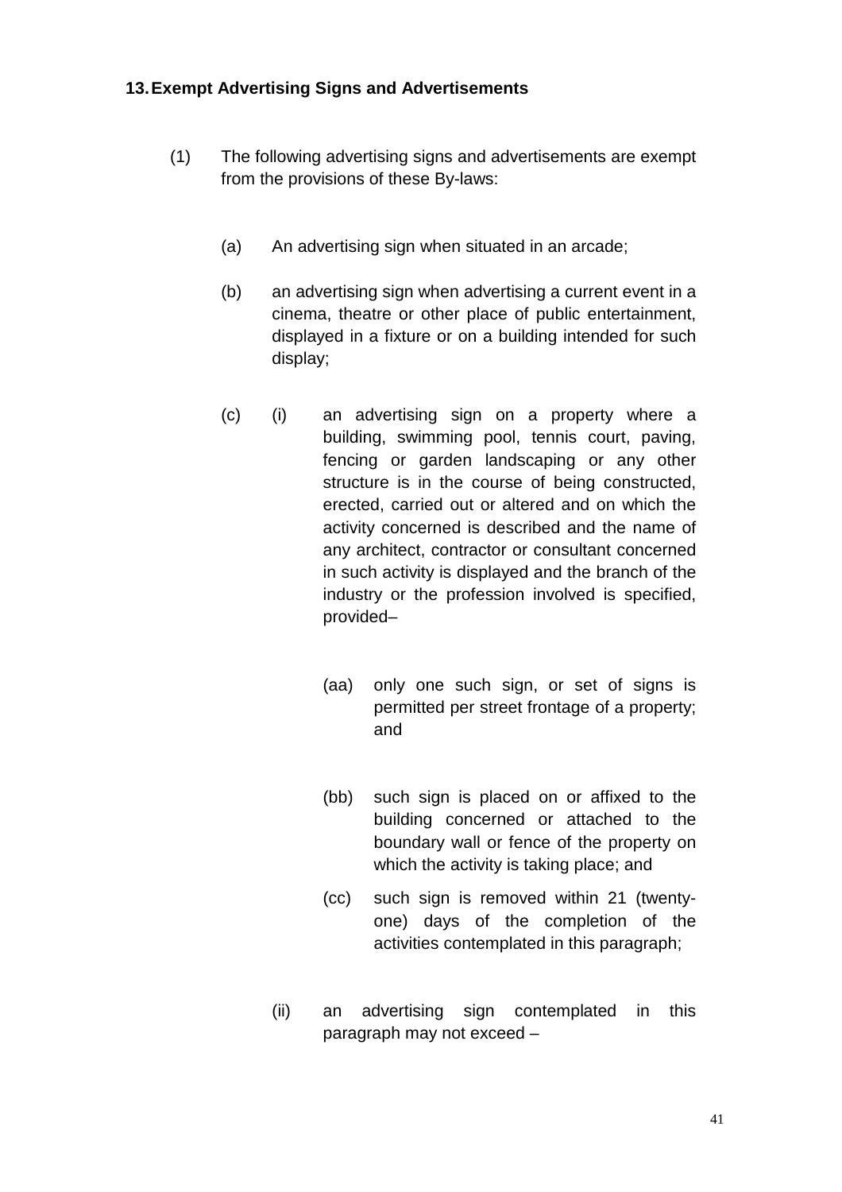## 13. Exempt Advertising Signs and Advertisements

(1) The following advertising signs and advertisements are exempt from the provisions of these By-laws:

(a) An advertising sign when situated in an arcade;

(b) an advertising sign when advertising a current event in a cinema, theatre or other place of public entertainment, displayed in a fixture or on a building intended for such display;

(c) (i) an advertising sign on a property where a building, swimming pool, tennis court, paving, fencing or garden landscaping or any other structure is in the course of being constructed, erected, carried out or altered and on which the activity concerned is described and the name of any architect, contractor or consultant concerned in such activity is displayed and the branch of the industry or the profession involved is specified, provided–

(aa) only one such sign, or set of signs is permitted per street frontage of a property; and

(bb) such sign is placed on or affixed to the building concerned or attached to the boundary wall or fence of the property on which the activity is taking place; and

(cc) such sign is removed within 21 (twenty-one) days of the completion of the activities contemplated in this paragraph;

(ii) an advertising sign contemplated in this paragraph may not exceed –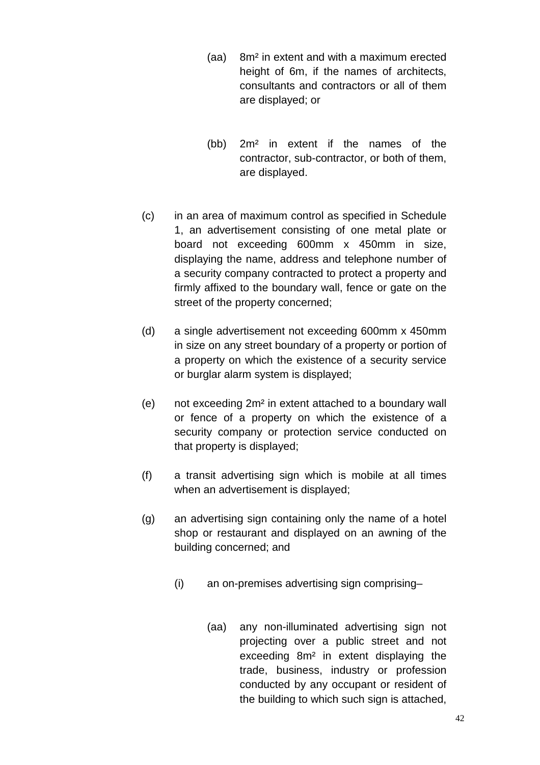(aa) 8m² in extent and with a maximum erected height of 6m, if the names of architects, consultants and contractors or all of them are displayed; or

(bb) 2m² in extent if the names of the contractor, sub-contractor, or both of them, are displayed.

(c) in an area of maximum control as specified in Schedule 1, an advertisement consisting of one metal plate or board not exceeding 600mm x 450mm in size, displaying the name, address and telephone number of a security company contracted to protect a property and firmly affixed to the boundary wall, fence or gate on the street of the property concerned;

(d) a single advertisement not exceeding 600mm x 450mm in size on any street boundary of a property or portion of a property on which the existence of a security service or burglar alarm system is displayed;

(e) not exceeding 2m² in extent attached to a boundary wall or fence of a property on which the existence of a security company or protection service conducted on that property is displayed;

(f) a transit advertising sign which is mobile at all times when an advertisement is displayed;

(g) an advertising sign containing only the name of a hotel shop or restaurant and displayed on an awning of the building concerned; and

(i) an on-premises advertising sign comprising–

(aa) any non-illuminated advertising sign not projecting over a public street and not exceeding 8m² in extent displaying the trade, business, industry or profession conducted by any occupant or resident of the building to which such sign is attached,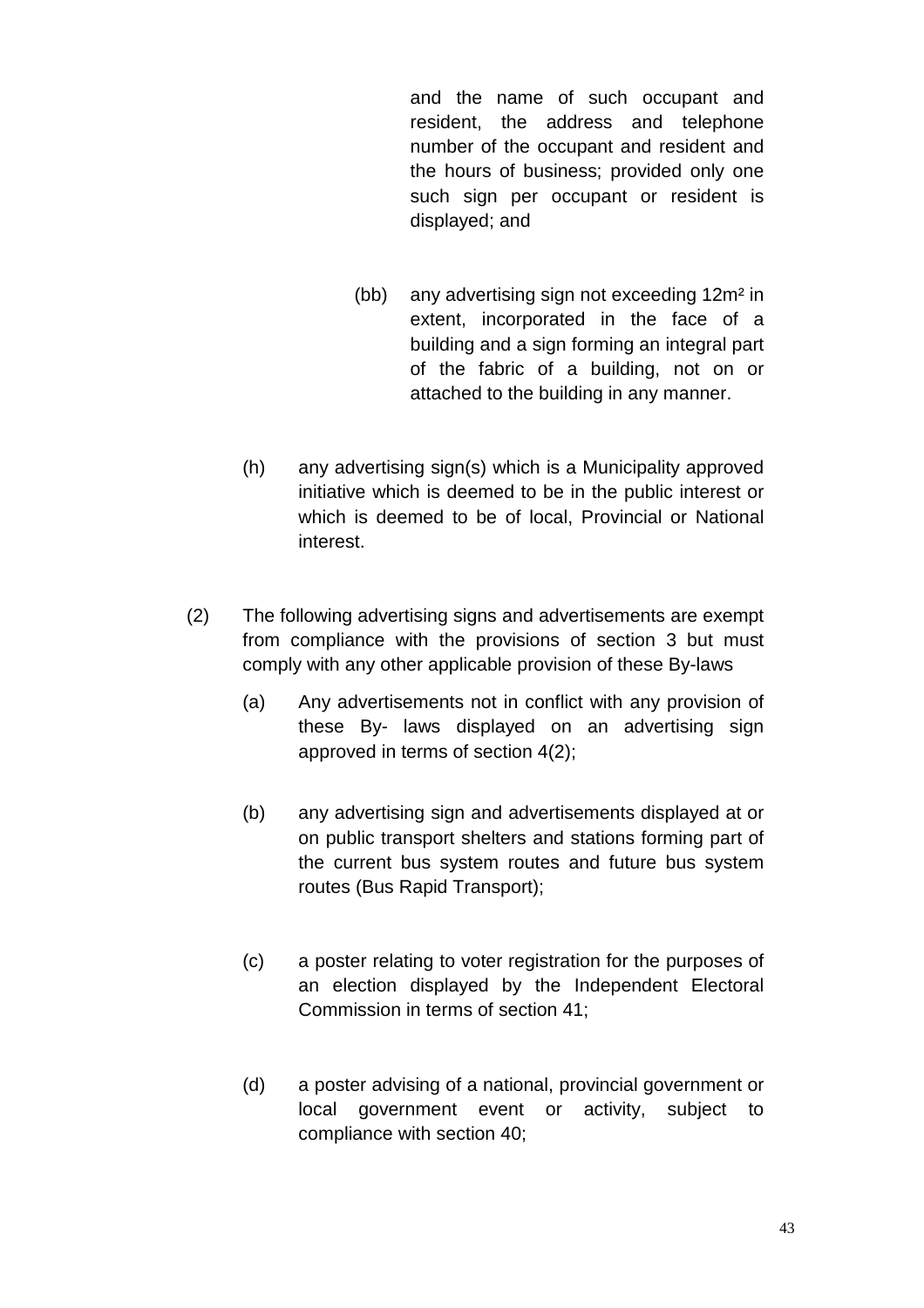and the name of such occupant and resident, the address and telephone number of the occupant and resident and the hours of business; provided only one such sign per occupant or resident is displayed; and

(bb) any advertising sign not exceeding 12m² in extent, incorporated in the face of a building and a sign forming an integral part of the fabric of a building, not on or attached to the building in any manner.

(h) any advertising sign(s) which is a Municipality approved initiative which is deemed to be in the public interest or which is deemed to be of local, Provincial or National interest.

(2) The following advertising signs and advertisements are exempt from compliance with the provisions of section 3 but must comply with any other applicable provision of these By-laws

(a) Any advertisements not in conflict with any provision of these By- laws displayed on an advertising sign approved in terms of section 4(2);

(b) any advertising sign and advertisements displayed at or on public transport shelters and stations forming part of the current bus system routes and future bus system routes (Bus Rapid Transport);

(c) a poster relating to voter registration for the purposes of an election displayed by the Independent Electoral Commission in terms of section 41;

(d) a poster advising of a national, provincial government or local government event or activity, subject to compliance with section 40;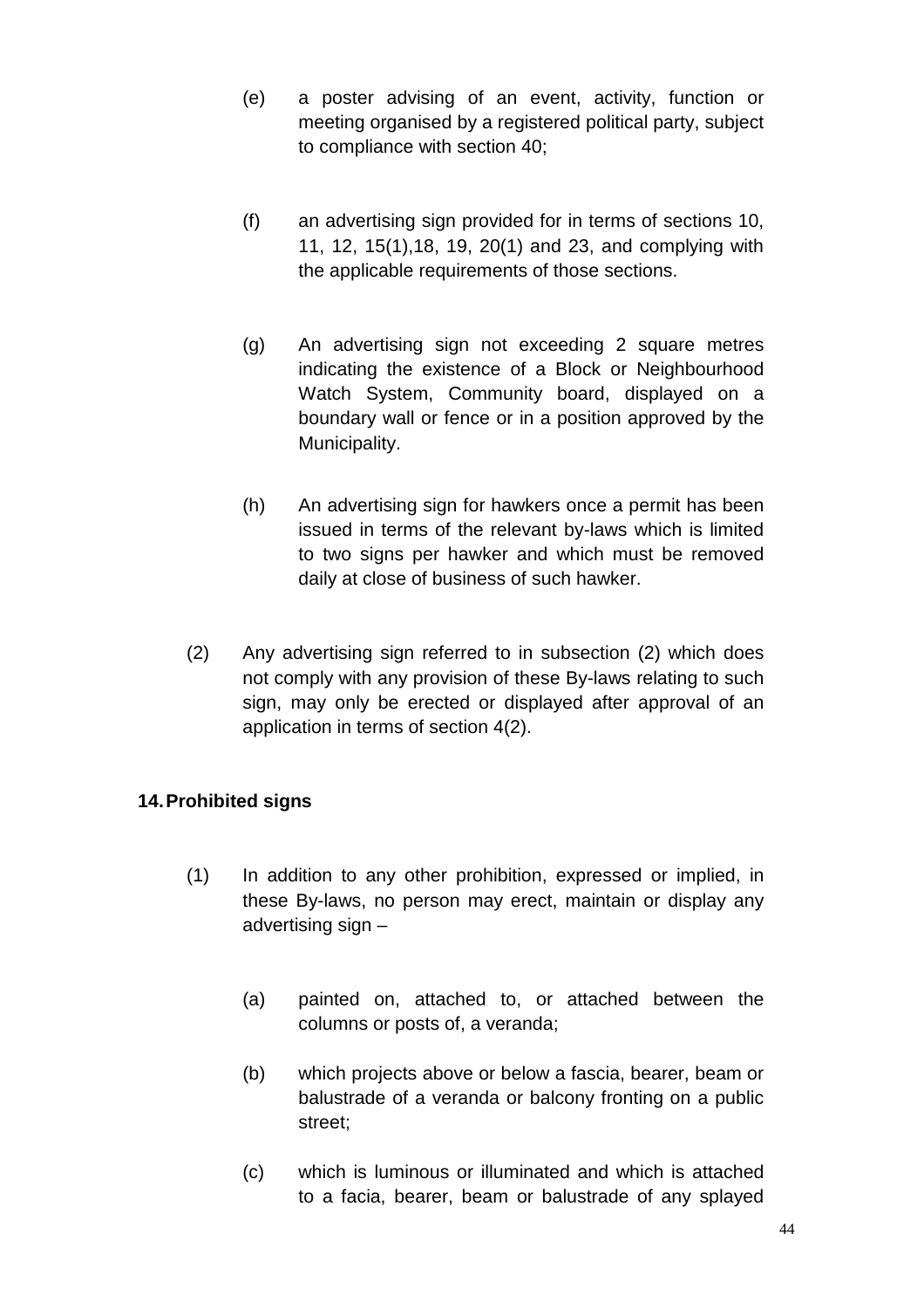(e) a poster advising of an event, activity, function or meeting organised by a registered political party, subject to compliance with section 40;

(f) an advertising sign provided for in terms of sections 10, 11, 12, 15(1),18, 19, 20(1) and 23, and complying with the applicable requirements of those sections.

(g) An advertising sign not exceeding 2 square metres indicating the existence of a Block or Neighbourhood Watch System, Community board, displayed on a boundary wall or fence or in a position approved by the Municipality.

(h) An advertising sign for hawkers once a permit has been issued in terms of the relevant by-laws which is limited to two signs per hawker and which must be removed daily at close of business of such hawker.

(2) Any advertising sign referred to in subsection (2) which does not comply with any provision of these By-laws relating to such sign, may only be erected or displayed after approval of an application in terms of section 4(2).

**14. Prohibited signs**

(1) In addition to any other prohibition, expressed or implied, in these By-laws, no person may erect, maintain or display any advertising sign –

(a) painted on, attached to, or attached between the columns or posts of, a veranda;

(b) which projects above or below a fascia, bearer, beam or balustrade of a veranda or balcony fronting on a public street;

(c) which is luminous or illuminated and which is attached to a facia, bearer, beam or balustrade of any splayed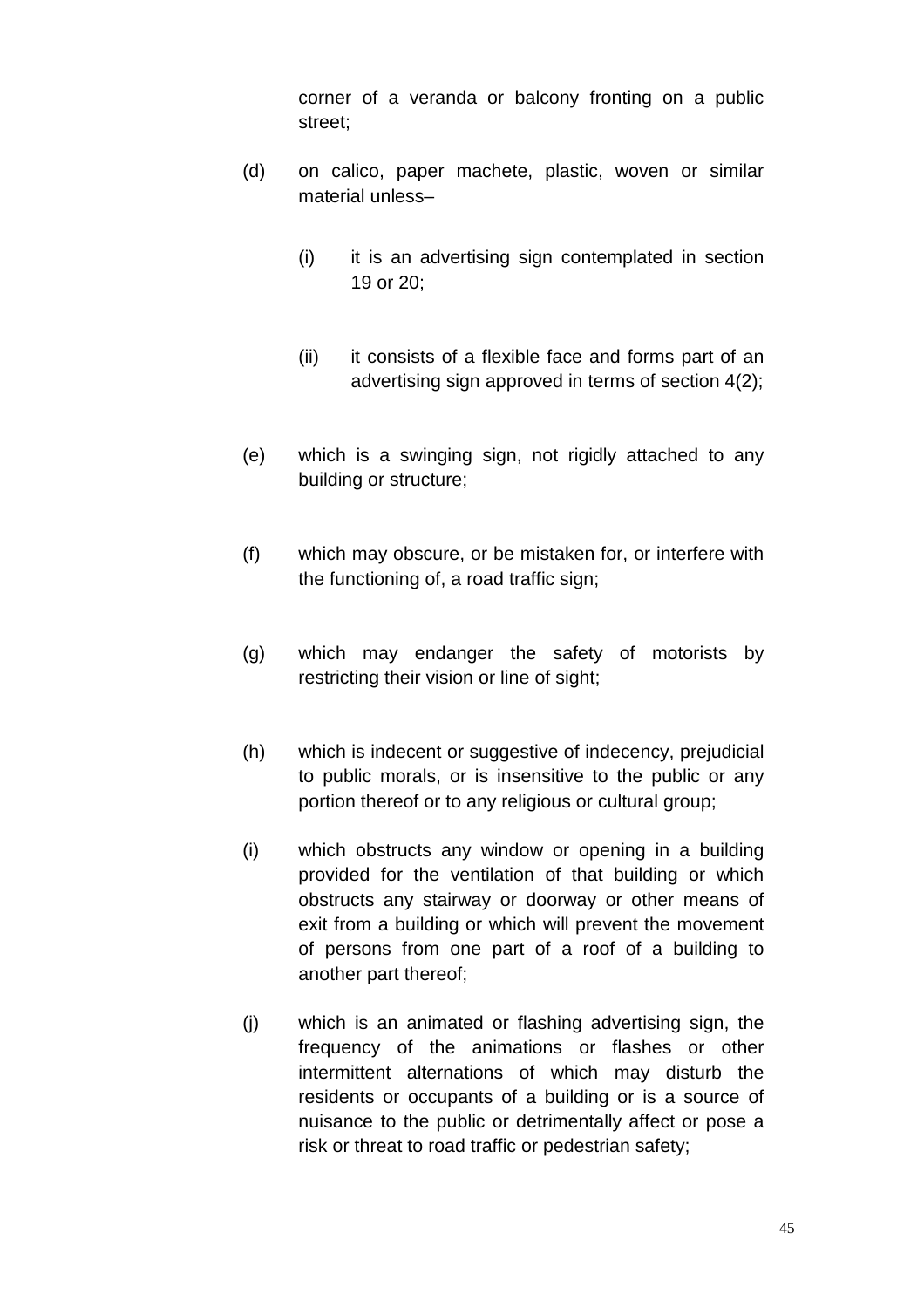corner of a veranda or balcony fronting on a public street;

(d) on calico, paper machete, plastic, woven or similar material unless–

(i) it is an advertising sign contemplated in section 19 or 20;

(ii) it consists of a flexible face and forms part of an advertising sign approved in terms of section 4(2);

(e) which is a swinging sign, not rigidly attached to any building or structure;

(f) which may obscure, or be mistaken for, or interfere with the functioning of, a road traffic sign;

(g) which may endanger the safety of motorists by restricting their vision or line of sight;

(h) which is indecent or suggestive of indecency, prejudicial to public morals, or is insensitive to the public or any portion thereof or to any religious or cultural group;

(i) which obstructs any window or opening in a building provided for the ventilation of that building or which obstructs any stairway or doorway or other means of exit from a building or which will prevent the movement of persons from one part of a roof of a building to another part thereof;

(j) which is an animated or flashing advertising sign, the frequency of the animations or flashes or other intermittent alternations of which may disturb the residents or occupants of a building or is a source of nuisance to the public or detrimentally affect or pose a risk or threat to road traffic or pedestrian safety;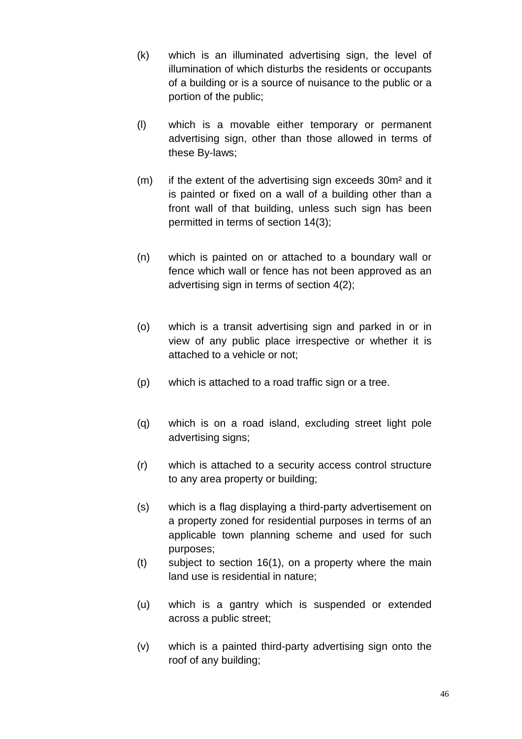(k) which is an illuminated advertising sign, the level of illumination of which disturbs the residents or occupants of a building or is a source of nuisance to the public or a portion of the public;

(l) which is a movable either temporary or permanent advertising sign, other than those allowed in terms of these By-laws;

(m) if the extent of the advertising sign exceeds 30m² and it is painted or fixed on a wall of a building other than a front wall of that building, unless such sign has been permitted in terms of section 14(3);

(n) which is painted on or attached to a boundary wall or fence which wall or fence has not been approved as an advertising sign in terms of section 4(2);

(o) which is a transit advertising sign and parked in or in view of any public place irrespective or whether it is attached to a vehicle or not;

(p) which is attached to a road traffic sign or a tree.

(q) which is on a road island, excluding street light pole advertising signs;

(r) which is attached to a security access control structure to any area property or building;

(s) which is a flag displaying a third-party advertisement on a property zoned for residential purposes in terms of an applicable town planning scheme and used for such purposes;

(t) subject to section 16(1), on a property where the main land use is residential in nature;

(u) which is a gantry which is suspended or extended across a public street;

(v) which is a painted third-party advertising sign onto the roof of any building;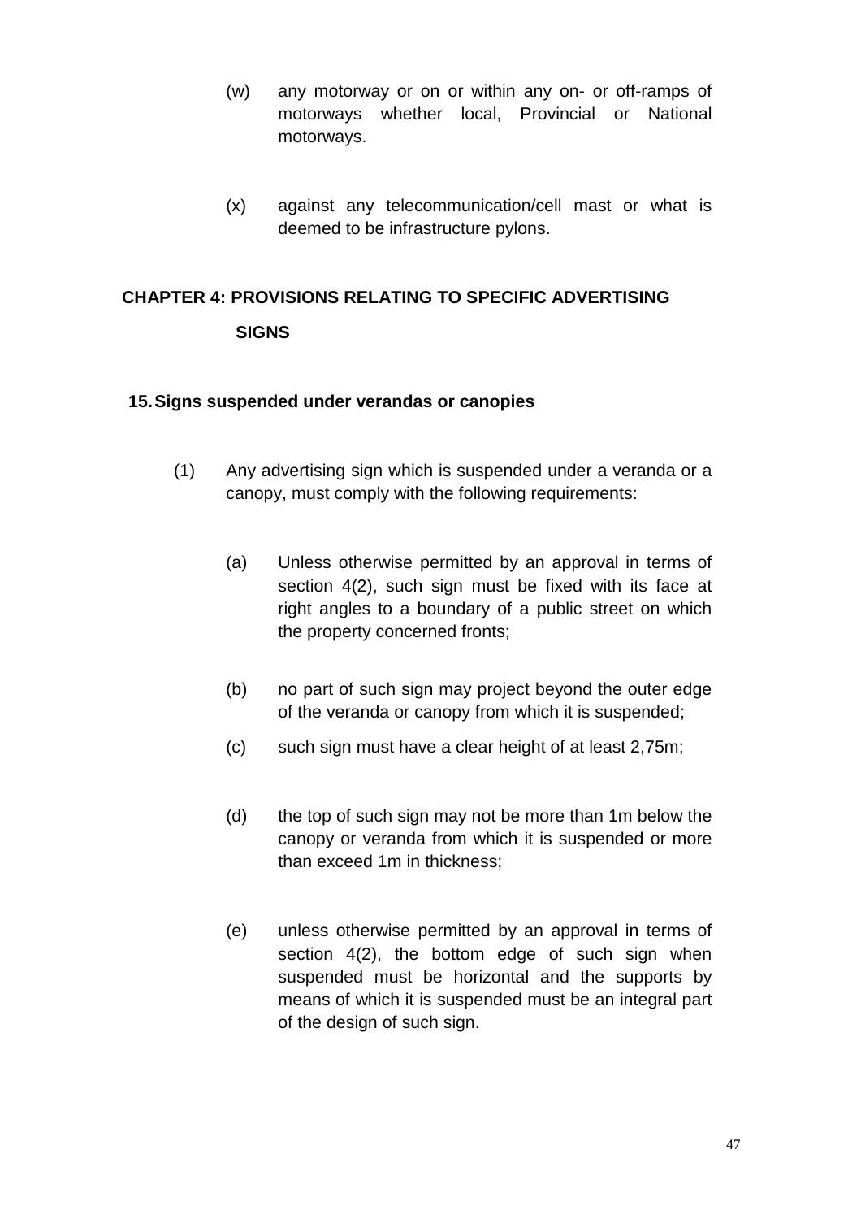(w) any motorway or on or within any on- or off-ramps of motorways whether local, Provincial or National motorways.

(x) against any telecommunication/cell mast or what is deemed to be infrastructure pylons.

## CHAPTER 4: PROVISIONS RELATING TO SPECIFIC ADVERTISING SIGNS

### 15. Signs suspended under verandas or canopies

(1) Any advertising sign which is suspended under a veranda or a canopy, must comply with the following requirements:

(a) Unless otherwise permitted by an approval in terms of section 4(2), such sign must be fixed with its face at right angles to a boundary of a public street on which the property concerned fronts;

(b) no part of such sign may project beyond the outer edge of the veranda or canopy from which it is suspended;

(c) such sign must have a clear height of at least 2,75m;

(d) the top of such sign may not be more than 1m below the canopy or veranda from which it is suspended or more than exceed 1m in thickness;

(e) unless otherwise permitted by an approval in terms of section 4(2), the bottom edge of such sign when suspended must be horizontal and the supports by means of which it is suspended must be an integral part of the design of such sign.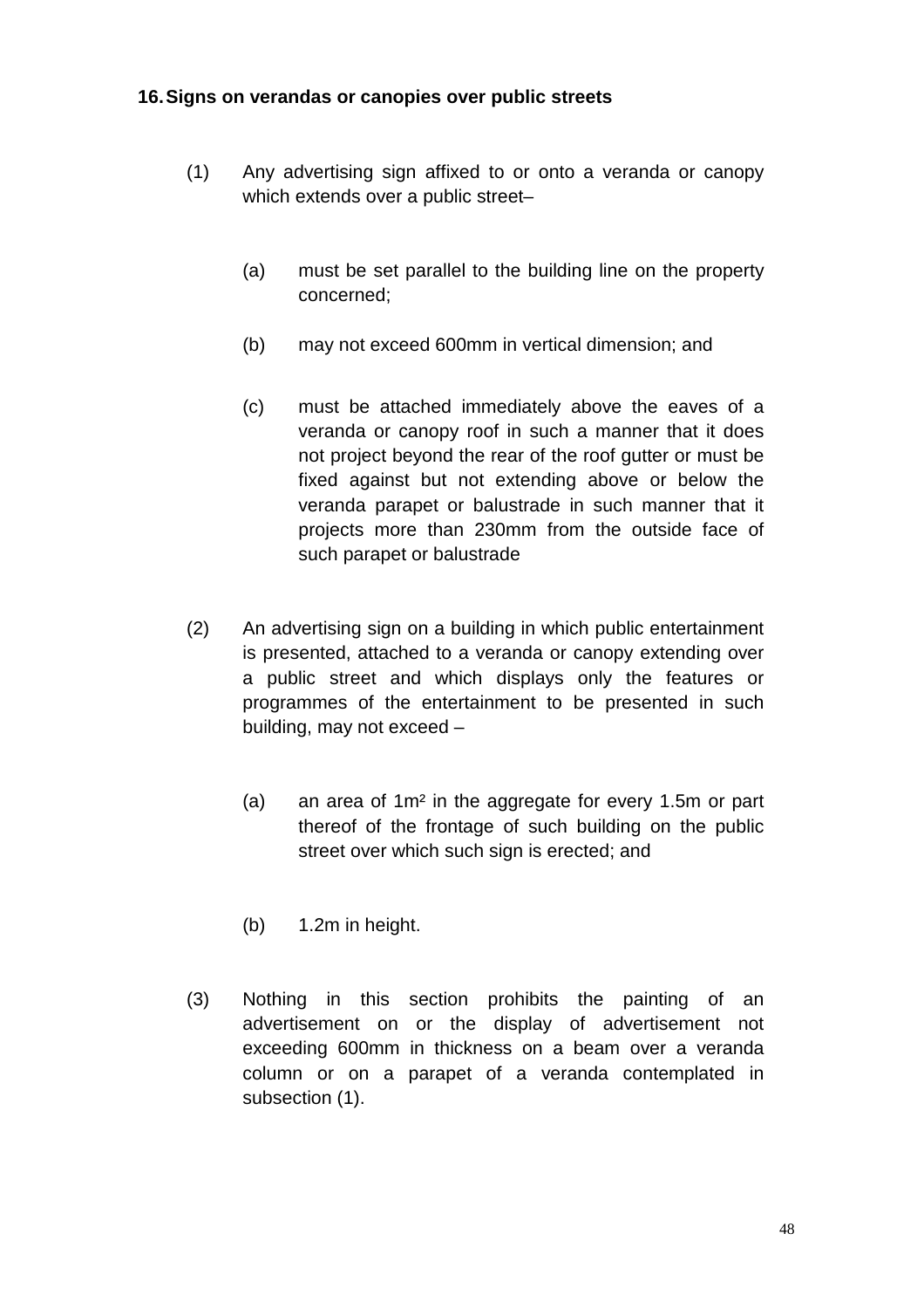**16. Signs on verandas or canopies over public streets**

(1) Any advertising sign affixed to or onto a veranda or canopy which extends over a public street–

(a) must be set parallel to the building line on the property concerned;

(b) may not exceed 600mm in vertical dimension; and

(c) must be attached immediately above the eaves of a veranda or canopy roof in such a manner that it does not project beyond the rear of the roof gutter or must be fixed against but not extending above or below the veranda parapet or balustrade in such manner that it projects more than 230mm from the outside face of such parapet or balustrade

(2) An advertising sign on a building in which public entertainment is presented, attached to a veranda or canopy extending over a public street and which displays only the features or programmes of the entertainment to be presented in such building, may not exceed –

(a) an area of 1m² in the aggregate for every 1.5m or part thereof of the frontage of such building on the public street over which such sign is erected; and

(b) 1.2m in height.

(3) Nothing in this section prohibits the painting of an advertisement on or the display of advertisement not exceeding 600mm in thickness on a beam over a veranda column or on a parapet of a veranda contemplated in subsection (1).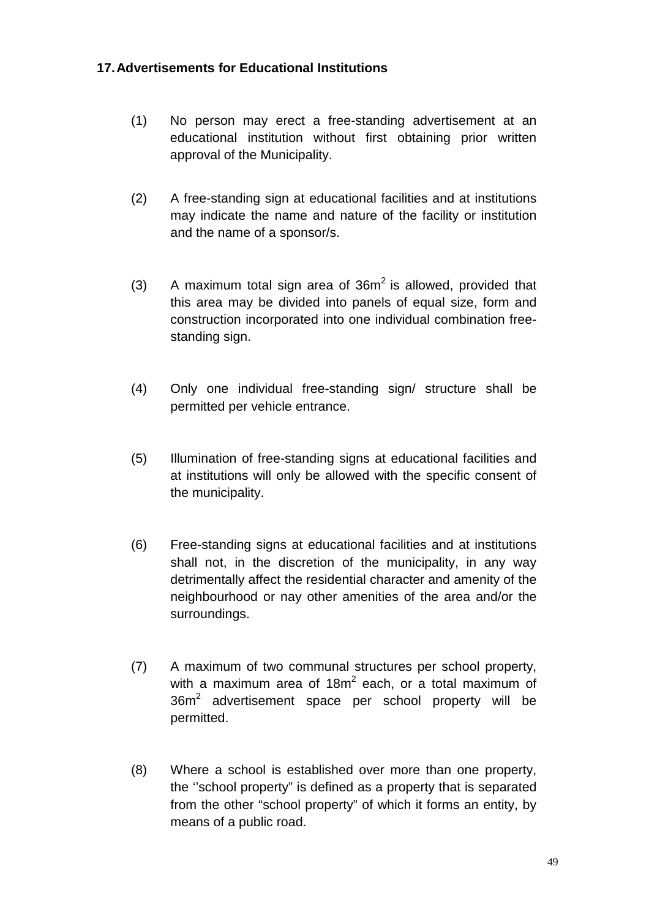## 17. Advertisements for Educational Institutions

(1) No person may erect a free-standing advertisement at an educational institution without first obtaining prior written approval of the Municipality.

(2) A free-standing sign at educational facilities and at institutions may indicate the name and nature of the facility or institution and the name of a sponsor/s.

(3) A maximum total sign area of $36m^2$ is allowed, provided that this area may be divided into panels of equal size, form and construction incorporated into one individual combination free-standing sign.

(4) Only one individual free-standing sign/ structure shall be permitted per vehicle entrance.

(5) Illumination of free-standing signs at educational facilities and at institutions will only be allowed with the specific consent of the municipality.

(6) Free-standing signs at educational facilities and at institutions shall not, in the discretion of the municipality, in any way detrimentally affect the residential character and amenity of the neighbourhood or nay other amenities of the area and/or the surroundings.

(7) A maximum of two communal structures per school property, with a maximum area of $18m^2$ each, or a total maximum of $36m^2$ advertisement space per school property will be permitted.

(8) Where a school is established over more than one property, the ‘’school property” is defined as a property that is separated from the other “school property” of which it forms an entity, by means of a public road.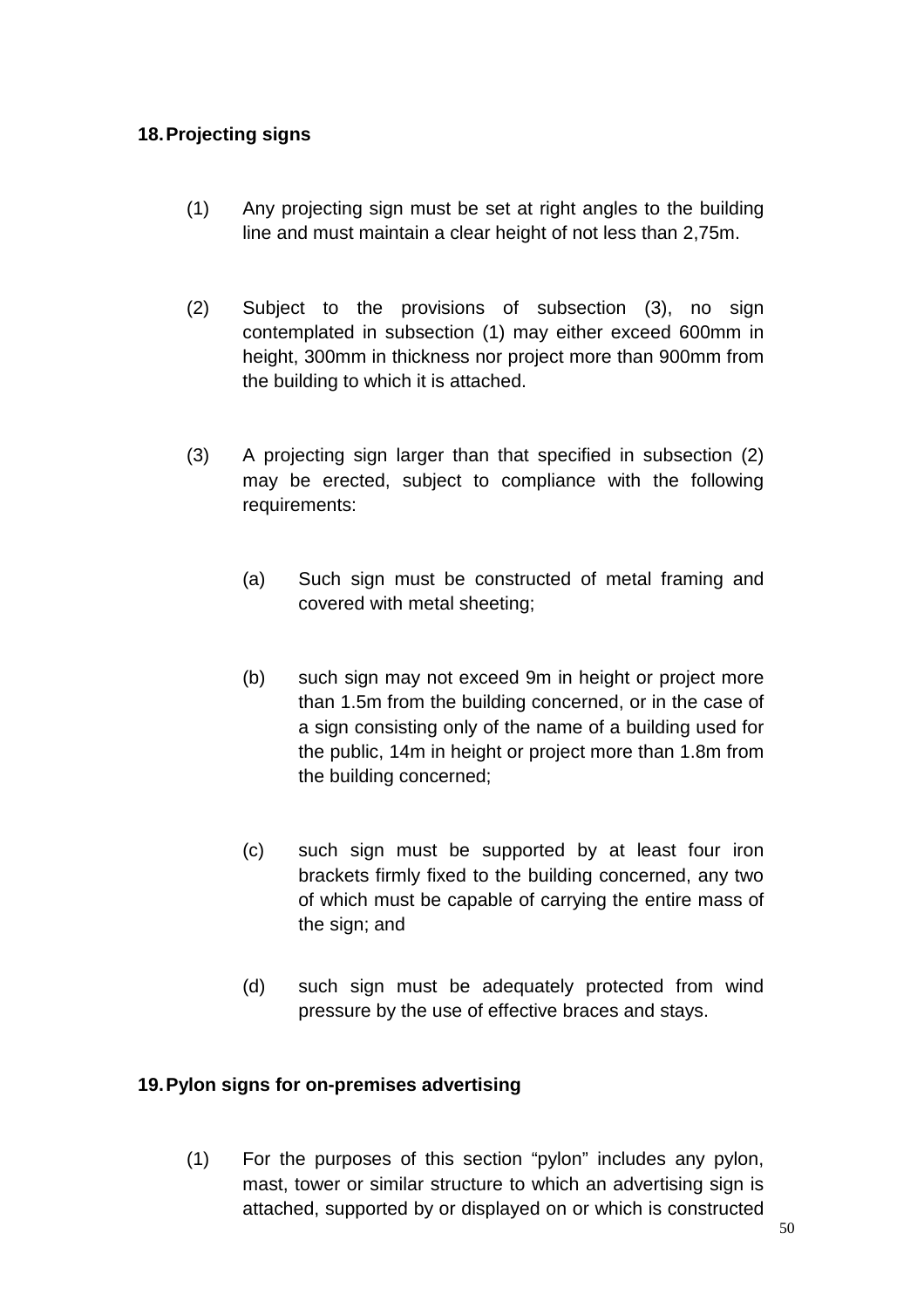## 18. Projecting signs

(1) Any projecting sign must be set at right angles to the building line and must maintain a clear height of not less than 2,75m.

(2) Subject to the provisions of subsection (3), no sign contemplated in subsection (1) may either exceed 600mm in height, 300mm in thickness nor project more than 900mm from the building to which it is attached.

(3) A projecting sign larger than that specified in subsection (2) may be erected, subject to compliance with the following requirements:

  (a) Such sign must be constructed of metal framing and covered with metal sheeting;

  (b) such sign may not exceed 9m in height or project more than 1.5m from the building concerned, or in the case of a sign consisting only of the name of a building used for the public, 14m in height or project more than 1.8m from the building concerned;

  (c) such sign must be supported by at least four iron brackets firmly fixed to the building concerned, any two of which must be capable of carrying the entire mass of the sign; and

  (d) such sign must be adequately protected from wind pressure by the use of effective braces and stays.

## 19. Pylon signs for on-premises advertising

(1) For the purposes of this section "pylon" includes any pylon, mast, tower or similar structure to which an advertising sign is attached, supported by or displayed on or which is constructed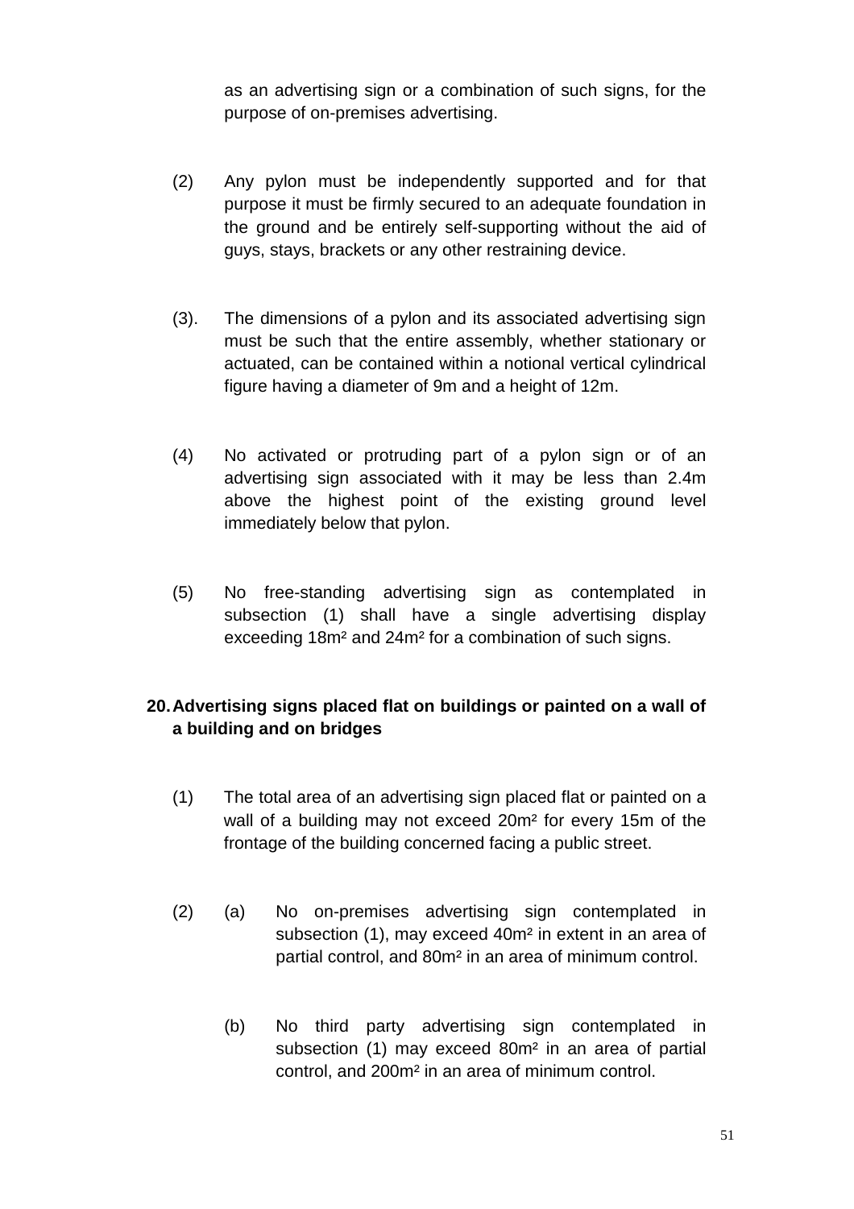as an advertising sign or a combination of such signs, for the purpose of on-premises advertising.

(2) Any pylon must be independently supported and for that purpose it must be firmly secured to an adequate foundation in the ground and be entirely self-supporting without the aid of guys, stays, brackets or any other restraining device.

(3). The dimensions of a pylon and its associated advertising sign must be such that the entire assembly, whether stationary or actuated, can be contained within a notional vertical cylindrical figure having a diameter of 9m and a height of 12m.

(4) No activated or protruding part of a pylon sign or of an advertising sign associated with it may be less than 2.4m above the highest point of the existing ground level immediately below that pylon.

(5) No free-standing advertising sign as contemplated in subsection (1) shall have a single advertising display exceeding 18m² and 24m² for a combination of such signs.

**20. Advertising signs placed flat on buildings or painted on a wall of a building and on bridges**

(1) The total area of an advertising sign placed flat or painted on a wall of a building may not exceed 20m² for every 15m of the frontage of the building concerned facing a public street.

(2) (a) No on-premises advertising sign contemplated in subsection (1), may exceed 40m² in extent in an area of partial control, and 80m² in an area of minimum control.

(b) No third party advertising sign contemplated in subsection (1) may exceed 80m² in an area of partial control, and 200m² in an area of minimum control.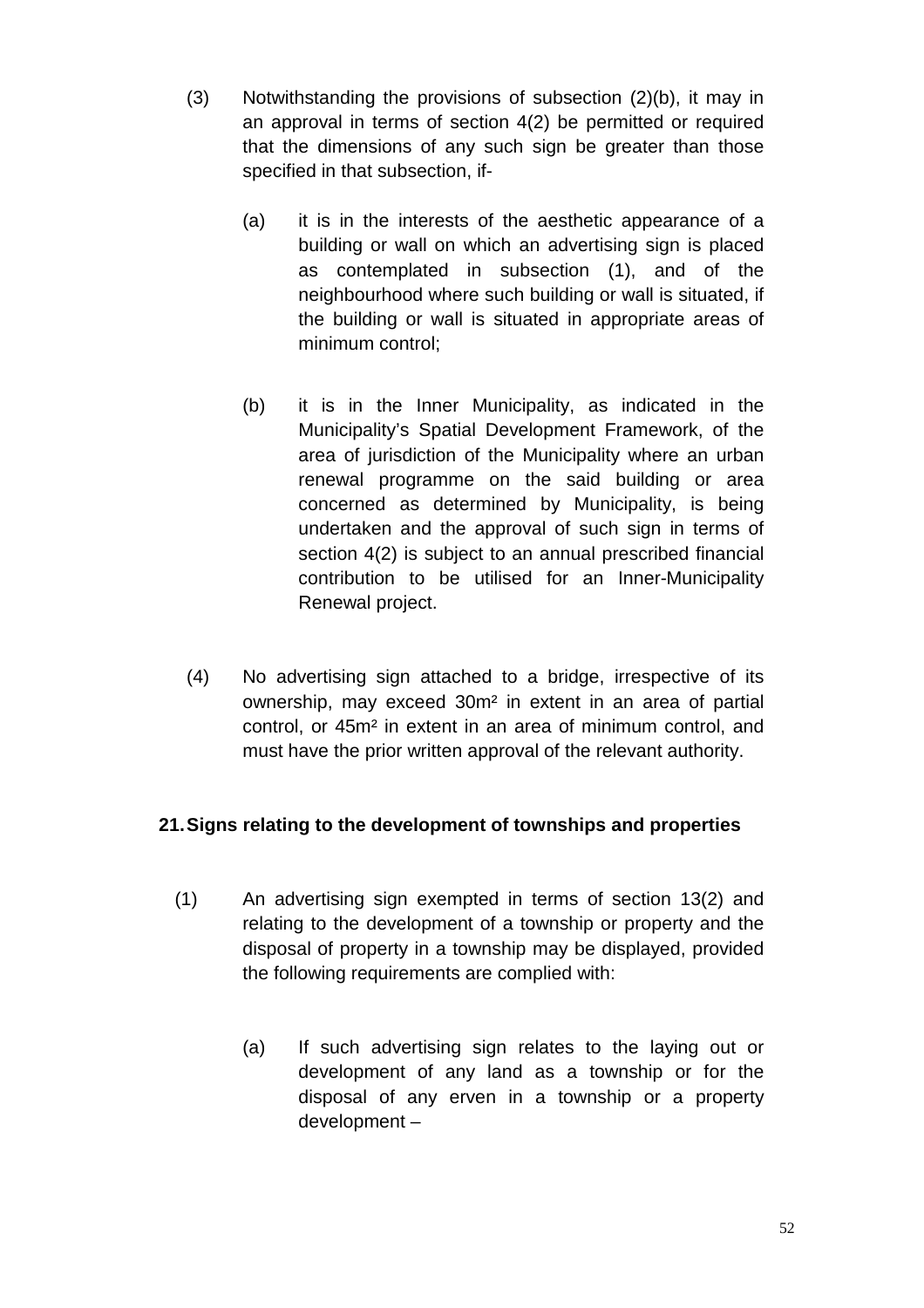(3) Notwithstanding the provisions of subsection (2)(b), it may in an approval in terms of section 4(2) be permitted or required that the dimensions of any such sign be greater than those specified in that subsection, if-

(a) it is in the interests of the aesthetic appearance of a building or wall on which an advertising sign is placed as contemplated in subsection (1), and of the neighbourhood where such building or wall is situated, if the building or wall is situated in appropriate areas of minimum control;

(b) it is in the Inner Municipality, as indicated in the Municipality's Spatial Development Framework, of the area of jurisdiction of the Municipality where an urban renewal programme on the said building or area concerned as determined by Municipality, is being undertaken and the approval of such sign in terms of section 4(2) is subject to an annual prescribed financial contribution to be utilised for an Inner-Municipality Renewal project.

(4) No advertising sign attached to a bridge, irrespective of its ownership, may exceed 30m² in extent in an area of partial control, or 45m² in extent in an area of minimum control, and must have the prior written approval of the relevant authority.

**21. Signs relating to the development of townships and properties**

(1) An advertising sign exempted in terms of section 13(2) and relating to the development of a township or property and the disposal of property in a township may be displayed, provided the following requirements are complied with:

(a) If such advertising sign relates to the laying out or development of any land as a township or for the disposal of any erven in a township or a property development –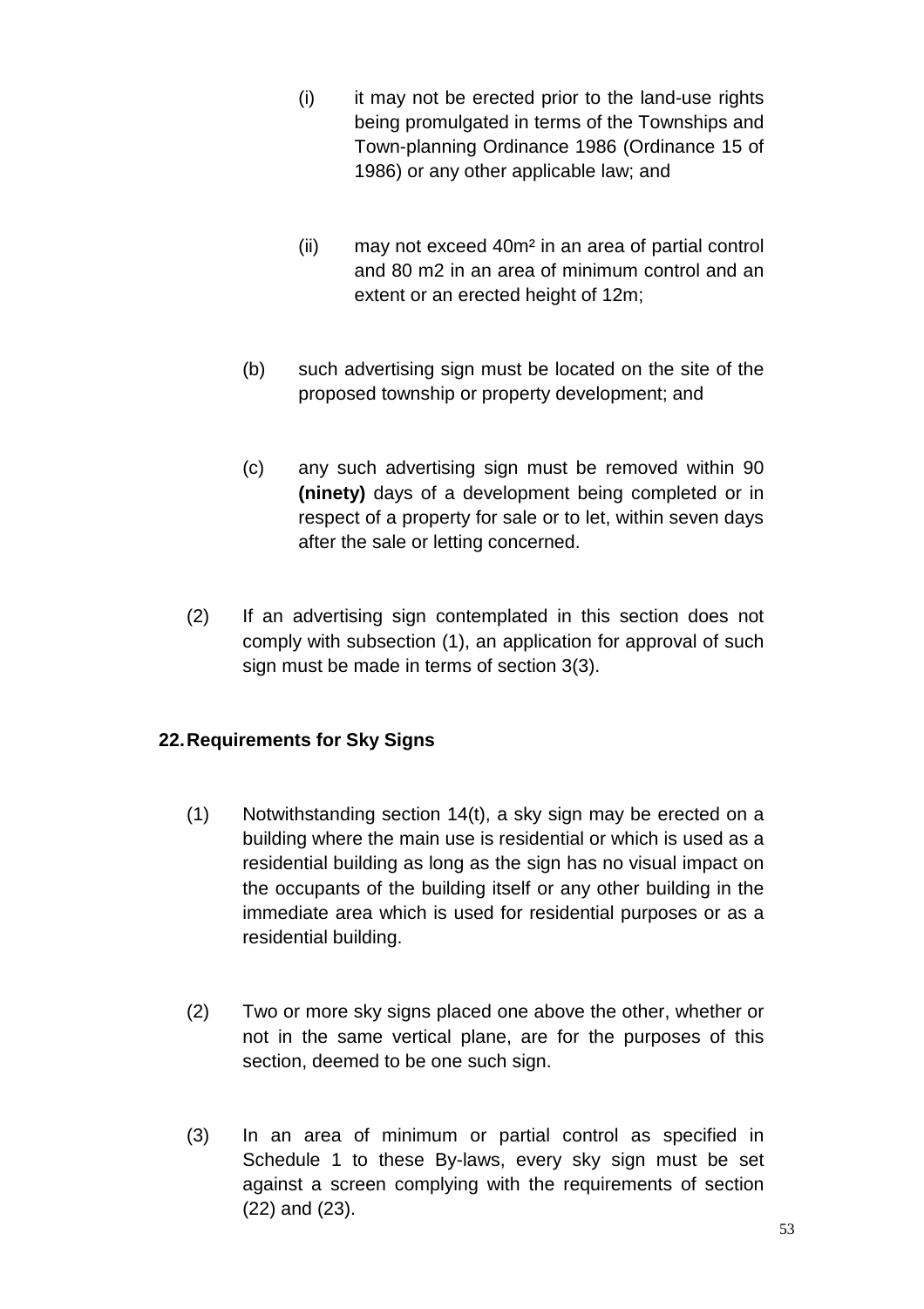(i) it may not be erected prior to the land-use rights being promulgated in terms of the Townships and Town-planning Ordinance 1986 (Ordinance 15 of 1986) or any other applicable law; and

(ii) may not exceed 40m² in an area of partial control and 80 m2 in an area of minimum control and an extent or an erected height of 12m;

(b) such advertising sign must be located on the site of the proposed township or property development; and

(c) any such advertising sign must be removed within 90 **(ninety)** days of a development being completed or in respect of a property for sale or to let, within seven days after the sale or letting concerned.

(2) If an advertising sign contemplated in this section does not comply with subsection (1), an application for approval of such sign must be made in terms of section 3(3).

## 22. Requirements for Sky Signs

(1) Notwithstanding section 14(t), a sky sign may be erected on a building where the main use is residential or which is used as a residential building as long as the sign has no visual impact on the occupants of the building itself or any other building in the immediate area which is used for residential purposes or as a residential building.

(2) Two or more sky signs placed one above the other, whether or not in the same vertical plane, are for the purposes of this section, deemed to be one such sign.

(3) In an area of minimum or partial control as specified in Schedule 1 to these By-laws, every sky sign must be set against a screen complying with the requirements of section (22) and (23).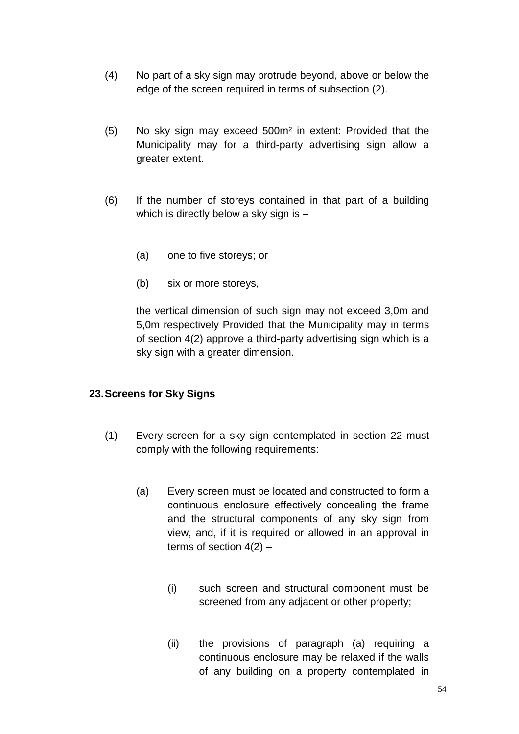(4) No part of a sky sign may protrude beyond, above or below the edge of the screen required in terms of subsection (2).

(5) No sky sign may exceed 500m² in extent: Provided that the Municipality may for a third-party advertising sign allow a greater extent.

(6) If the number of storeys contained in that part of a building which is directly below a sky sign is –

(a) one to five storeys; or

(b) six or more storeys,

the vertical dimension of such sign may not exceed 3,0m and 5,0m respectively Provided that the Municipality may in terms of section 4(2) approve a third-party advertising sign which is a sky sign with a greater dimension.

## 23. Screens for Sky Signs

(1) Every screen for a sky sign contemplated in section 22 must comply with the following requirements:

(a) Every screen must be located and constructed to form a continuous enclosure effectively concealing the frame and the structural components of any sky sign from view, and, if it is required or allowed in an approval in terms of section 4(2) –

(i) such screen and structural component must be screened from any adjacent or other property;

(ii) the provisions of paragraph (a) requiring a continuous enclosure may be relaxed if the walls of any building on a property contemplated in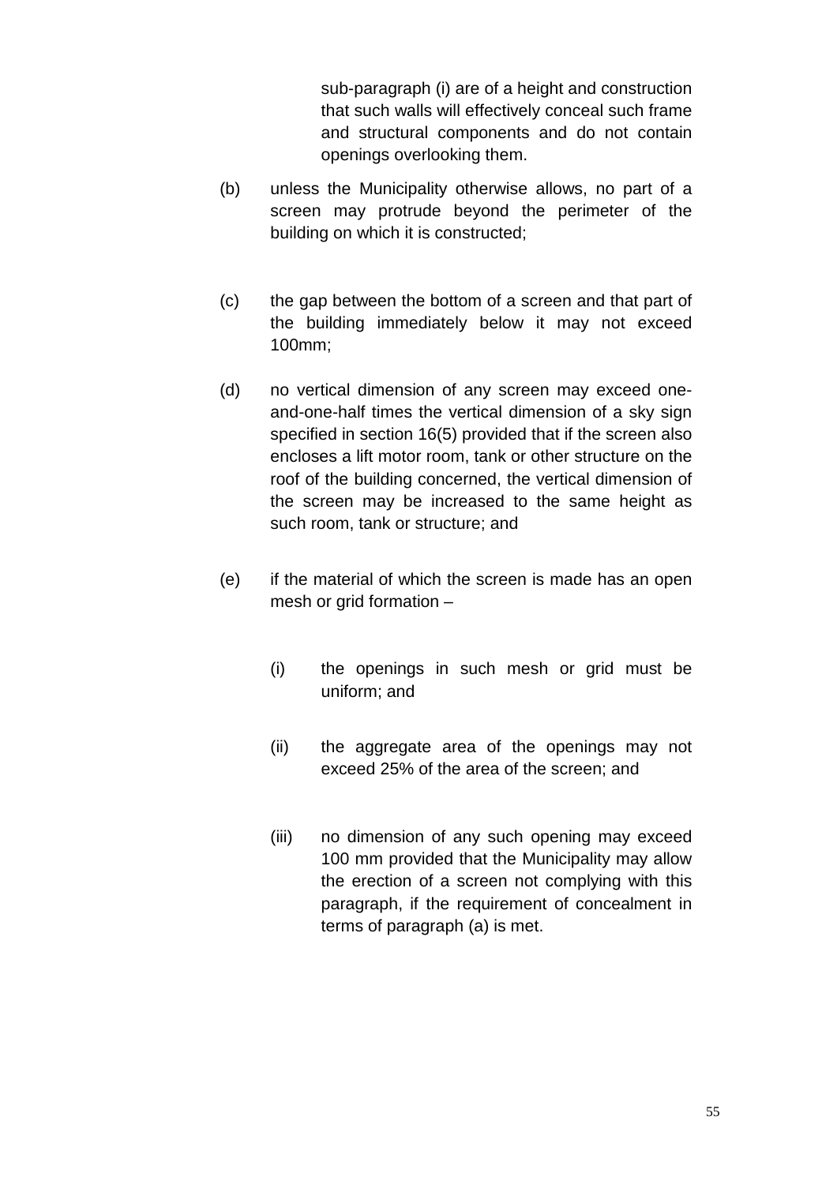sub-paragraph (i) are of a height and construction that such walls will effectively conceal such frame and structural components and do not contain openings overlooking them.

(b) unless the Municipality otherwise allows, no part of a screen may protrude beyond the perimeter of the building on which it is constructed;

(c) the gap between the bottom of a screen and that part of the building immediately below it may not exceed 100mm;

(d) no vertical dimension of any screen may exceed one-and-one-half times the vertical dimension of a sky sign specified in section 16(5) provided that if the screen also encloses a lift motor room, tank or other structure on the roof of the building concerned, the vertical dimension of the screen may be increased to the same height as such room, tank or structure; and

(e) if the material of which the screen is made has an open mesh or grid formation –

(i) the openings in such mesh or grid must be uniform; and

(ii) the aggregate area of the openings may not exceed 25% of the area of the screen; and

(iii) no dimension of any such opening may exceed 100 mm provided that the Municipality may allow the erection of a screen not complying with this paragraph, if the requirement of concealment in terms of paragraph (a) is met.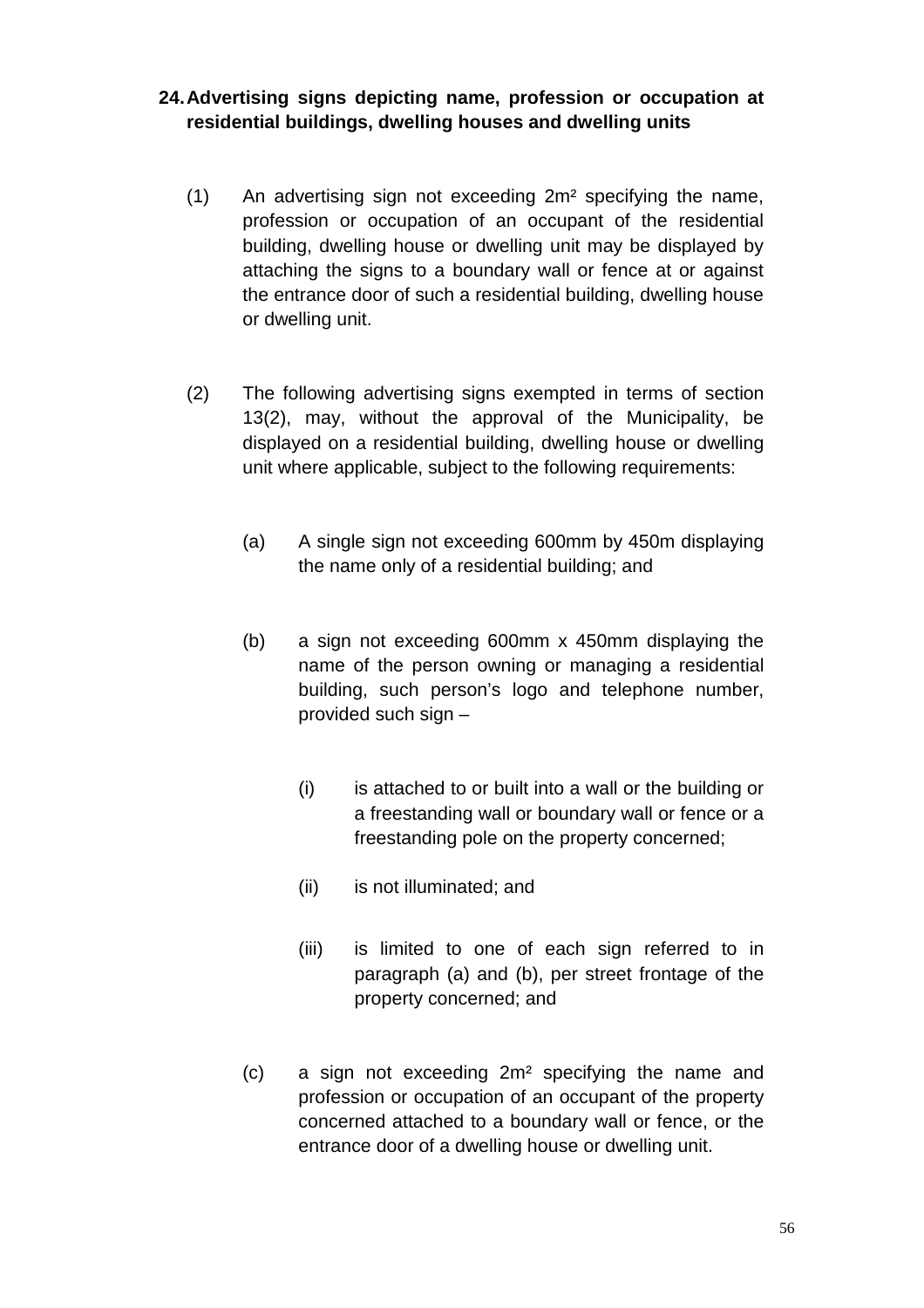## 24. Advertising signs depicting name, profession or occupation at residential buildings, dwelling houses and dwelling units

(1) An advertising sign not exceeding $2m^2$ specifying the name, profession or occupation of an occupant of the residential building, dwelling house or dwelling unit may be displayed by attaching the signs to a boundary wall or fence at or against the entrance door of such a residential building, dwelling house or dwelling unit.

(2) The following advertising signs exempted in terms of section 13(2), may, without the approval of the Municipality, be displayed on a residential building, dwelling house or dwelling unit where applicable, subject to the following requirements:

(a) A single sign not exceeding 600mm by 450m displaying the name only of a residential building; and

(b) a sign not exceeding 600mm x 450mm displaying the name of the person owning or managing a residential building, such person's logo and telephone number, provided such sign –

(i) is attached to or built into a wall or the building or a freestanding wall or boundary wall or fence or a freestanding pole on the property concerned;

(ii) is not illuminated; and

(iii) is limited to one of each sign referred to in paragraph (a) and (b), per street frontage of the property concerned; and

(c) a sign not exceeding $2m^2$ specifying the name and profession or occupation of an occupant of the property concerned attached to a boundary wall or fence, or the entrance door of a dwelling house or dwelling unit.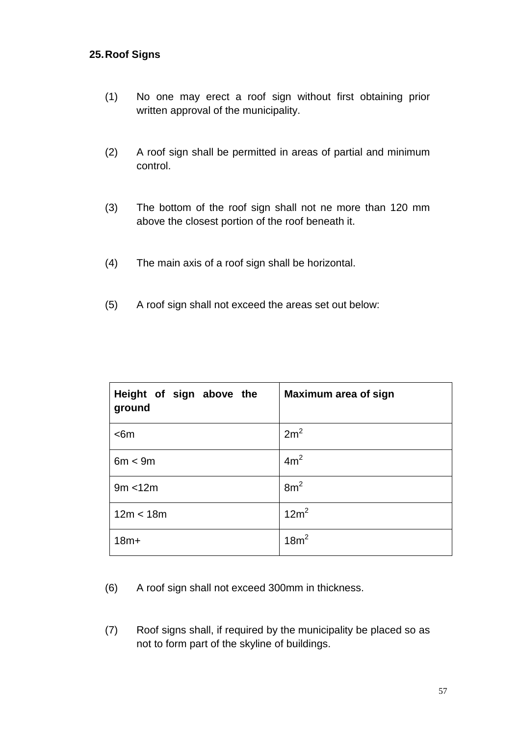## 25. Roof Signs

(1) No one may erect a roof sign without first obtaining prior written approval of the municipality.

(2) A roof sign shall be permitted in areas of partial and minimum control.

(3) The bottom of the roof sign shall not ne more than 120 mm above the closest portion of the roof beneath it.

(4) The main axis of a roof sign shall be horizontal.

(5) A roof sign shall not exceed the areas set out below:

| Height of sign above the ground | Maximum area of sign |
|---|---|
| <6m | $2m^2$ |
| 6m < 9m | $4m^2$ |
| 9m <12m | $8m^2$ |
| 12m < 18m | $12m^2$ |
| 18m+ | $18m^2$ |

(6) A roof sign shall not exceed 300mm in thickness.

(7) Roof signs shall, if required by the municipality be placed so as not to form part of the skyline of buildings.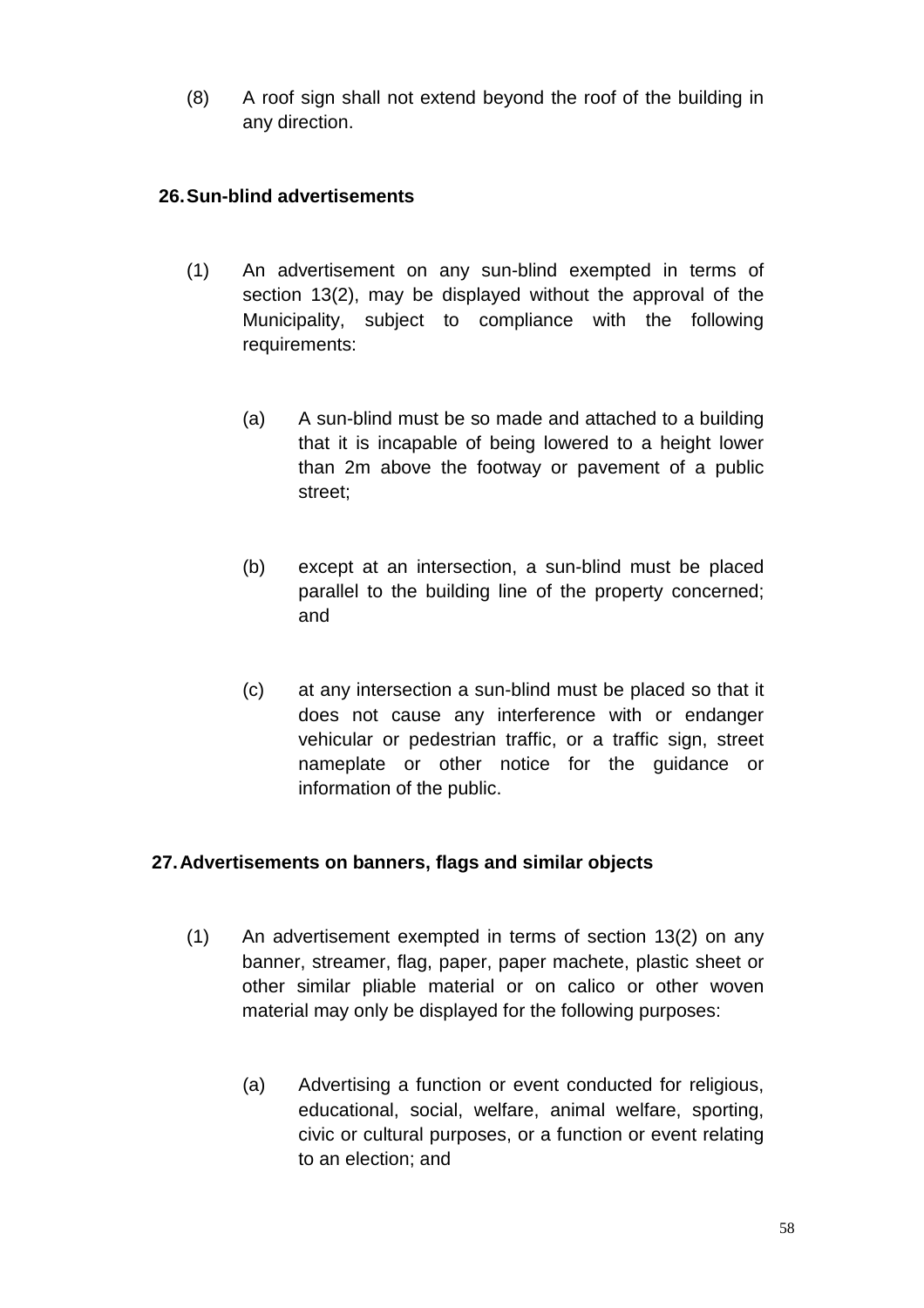(8) A roof sign shall not extend beyond the roof of the building in any direction.

## 26. Sun-blind advertisements

(1) An advertisement on any sun-blind exempted in terms of section 13(2), may be displayed without the approval of the Municipality, subject to compliance with the following requirements:

(a) A sun-blind must be so made and attached to a building that it is incapable of being lowered to a height lower than 2m above the footway or pavement of a public street;

(b) except at an intersection, a sun-blind must be placed parallel to the building line of the property concerned; and

(c) at any intersection a sun-blind must be placed so that it does not cause any interference with or endanger vehicular or pedestrian traffic, or a traffic sign, street nameplate or other notice for the guidance or information of the public.

## 27. Advertisements on banners, flags and similar objects

(1) An advertisement exempted in terms of section 13(2) on any banner, streamer, flag, paper, paper machete, plastic sheet or other similar pliable material or on calico or other woven material may only be displayed for the following purposes:

(a) Advertising a function or event conducted for religious, educational, social, welfare, animal welfare, sporting, civic or cultural purposes, or a function or event relating to an election; and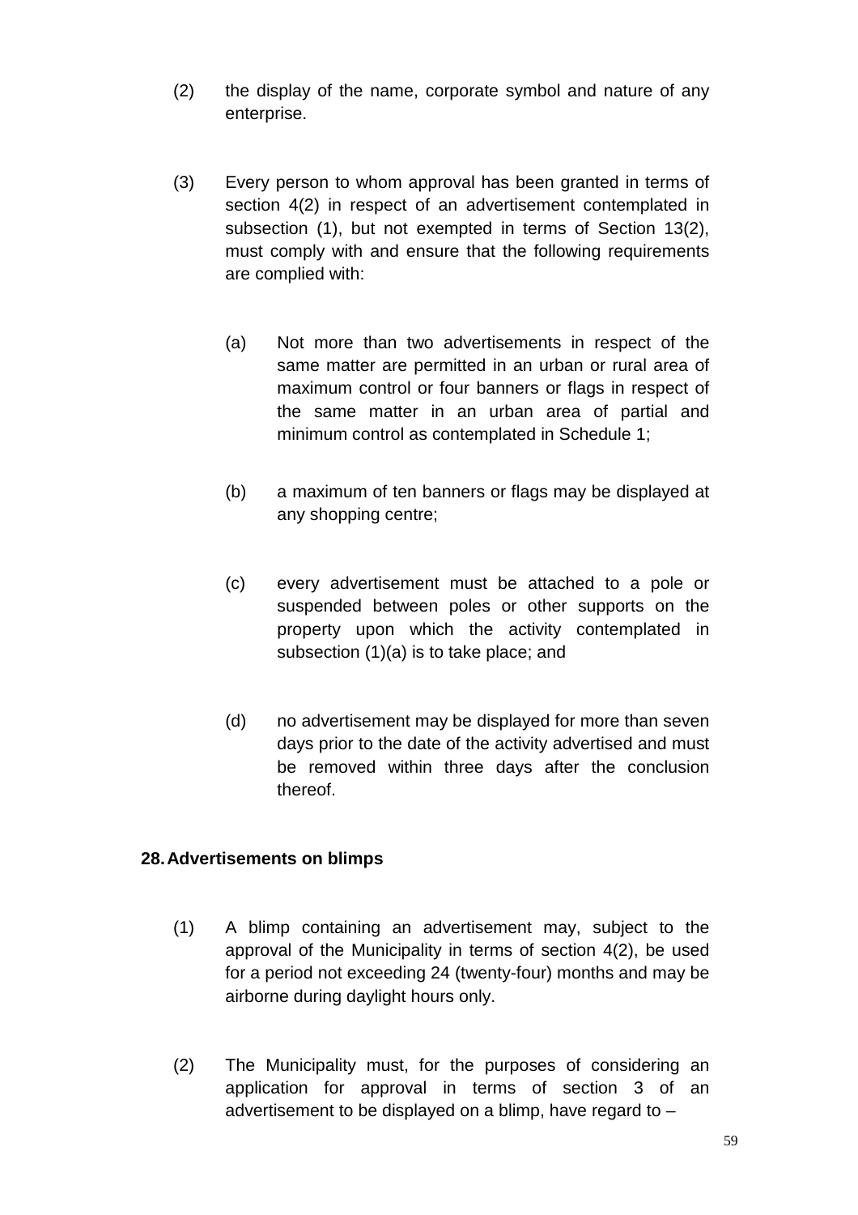(2) the display of the name, corporate symbol and nature of any enterprise.

(3) Every person to whom approval has been granted in terms of section 4(2) in respect of an advertisement contemplated in subsection (1), but not exempted in terms of Section 13(2), must comply with and ensure that the following requirements are complied with:

(a) Not more than two advertisements in respect of the same matter are permitted in an urban or rural area of maximum control or four banners or flags in respect of the same matter in an urban area of partial and minimum control as contemplated in Schedule 1;

(b) a maximum of ten banners or flags may be displayed at any shopping centre;

(c) every advertisement must be attached to a pole or suspended between poles or other supports on the property upon which the activity contemplated in subsection (1)(a) is to take place; and

(d) no advertisement may be displayed for more than seven days prior to the date of the activity advertised and must be removed within three days after the conclusion thereof.

**28. Advertisements on blimps**

(1) A blimp containing an advertisement may, subject to the approval of the Municipality in terms of section 4(2), be used for a period not exceeding 24 (twenty-four) months and may be airborne during daylight hours only.

(2) The Municipality must, for the purposes of considering an application for approval in terms of section 3 of an advertisement to be displayed on a blimp, have regard to –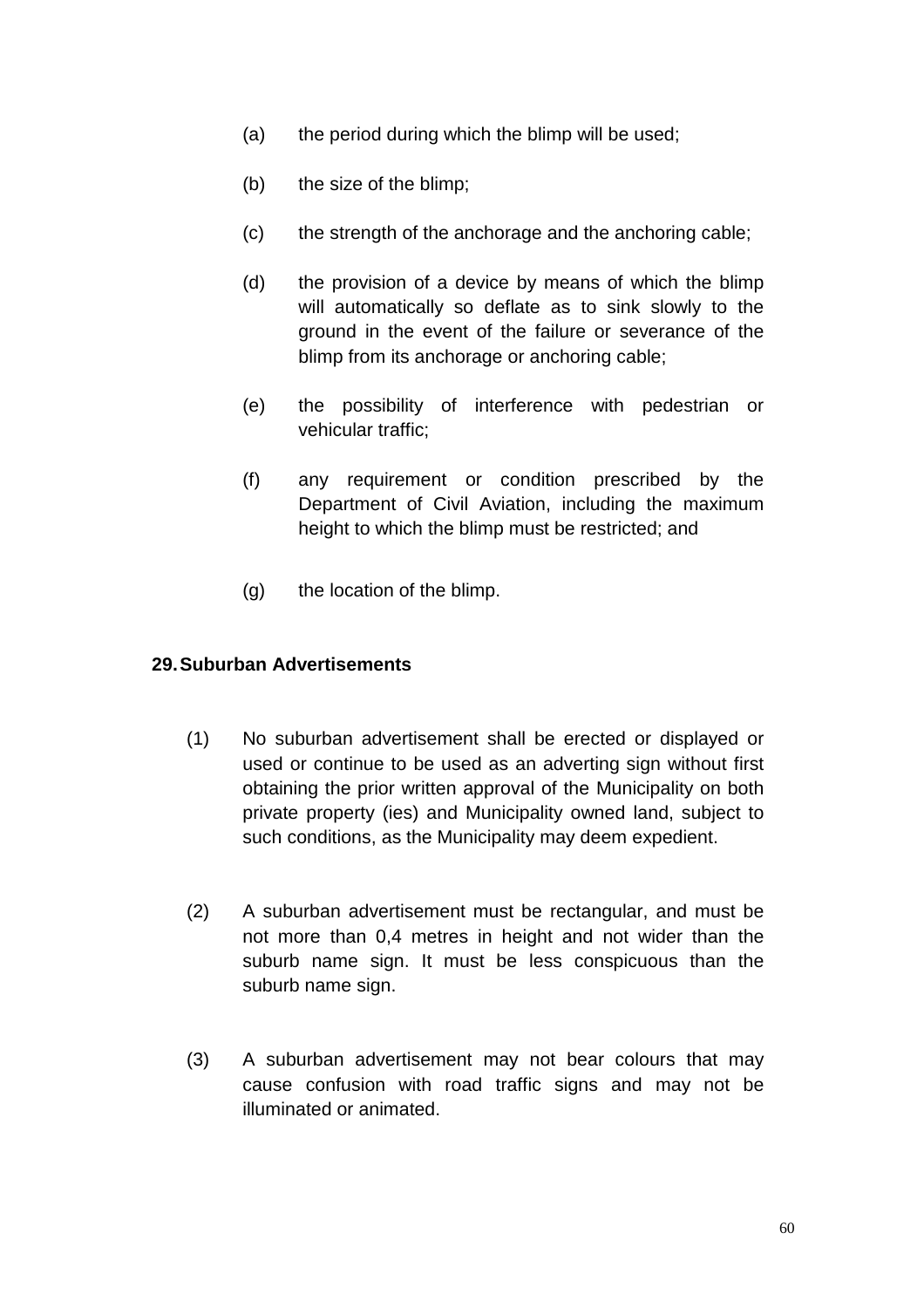(a) the period during which the blimp will be used;

(b) the size of the blimp;

(c) the strength of the anchorage and the anchoring cable;

(d) the provision of a device by means of which the blimp will automatically so deflate as to sink slowly to the ground in the event of the failure or severance of the blimp from its anchorage or anchoring cable;

(e) the possibility of interference with pedestrian or vehicular traffic;

(f) any requirement or condition prescribed by the Department of Civil Aviation, including the maximum height to which the blimp must be restricted; and

(g) the location of the blimp.

**29. Suburban Advertisements**

(1) No suburban advertisement shall be erected or displayed or used or continue to be used as an adverting sign without first obtaining the prior written approval of the Municipality on both private property (ies) and Municipality owned land, subject to such conditions, as the Municipality may deem expedient.

(2) A suburban advertisement must be rectangular, and must be not more than 0,4 metres in height and not wider than the suburb name sign. It must be less conspicuous than the suburb name sign.

(3) A suburban advertisement may not bear colours that may cause confusion with road traffic signs and may not be illuminated or animated.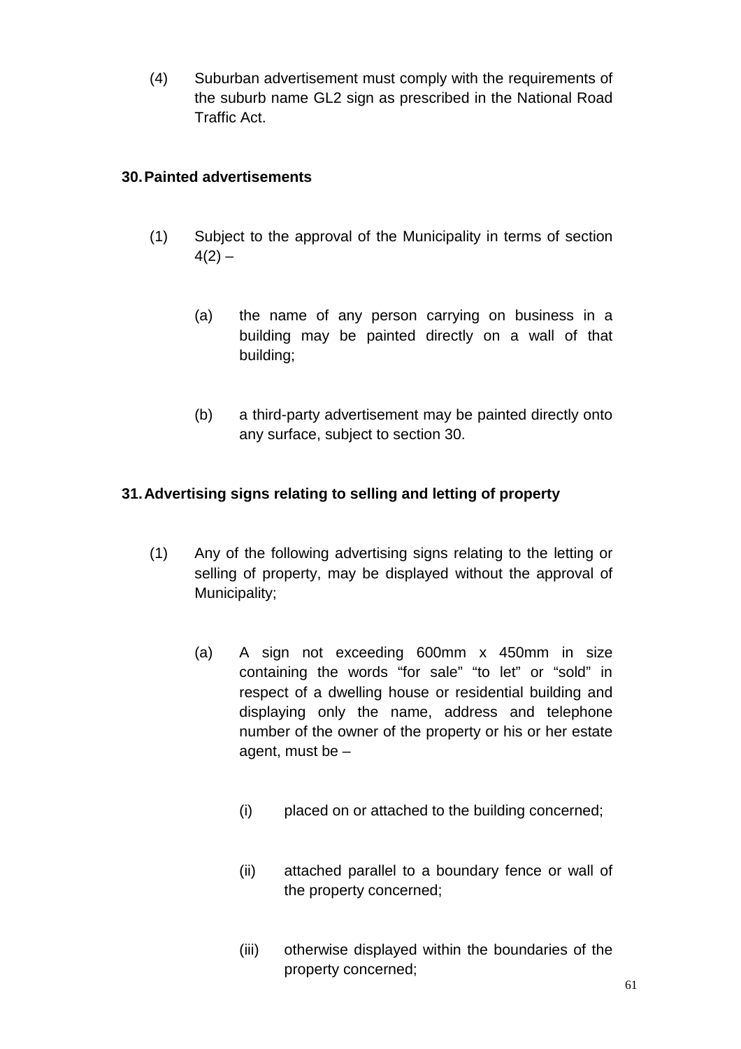(4) Suburban advertisement must comply with the requirements of the suburb name GL2 sign as prescribed in the National Road Traffic Act.

### 30. Painted advertisements

(1) Subject to the approval of the Municipality in terms of section 4(2) –

(a) the name of any person carrying on business in a building may be painted directly on a wall of that building;

(b) a third-party advertisement may be painted directly onto any surface, subject to section 30.

### 31. Advertising signs relating to selling and letting of property

(1) Any of the following advertising signs relating to the letting or selling of property, may be displayed without the approval of Municipality;

(a) A sign not exceeding 600mm x 450mm in size containing the words "for sale" "to let" or "sold" in respect of a dwelling house or residential building and displaying only the name, address and telephone number of the owner of the property or his or her estate agent, must be –

(i) placed on or attached to the building concerned;

(ii) attached parallel to a boundary fence or wall of the property concerned;

(iii) otherwise displayed within the boundaries of the property concerned;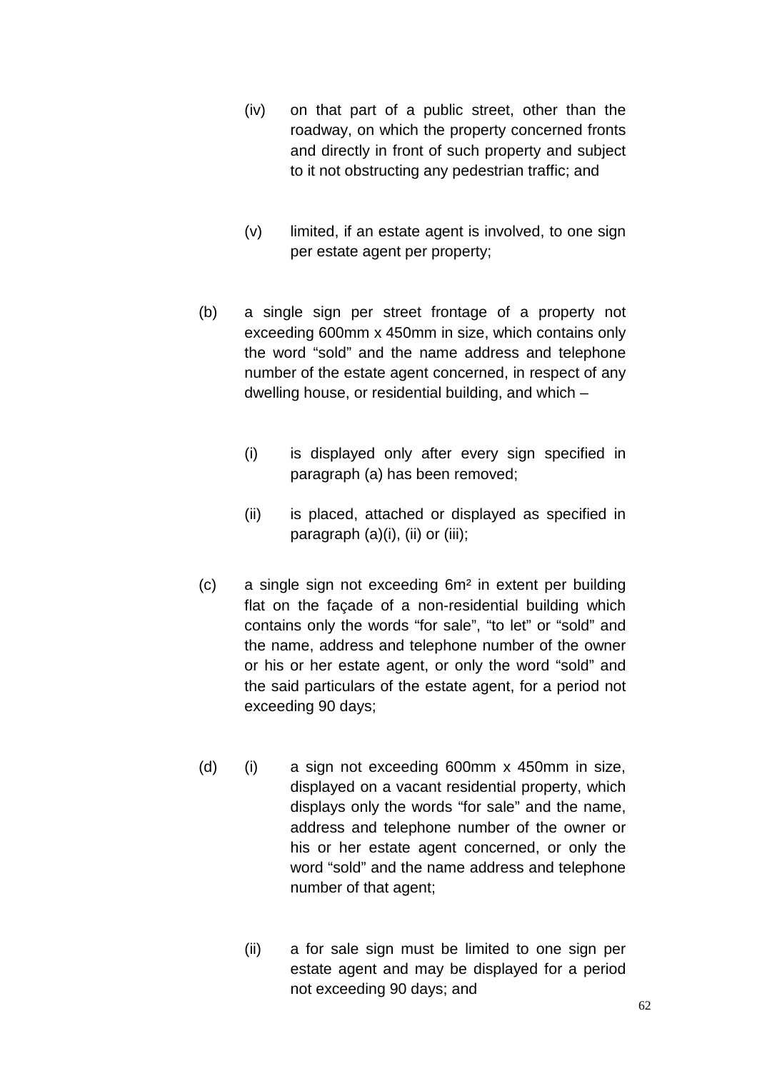(iv) on that part of a public street, other than the roadway, on which the property concerned fronts and directly in front of such property and subject to it not obstructing any pedestrian traffic; and

(v) limited, if an estate agent is involved, to one sign per estate agent per property;

(b) a single sign per street frontage of a property not exceeding 600mm x 450mm in size, which contains only the word "sold" and the name address and telephone number of the estate agent concerned, in respect of any dwelling house, or residential building, and which –

(i) is displayed only after every sign specified in paragraph (a) has been removed;

(ii) is placed, attached or displayed as specified in paragraph (a)(i), (ii) or (iii);

(c) a single sign not exceeding 6m² in extent per building flat on the façade of a non-residential building which contains only the words "for sale", "to let" or "sold" and the name, address and telephone number of the owner or his or her estate agent, or only the word "sold" and the said particulars of the estate agent, for a period not exceeding 90 days;

(d) (i) a sign not exceeding 600mm x 450mm in size, displayed on a vacant residential property, which displays only the words "for sale" and the name, address and telephone number of the owner or his or her estate agent concerned, or only the word "sold" and the name address and telephone number of that agent;

(ii) a for sale sign must be limited to one sign per estate agent and may be displayed for a period not exceeding 90 days; and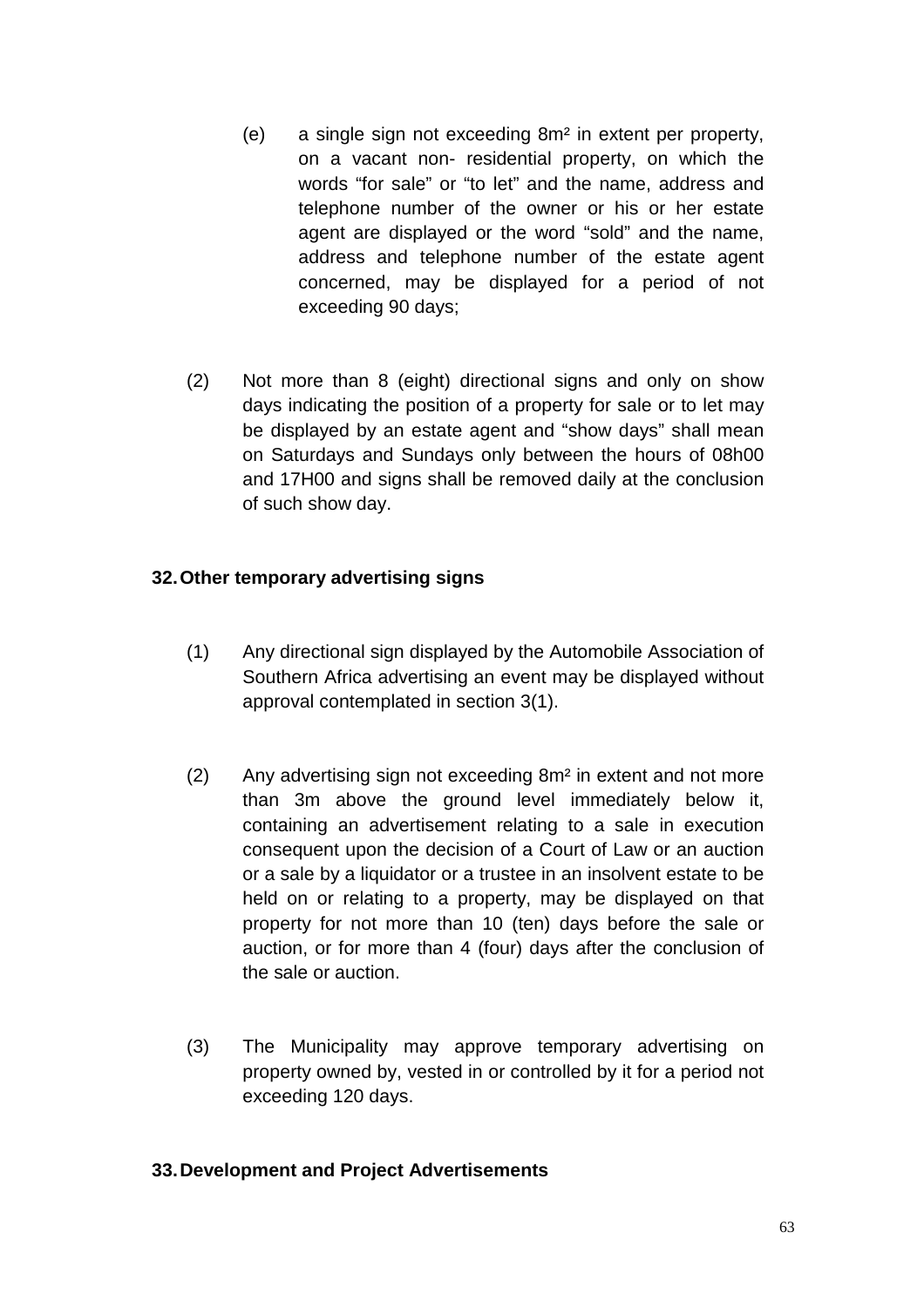(e) a single sign not exceeding 8m² in extent per property, on a vacant non- residential property, on which the words "for sale" or "to let" and the name, address and telephone number of the owner or his or her estate agent are displayed or the word "sold" and the name, address and telephone number of the estate agent concerned, may be displayed for a period of not exceeding 90 days;

(2) Not more than 8 (eight) directional signs and only on show days indicating the position of a property for sale or to let may be displayed by an estate agent and "show days" shall mean on Saturdays and Sundays only between the hours of 08h00 and 17H00 and signs shall be removed daily at the conclusion of such show day.

## 32. Other temporary advertising signs

(1) Any directional sign displayed by the Automobile Association of Southern Africa advertising an event may be displayed without approval contemplated in section 3(1).

(2) Any advertising sign not exceeding 8m² in extent and not more than 3m above the ground level immediately below it, containing an advertisement relating to a sale in execution consequent upon the decision of a Court of Law or an auction or a sale by a liquidator or a trustee in an insolvent estate to be held on or relating to a property, may be displayed on that property for not more than 10 (ten) days before the sale or auction, or for more than 4 (four) days after the conclusion of the sale or auction.

(3) The Municipality may approve temporary advertising on property owned by, vested in or controlled by it for a period not exceeding 120 days.

## 33. Development and Project Advertisements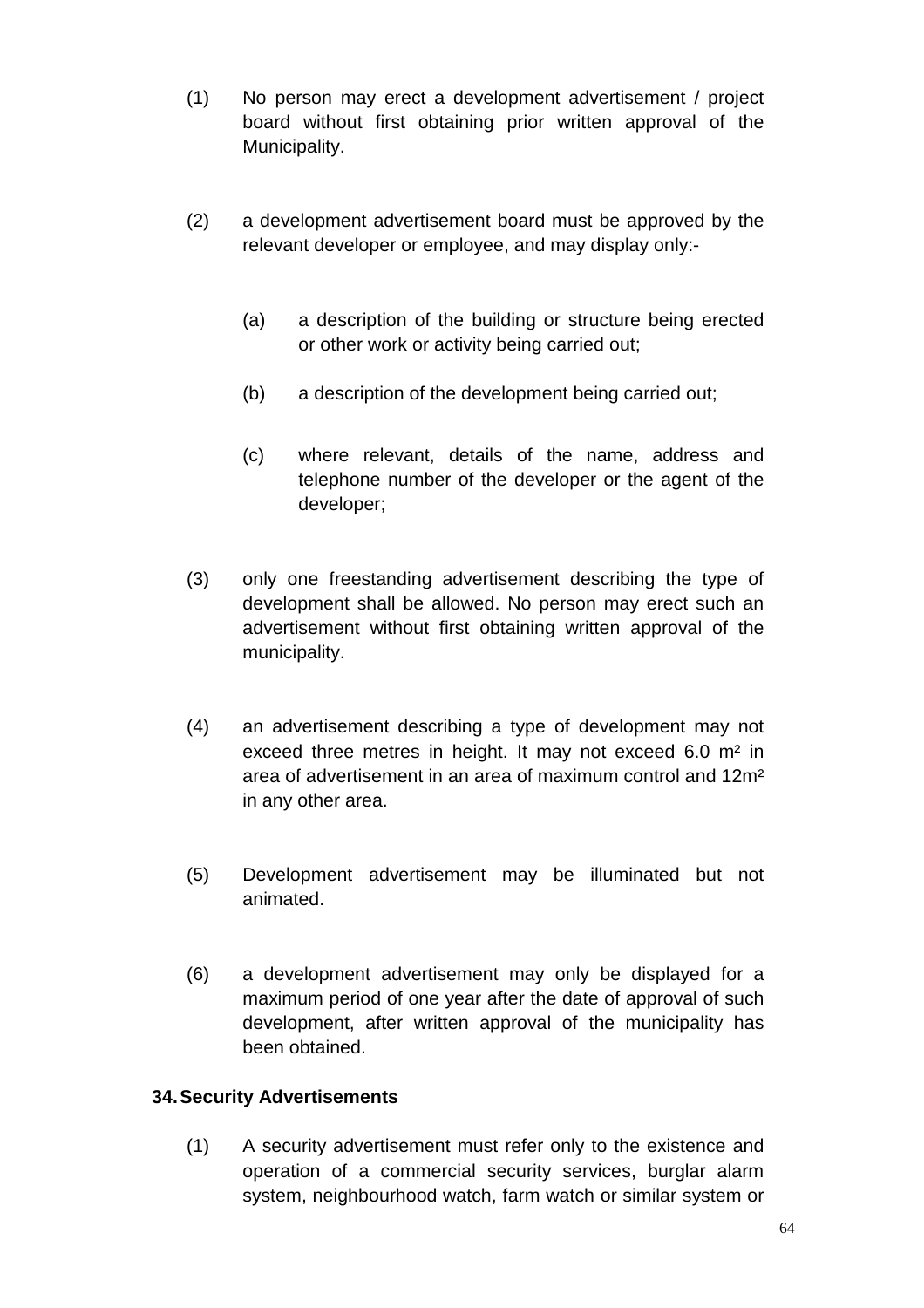(1) No person may erect a development advertisement / project board without first obtaining prior written approval of the Municipality.

(2) a development advertisement board must be approved by the relevant developer or employee, and may display only:-

  (a) a description of the building or structure being erected or other work or activity being carried out;

  (b) a description of the development being carried out;

  (c) where relevant, details of the name, address and telephone number of the developer or the agent of the developer;

(3) only one freestanding advertisement describing the type of development shall be allowed. No person may erect such an advertisement without first obtaining written approval of the municipality.

(4) an advertisement describing a type of development may not exceed three metres in height. It may not exceed 6.0 $m^2$ in area of advertisement in an area of maximum control and 12$m^2$ in any other area.

(5) Development advertisement may be illuminated but not animated.

(6) a development advertisement may only be displayed for a maximum period of one year after the date of approval of such development, after written approval of the municipality has been obtained.

**34. Security Advertisements**

(1) A security advertisement must refer only to the existence and operation of a commercial security services, burglar alarm system, neighbourhood watch, farm watch or similar system or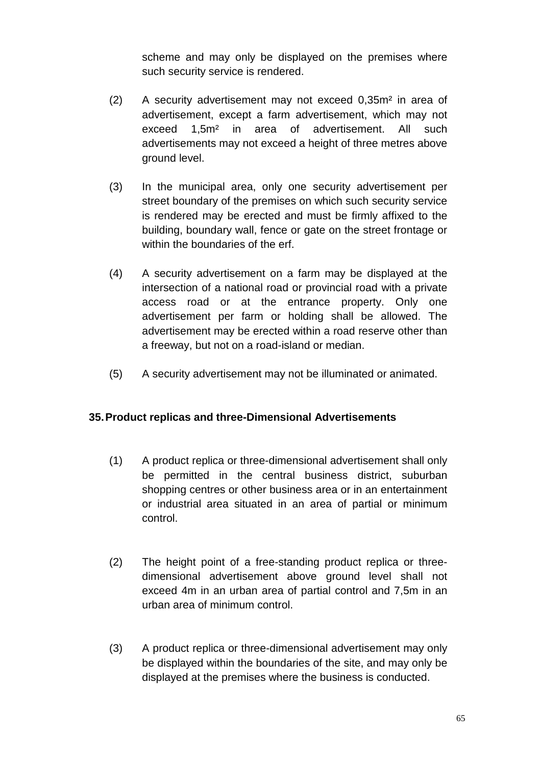scheme and may only be displayed on the premises where such security service is rendered.

(2) A security advertisement may not exceed 0,35m² in area of advertisement, except a farm advertisement, which may not exceed 1,5m² in area of advertisement. All such advertisements may not exceed a height of three metres above ground level.

(3) In the municipal area, only one security advertisement per street boundary of the premises on which such security service is rendered may be erected and must be firmly affixed to the building, boundary wall, fence or gate on the street frontage or within the boundaries of the erf.

(4) A security advertisement on a farm may be displayed at the intersection of a national road or provincial road with a private access road or at the entrance property. Only one advertisement per farm or holding shall be allowed. The advertisement may be erected within a road reserve other than a freeway, but not on a road-island or median.

(5) A security advertisement may not be illuminated or animated.

**35. Product replicas and three-Dimensional Advertisements**

(1) A product replica or three-dimensional advertisement shall only be permitted in the central business district, suburban shopping centres or other business area or in an entertainment or industrial area situated in an area of partial or minimum control.

(2) The height point of a free-standing product replica or three-dimensional advertisement above ground level shall not exceed 4m in an urban area of partial control and 7,5m in an urban area of minimum control.

(3) A product replica or three-dimensional advertisement may only be displayed within the boundaries of the site, and may only be displayed at the premises where the business is conducted.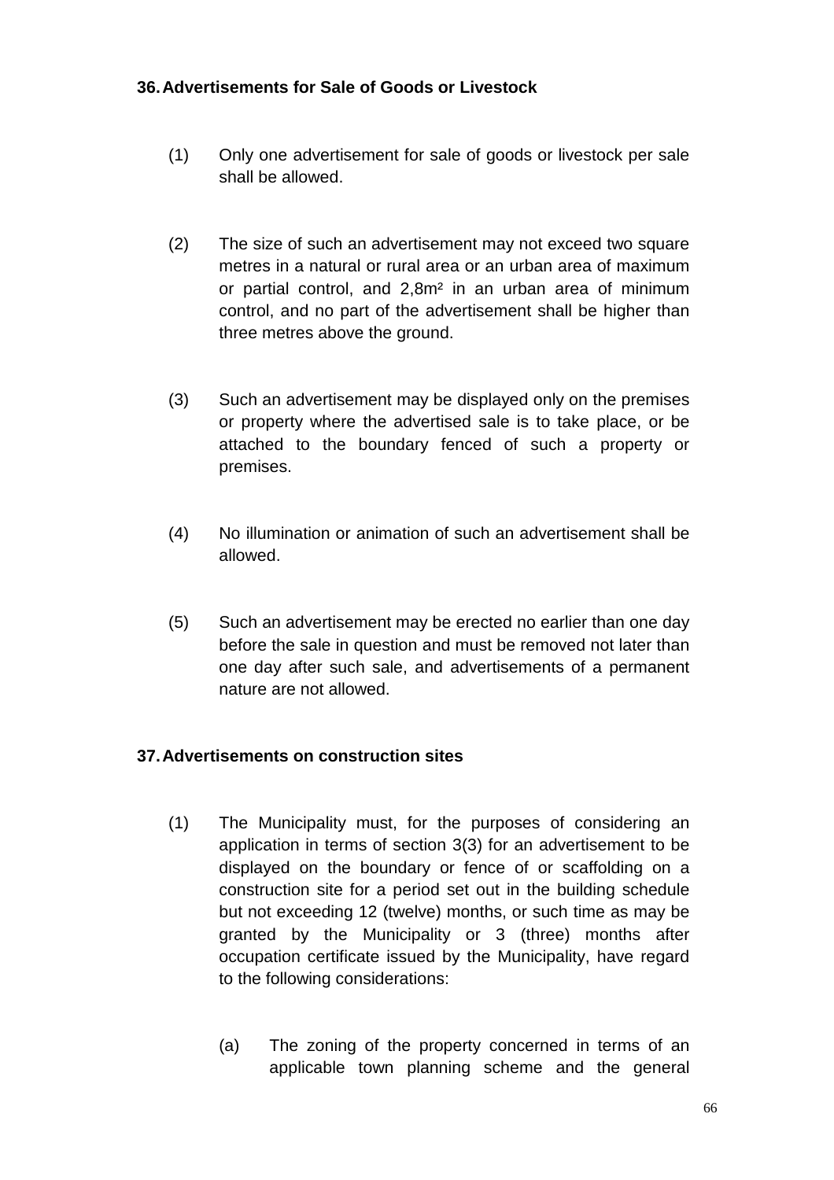## 36. Advertisements for Sale of Goods or Livestock

(1) Only one advertisement for sale of goods or livestock per sale shall be allowed.

(2) The size of such an advertisement may not exceed two square metres in a natural or rural area or an urban area of maximum or partial control, and 2,8m² in an urban area of minimum control, and no part of the advertisement shall be higher than three metres above the ground.

(3) Such an advertisement may be displayed only on the premises or property where the advertised sale is to take place, or be attached to the boundary fenced of such a property or premises.

(4) No illumination or animation of such an advertisement shall be allowed.

(5) Such an advertisement may be erected no earlier than one day before the sale in question and must be removed not later than one day after such sale, and advertisements of a permanent nature are not allowed.

## 37. Advertisements on construction sites

(1) The Municipality must, for the purposes of considering an application in terms of section 3(3) for an advertisement to be displayed on the boundary or fence of or scaffolding on a construction site for a period set out in the building schedule but not exceeding 12 (twelve) months, or such time as may be granted by the Municipality or 3 (three) months after occupation certificate issued by the Municipality, have regard to the following considerations:

(a) The zoning of the property concerned in terms of an applicable town planning scheme and the general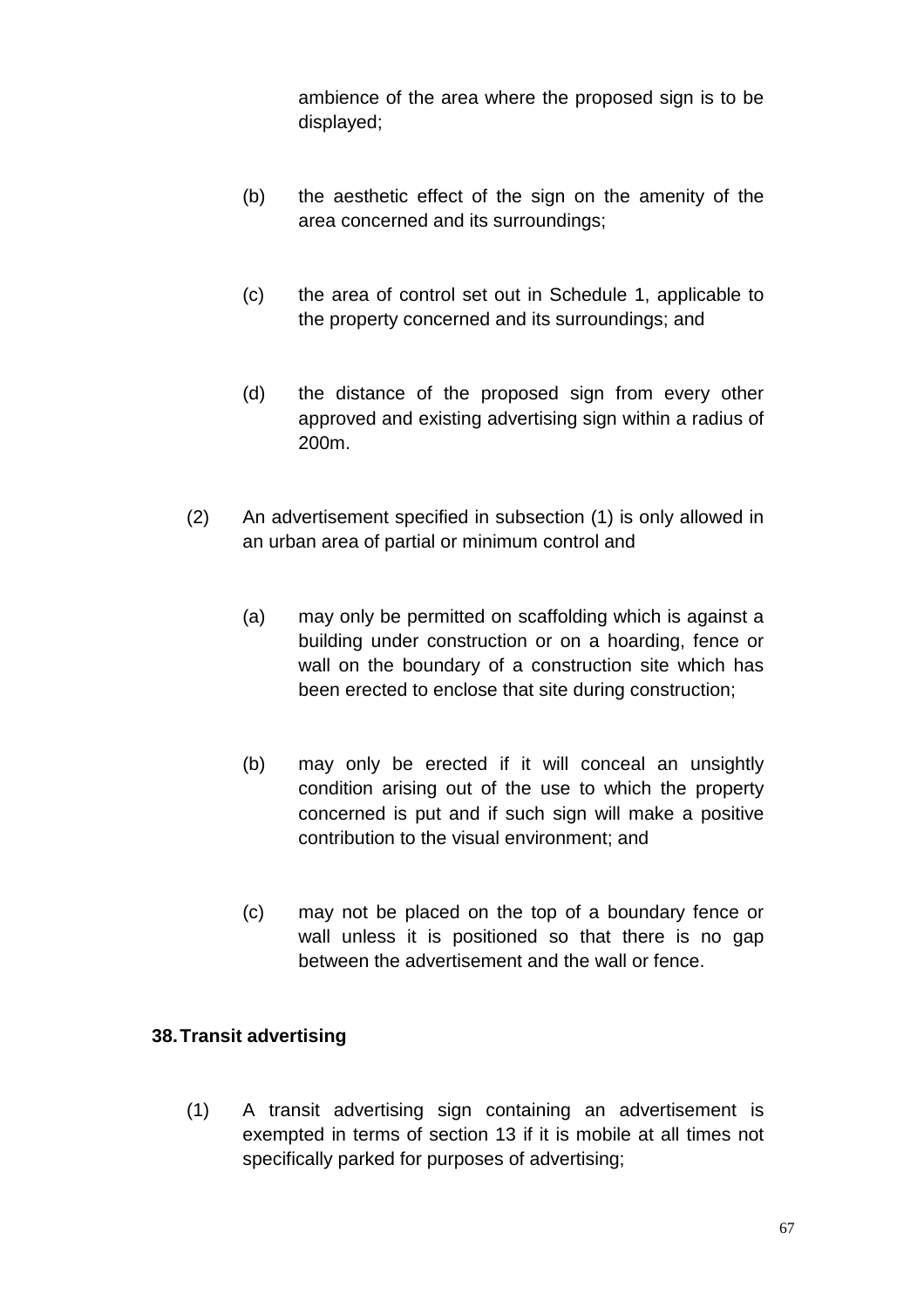ambience of the area where the proposed sign is to be displayed;

(b) the aesthetic effect of the sign on the amenity of the area concerned and its surroundings;

(c) the area of control set out in Schedule 1, applicable to the property concerned and its surroundings; and

(d) the distance of the proposed sign from every other approved and existing advertising sign within a radius of 200m.

(2) An advertisement specified in subsection (1) is only allowed in an urban area of partial or minimum control and

(a) may only be permitted on scaffolding which is against a building under construction or on a hoarding, fence or wall on the boundary of a construction site which has been erected to enclose that site during construction;

(b) may only be erected if it will conceal an unsightly condition arising out of the use to which the property concerned is put and if such sign will make a positive contribution to the visual environment; and

(c) may not be placed on the top of a boundary fence or wall unless it is positioned so that there is no gap between the advertisement and the wall or fence.

**38. Transit advertising**

(1) A transit advertising sign containing an advertisement is exempted in terms of section 13 if it is mobile at all times not specifically parked for purposes of advertising;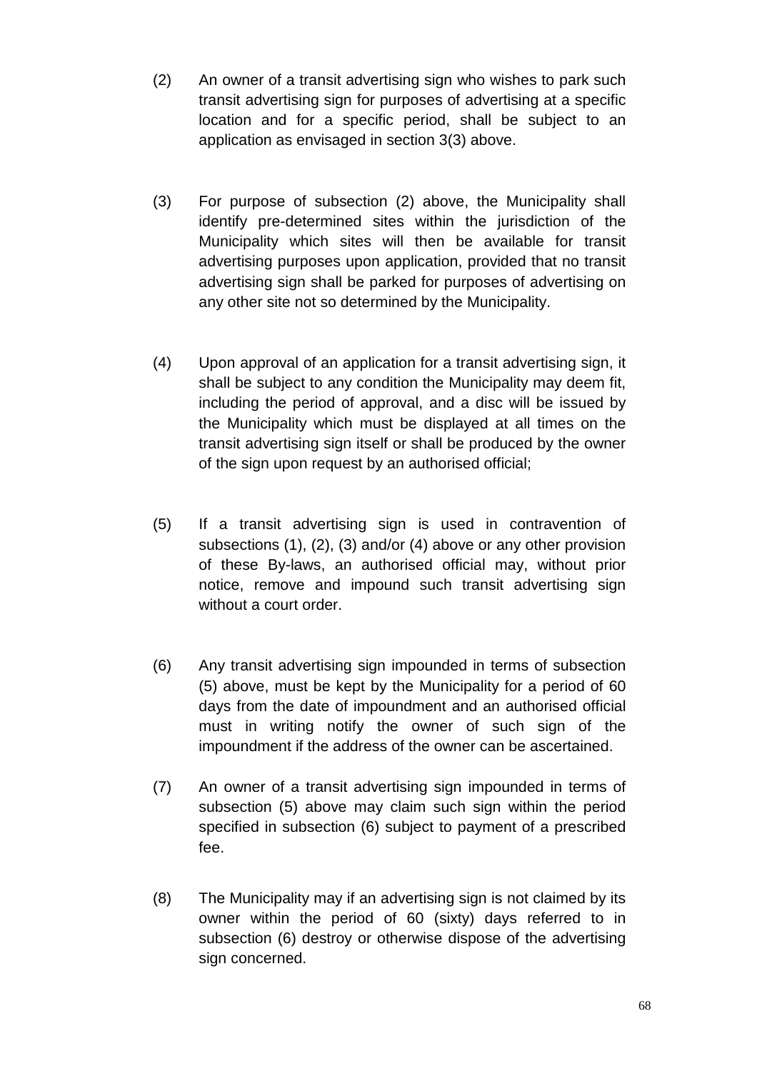(2) An owner of a transit advertising sign who wishes to park such transit advertising sign for purposes of advertising at a specific location and for a specific period, shall be subject to an application as envisaged in section 3(3) above.

(3) For purpose of subsection (2) above, the Municipality shall identify pre-determined sites within the jurisdiction of the Municipality which sites will then be available for transit advertising purposes upon application, provided that no transit advertising sign shall be parked for purposes of advertising on any other site not so determined by the Municipality.

(4) Upon approval of an application for a transit advertising sign, it shall be subject to any condition the Municipality may deem fit, including the period of approval, and a disc will be issued by the Municipality which must be displayed at all times on the transit advertising sign itself or shall be produced by the owner of the sign upon request by an authorised official;

(5) If a transit advertising sign is used in contravention of subsections (1), (2), (3) and/or (4) above or any other provision of these By-laws, an authorised official may, without prior notice, remove and impound such transit advertising sign without a court order.

(6) Any transit advertising sign impounded in terms of subsection (5) above, must be kept by the Municipality for a period of 60 days from the date of impoundment and an authorised official must in writing notify the owner of such sign of the impoundment if the address of the owner can be ascertained.

(7) An owner of a transit advertising sign impounded in terms of subsection (5) above may claim such sign within the period specified in subsection (6) subject to payment of a prescribed fee.

(8) The Municipality may if an advertising sign is not claimed by its owner within the period of 60 (sixty) days referred to in subsection (6) destroy or otherwise dispose of the advertising sign concerned.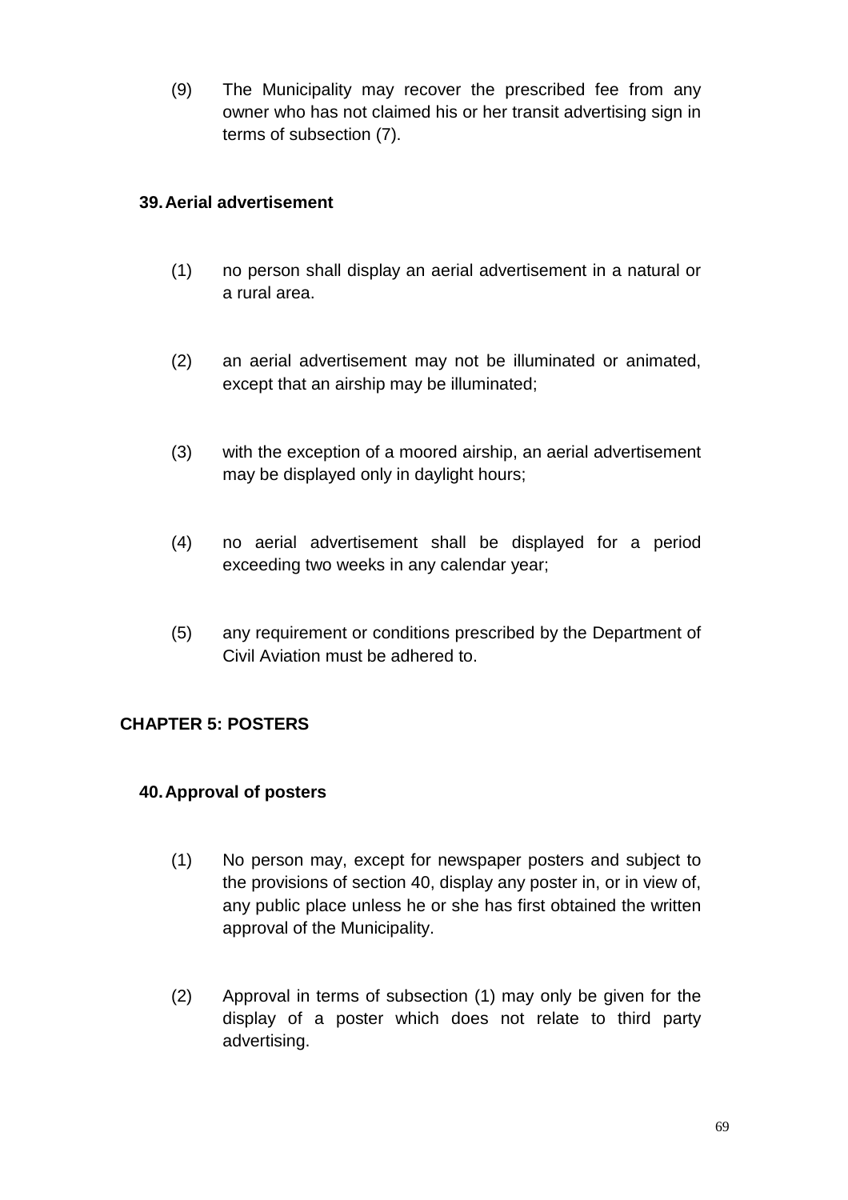(9) The Municipality may recover the prescribed fee from any owner who has not claimed his or her transit advertising sign in terms of subsection (7).

### 39. Aerial advertisement

(1) no person shall display an aerial advertisement in a natural or a rural area.

(2) an aerial advertisement may not be illuminated or animated, except that an airship may be illuminated;

(3) with the exception of a moored airship, an aerial advertisement may be displayed only in daylight hours;

(4) no aerial advertisement shall be displayed for a period exceeding two weeks in any calendar year;

(5) any requirement or conditions prescribed by the Department of Civil Aviation must be adhered to.

## CHAPTER 5: POSTERS

### 40. Approval of posters

(1) No person may, except for newspaper posters and subject to the provisions of section 40, display any poster in, or in view of, any public place unless he or she has first obtained the written approval of the Municipality.

(2) Approval in terms of subsection (1) may only be given for the display of a poster which does not relate to third party advertising.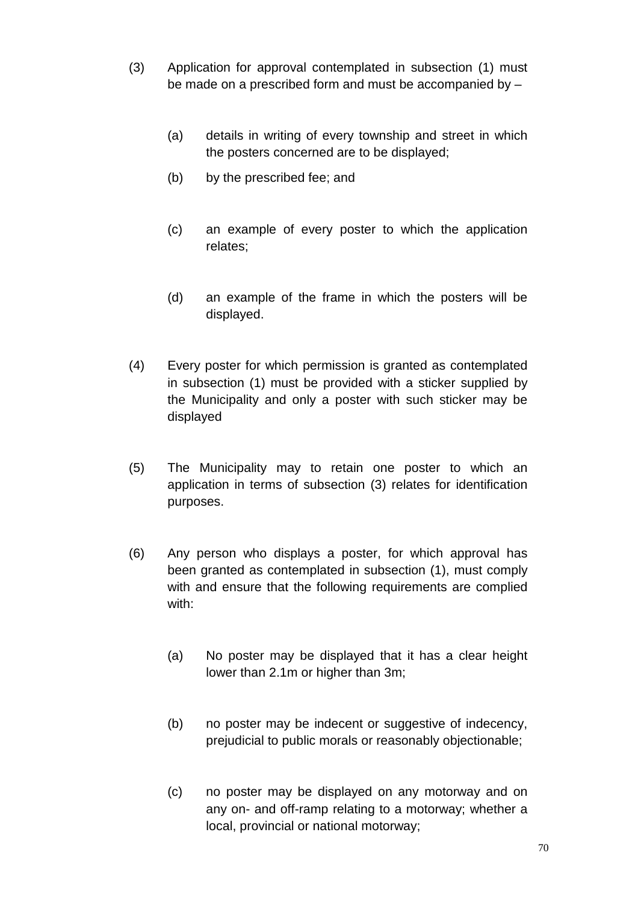(3) Application for approval contemplated in subsection (1) must be made on a prescribed form and must be accompanied by –

(a) details in writing of every township and street in which the posters concerned are to be displayed;

(b) by the prescribed fee; and

(c) an example of every poster to which the application relates;

(d) an example of the frame in which the posters will be displayed.

(4) Every poster for which permission is granted as contemplated in subsection (1) must be provided with a sticker supplied by the Municipality and only a poster with such sticker may be displayed

(5) The Municipality may to retain one poster to which an application in terms of subsection (3) relates for identification purposes.

(6) Any person who displays a poster, for which approval has been granted as contemplated in subsection (1), must comply with and ensure that the following requirements are complied with:

(a) No poster may be displayed that it has a clear height lower than 2.1m or higher than 3m;

(b) no poster may be indecent or suggestive of indecency, prejudicial to public morals or reasonably objectionable;

(c) no poster may be displayed on any motorway and on any on- and off-ramp relating to a motorway; whether a local, provincial or national motorway;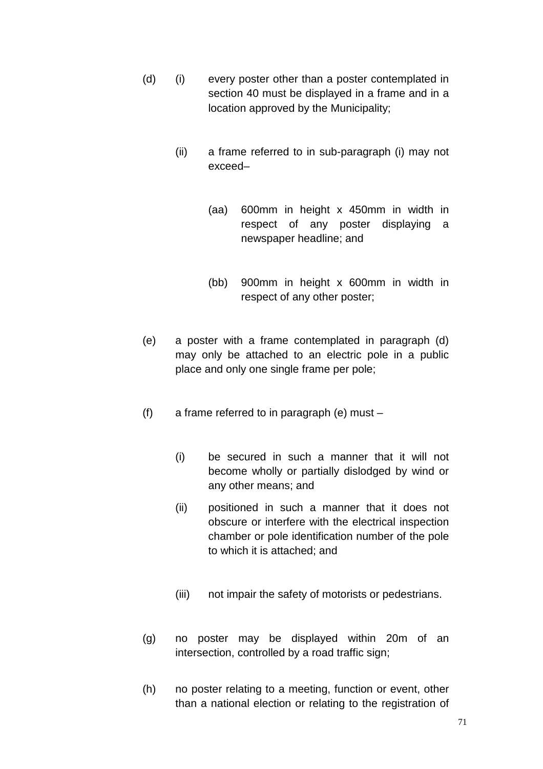(d) (i) every poster other than a poster contemplated in section 40 must be displayed in a frame and in a location approved by the Municipality;

(ii) a frame referred to in sub-paragraph (i) may not exceed–

(aa) 600mm in height x 450mm in width in respect of any poster displaying a newspaper headline; and

(bb) 900mm in height x 600mm in width in respect of any other poster;

(e) a poster with a frame contemplated in paragraph (d) may only be attached to an electric pole in a public place and only one single frame per pole;

(f) a frame referred to in paragraph (e) must –

(i) be secured in such a manner that it will not become wholly or partially dislodged by wind or any other means; and

(ii) positioned in such a manner that it does not obscure or interfere with the electrical inspection chamber or pole identification number of the pole to which it is attached; and

(iii) not impair the safety of motorists or pedestrians.

(g) no poster may be displayed within 20m of an intersection, controlled by a road traffic sign;

(h) no poster relating to a meeting, function or event, other than a national election or relating to the registration of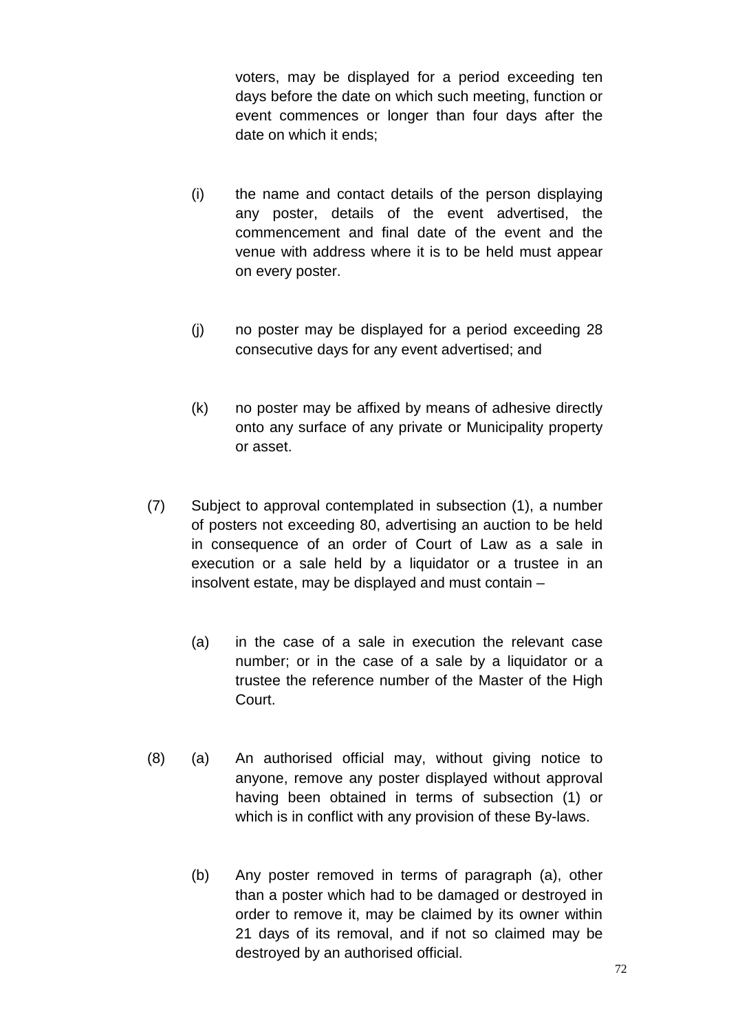voters, may be displayed for a period exceeding ten days before the date on which such meeting, function or event commences or longer than four days after the date on which it ends;

(i) the name and contact details of the person displaying any poster, details of the event advertised, the commencement and final date of the event and the venue with address where it is to be held must appear on every poster.

(j) no poster may be displayed for a period exceeding 28 consecutive days for any event advertised; and

(k) no poster may be affixed by means of adhesive directly onto any surface of any private or Municipality property or asset.

(7) Subject to approval contemplated in subsection (1), a number of posters not exceeding 80, advertising an auction to be held in consequence of an order of Court of Law as a sale in execution or a sale held by a liquidator or a trustee in an insolvent estate, may be displayed and must contain –

(a) in the case of a sale in execution the relevant case number; or in the case of a sale by a liquidator or a trustee the reference number of the Master of the High Court.

(8) (a) An authorised official may, without giving notice to anyone, remove any poster displayed without approval having been obtained in terms of subsection (1) or which is in conflict with any provision of these By-laws.

(b) Any poster removed in terms of paragraph (a), other than a poster which had to be damaged or destroyed in order to remove it, may be claimed by its owner within 21 days of its removal, and if not so claimed may be destroyed by an authorised official.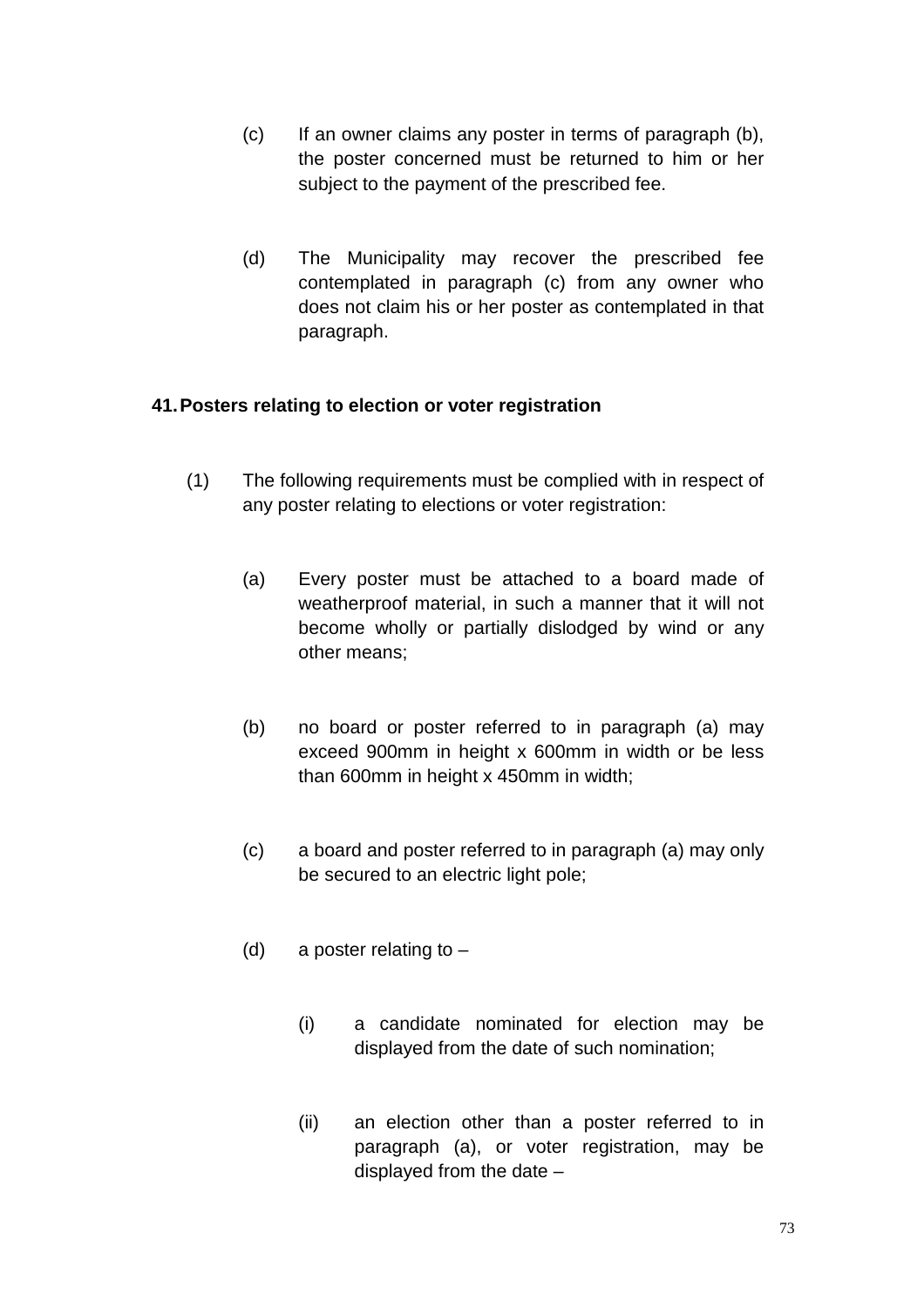(c) If an owner claims any poster in terms of paragraph (b), the poster concerned must be returned to him or her subject to the payment of the prescribed fee.

(d) The Municipality may recover the prescribed fee contemplated in paragraph (c) from any owner who does not claim his or her poster as contemplated in that paragraph.

**41. Posters relating to election or voter registration**

(1) The following requirements must be complied with in respect of any poster relating to elections or voter registration:

(a) Every poster must be attached to a board made of weatherproof material, in such a manner that it will not become wholly or partially dislodged by wind or any other means;

(b) no board or poster referred to in paragraph (a) may exceed 900mm in height x 600mm in width or be less than 600mm in height x 450mm in width;

(c) a board and poster referred to in paragraph (a) may only be secured to an electric light pole;

(d) a poster relating to –

(i) a candidate nominated for election may be displayed from the date of such nomination;

(ii) an election other than a poster referred to in paragraph (a), or voter registration, may be displayed from the date –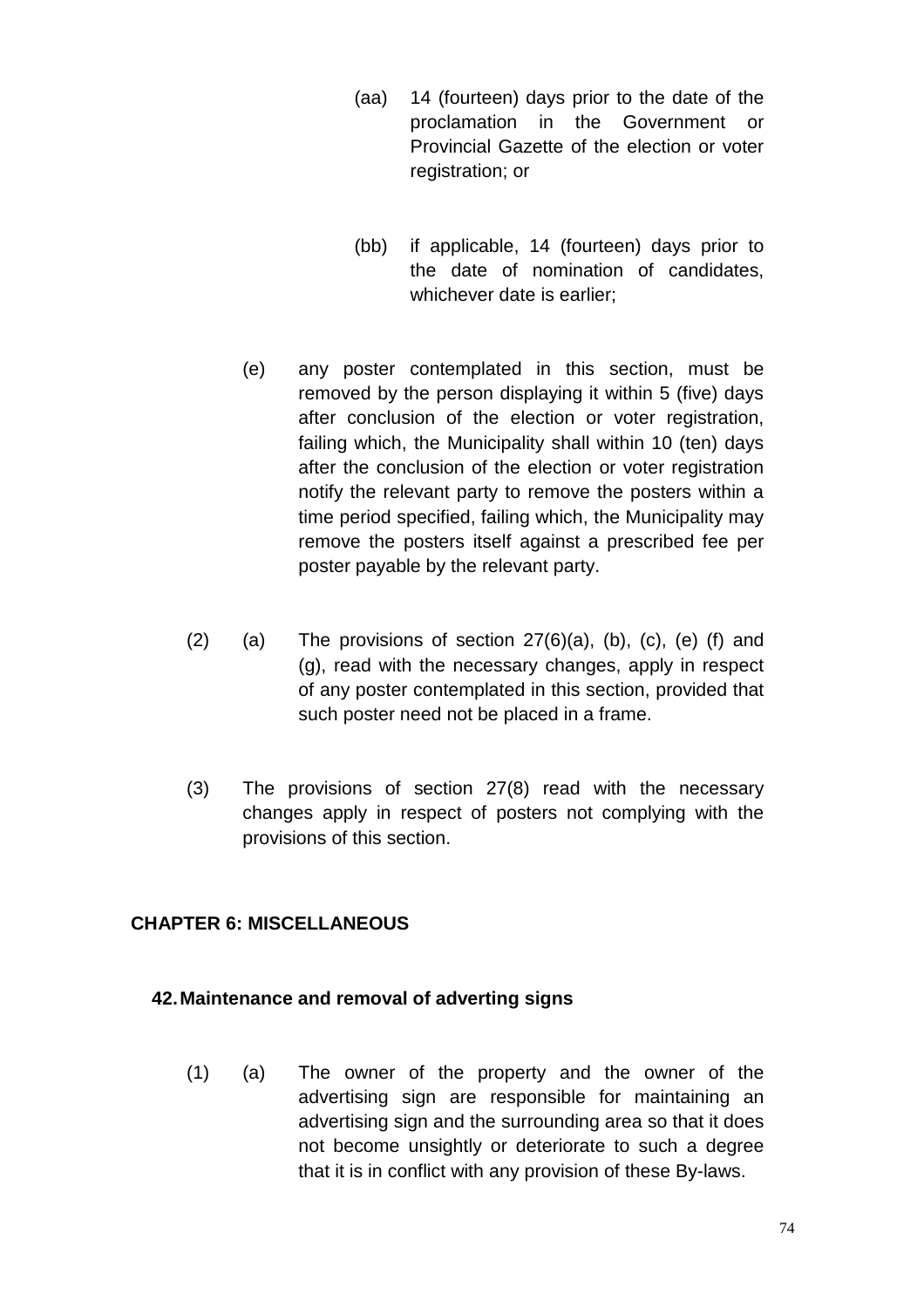(aa) 14 (fourteen) days prior to the date of the proclamation in the Government or Provincial Gazette of the election or voter registration; or

(bb) if applicable, 14 (fourteen) days prior to the date of nomination of candidates, whichever date is earlier;

(e) any poster contemplated in this section, must be removed by the person displaying it within 5 (five) days after conclusion of the election or voter registration, failing which, the Municipality shall within 10 (ten) days after the conclusion of the election or voter registration notify the relevant party to remove the posters within a time period specified, failing which, the Municipality may remove the posters itself against a prescribed fee per poster payable by the relevant party.

(2) (a) The provisions of section 27(6)(a), (b), (c), (e) (f) and (g), read with the necessary changes, apply in respect of any poster contemplated in this section, provided that such poster need not be placed in a frame.

(3) The provisions of section 27(8) read with the necessary changes apply in respect of posters not complying with the provisions of this section.

## CHAPTER 6: MISCELLANEOUS

### 42. Maintenance and removal of adverting signs

(1) (a) The owner of the property and the owner of the advertising sign are responsible for maintaining an advertising sign and the surrounding area so that it does not become unsightly or deteriorate to such a degree that it is in conflict with any provision of these By-laws.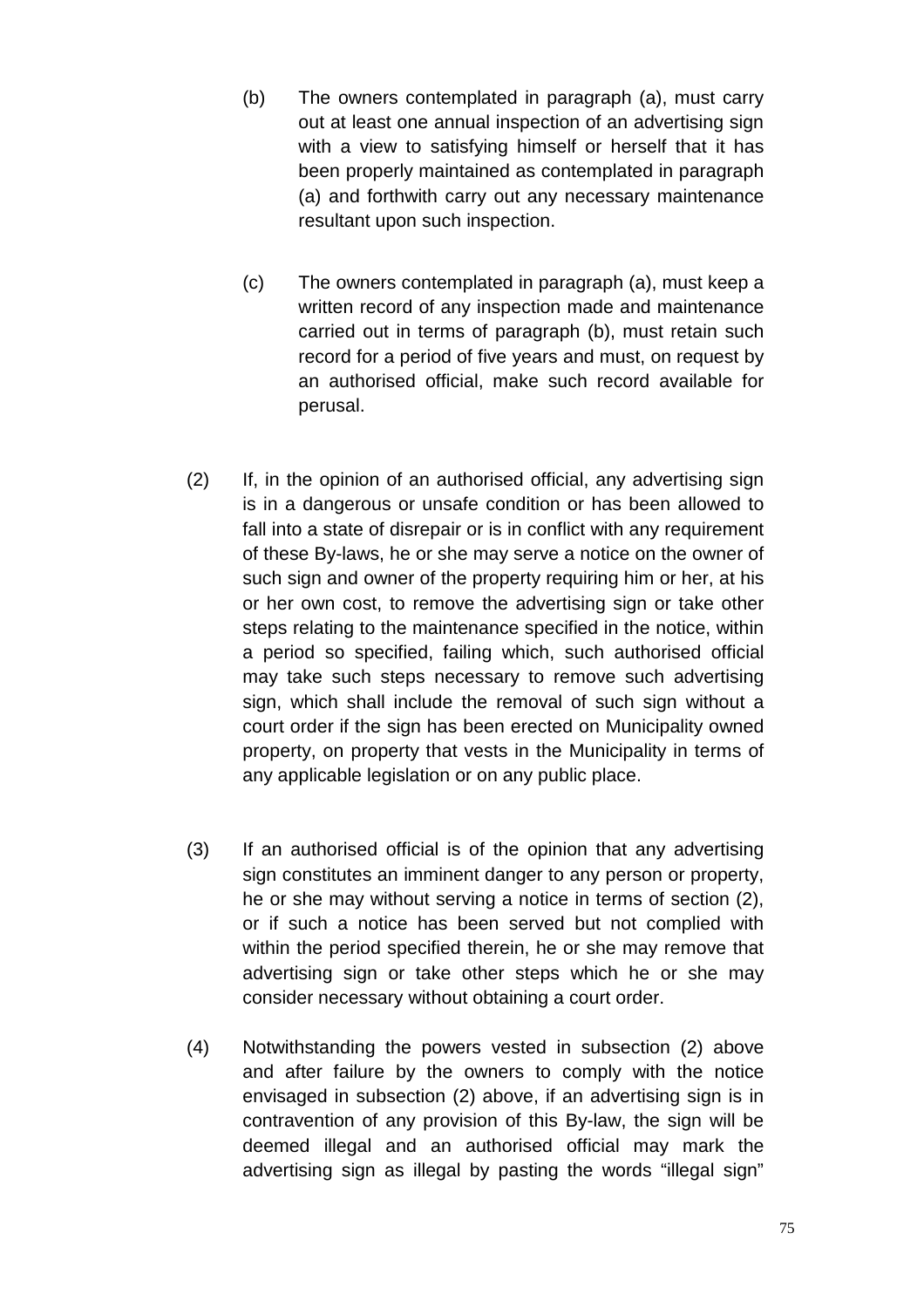(b) The owners contemplated in paragraph (a), must carry out at least one annual inspection of an advertising sign with a view to satisfying himself or herself that it has been properly maintained as contemplated in paragraph (a) and forthwith carry out any necessary maintenance resultant upon such inspection.

(c) The owners contemplated in paragraph (a), must keep a written record of any inspection made and maintenance carried out in terms of paragraph (b), must retain such record for a period of five years and must, on request by an authorised official, make such record available for perusal.

(2) If, in the opinion of an authorised official, any advertising sign is in a dangerous or unsafe condition or has been allowed to fall into a state of disrepair or is in conflict with any requirement of these By-laws, he or she may serve a notice on the owner of such sign and owner of the property requiring him or her, at his or her own cost, to remove the advertising sign or take other steps relating to the maintenance specified in the notice, within a period so specified, failing which, such authorised official may take such steps necessary to remove such advertising sign, which shall include the removal of such sign without a court order if the sign has been erected on Municipality owned property, on property that vests in the Municipality in terms of any applicable legislation or on any public place.

(3) If an authorised official is of the opinion that any advertising sign constitutes an imminent danger to any person or property, he or she may without serving a notice in terms of section (2), or if such a notice has been served but not complied with within the period specified therein, he or she may remove that advertising sign or take other steps which he or she may consider necessary without obtaining a court order.

(4) Notwithstanding the powers vested in subsection (2) above and after failure by the owners to comply with the notice envisaged in subsection (2) above, if an advertising sign is in contravention of any provision of this By-law, the sign will be deemed illegal and an authorised official may mark the advertising sign as illegal by pasting the words "illegal sign"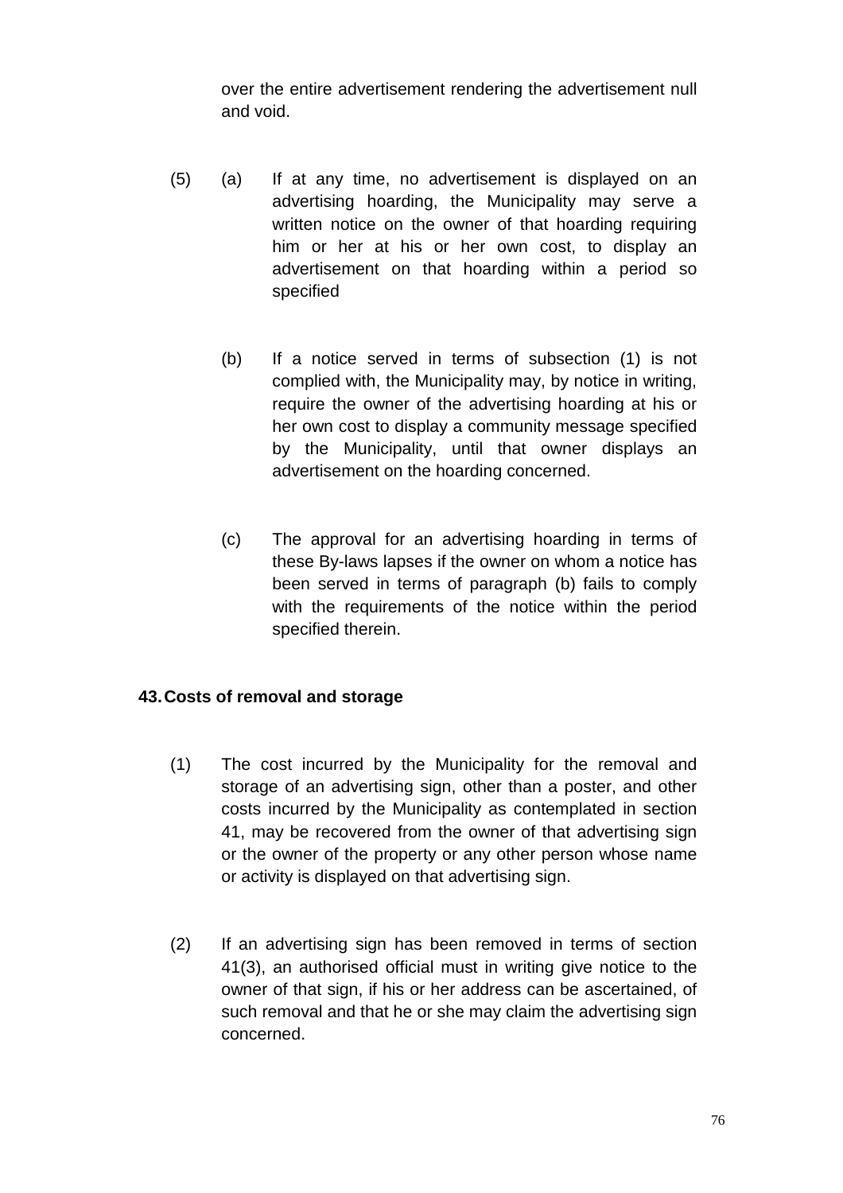over the entire advertisement rendering the advertisement null and void.

(5) (a) If at any time, no advertisement is displayed on an advertising hoarding, the Municipality may serve a written notice on the owner of that hoarding requiring him or her at his or her own cost, to display an advertisement on that hoarding within a period so specified

(b) If a notice served in terms of subsection (1) is not complied with, the Municipality may, by notice in writing, require the owner of the advertising hoarding at his or her own cost to display a community message specified by the Municipality, until that owner displays an advertisement on the hoarding concerned.

(c) The approval for an advertising hoarding in terms of these By-laws lapses if the owner on whom a notice has been served in terms of paragraph (b) fails to comply with the requirements of the notice within the period specified therein.

**43. Costs of removal and storage**

(1) The cost incurred by the Municipality for the removal and storage of an advertising sign, other than a poster, and other costs incurred by the Municipality as contemplated in section 41, may be recovered from the owner of that advertising sign or the owner of the property or any other person whose name or activity is displayed on that advertising sign.

(2) If an advertising sign has been removed in terms of section 41(3), an authorised official must in writing give notice to the owner of that sign, if his or her address can be ascertained, of such removal and that he or she may claim the advertising sign concerned.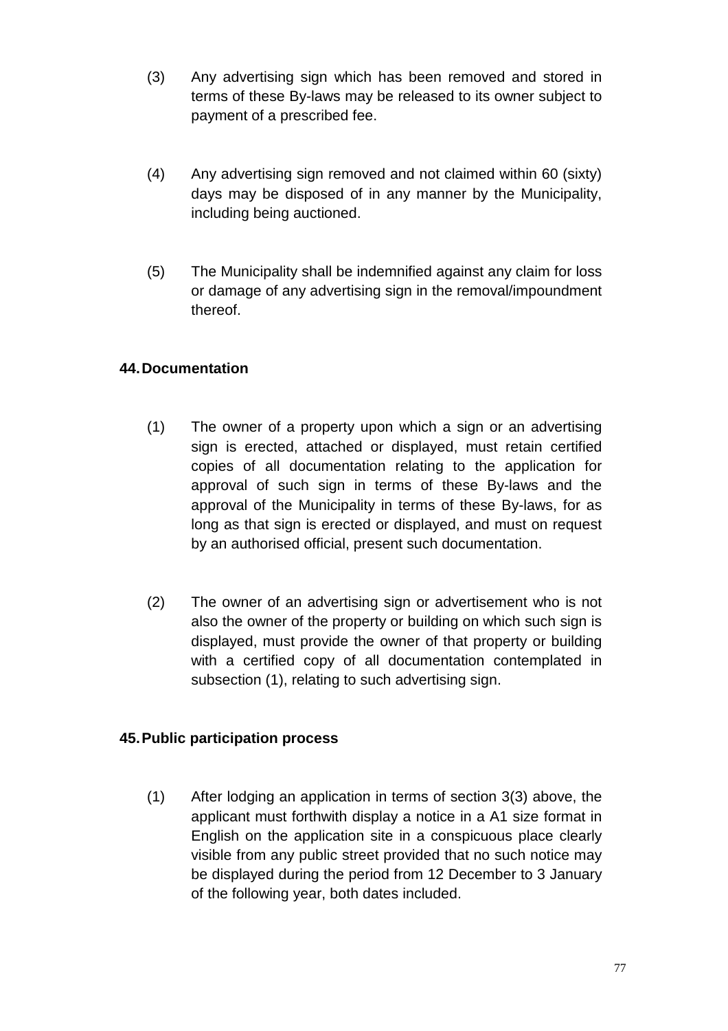(3) Any advertising sign which has been removed and stored in terms of these By-laws may be released to its owner subject to payment of a prescribed fee.

(4) Any advertising sign removed and not claimed within 60 (sixty) days may be disposed of in any manner by the Municipality, including being auctioned.

(5) The Municipality shall be indemnified against any claim for loss or damage of any advertising sign in the removal/impoundment thereof.

## 44. Documentation

(1) The owner of a property upon which a sign or an advertising sign is erected, attached or displayed, must retain certified copies of all documentation relating to the application for approval of such sign in terms of these By-laws and the approval of the Municipality in terms of these By-laws, for as long as that sign is erected or displayed, and must on request by an authorised official, present such documentation.

(2) The owner of an advertising sign or advertisement who is not also the owner of the property or building on which such sign is displayed, must provide the owner of that property or building with a certified copy of all documentation contemplated in subsection (1), relating to such advertising sign.

## 45. Public participation process

(1) After lodging an application in terms of section 3(3) above, the applicant must forthwith display a notice in a A1 size format in English on the application site in a conspicuous place clearly visible from any public street provided that no such notice may be displayed during the period from 12 December to 3 January of the following year, both dates included.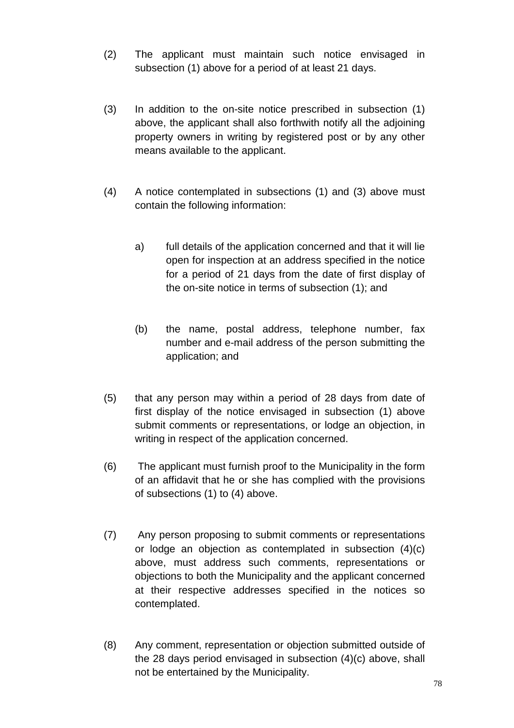(2) The applicant must maintain such notice envisaged in subsection (1) above for a period of at least 21 days.

(3) In addition to the on-site notice prescribed in subsection (1) above, the applicant shall also forthwith notify all the adjoining property owners in writing by registered post or by any other means available to the applicant.

(4) A notice contemplated in subsections (1) and (3) above must contain the following information:

a) full details of the application concerned and that it will lie open for inspection at an address specified in the notice for a period of 21 days from the date of first display of the on-site notice in terms of subsection (1); and

(b) the name, postal address, telephone number, fax number and e-mail address of the person submitting the application; and

(5) that any person may within a period of 28 days from date of first display of the notice envisaged in subsection (1) above submit comments or representations, or lodge an objection, in writing in respect of the application concerned.

(6) The applicant must furnish proof to the Municipality in the form of an affidavit that he or she has complied with the provisions of subsections (1) to (4) above.

(7) Any person proposing to submit comments or representations or lodge an objection as contemplated in subsection (4)(c) above, must address such comments, representations or objections to both the Municipality and the applicant concerned at their respective addresses specified in the notices so contemplated.

(8) Any comment, representation or objection submitted outside of the 28 days period envisaged in subsection (4)(c) above, shall not be entertained by the Municipality.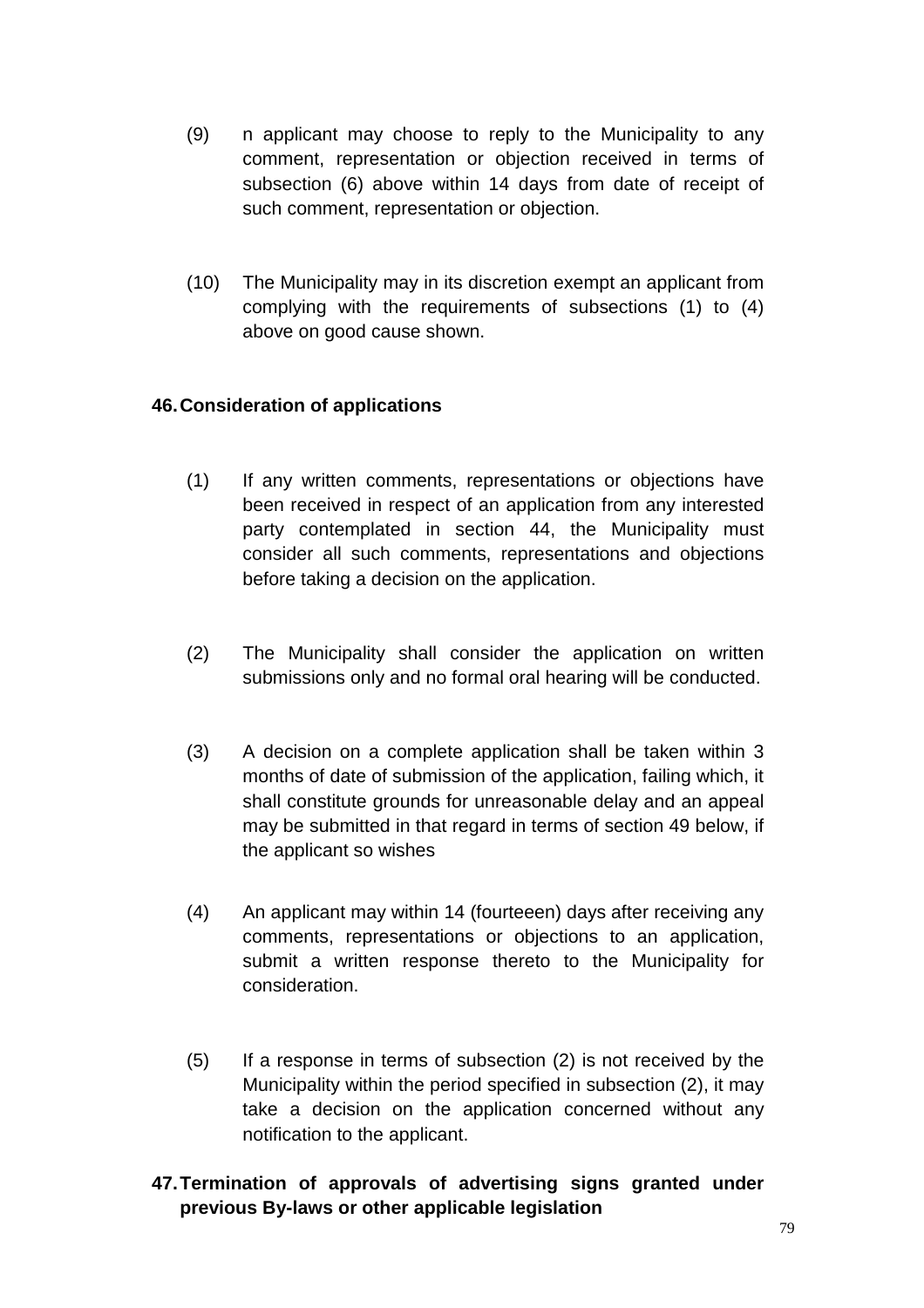(9) n applicant may choose to reply to the Municipality to any comment, representation or objection received in terms of subsection (6) above within 14 days from date of receipt of such comment, representation or objection.

(10) The Municipality may in its discretion exempt an applicant from complying with the requirements of subsections (1) to (4) above on good cause shown.

**46. Consideration of applications**

(1) If any written comments, representations or objections have been received in respect of an application from any interested party contemplated in section 44, the Municipality must consider all such comments, representations and objections before taking a decision on the application.

(2) The Municipality shall consider the application on written submissions only and no formal oral hearing will be conducted.

(3) A decision on a complete application shall be taken within 3 months of date of submission of the application, failing which, it shall constitute grounds for unreasonable delay and an appeal may be submitted in that regard in terms of section 49 below, if the applicant so wishes

(4) An applicant may within 14 (fourteeen) days after receiving any comments, representations or objections to an application, submit a written response thereto to the Municipality for consideration.

(5) If a response in terms of subsection (2) is not received by the Municipality within the period specified in subsection (2), it may take a decision on the application concerned without any notification to the applicant.

**47. Termination of approvals of advertising signs granted under previous By-laws or other applicable legislation**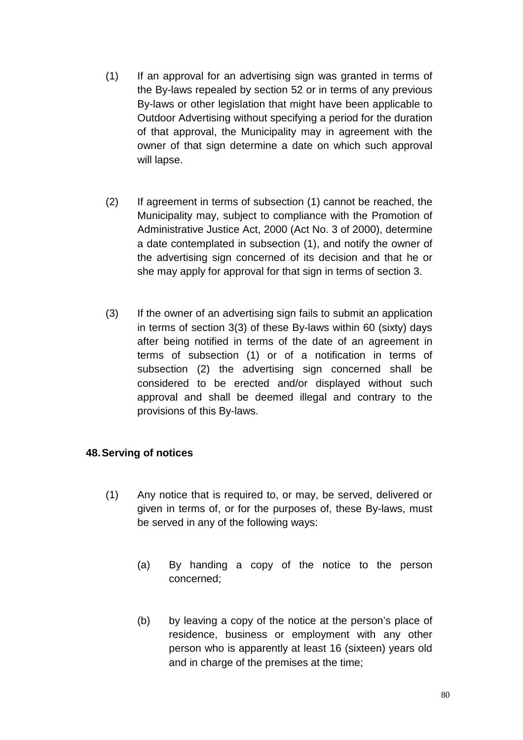(1) If an approval for an advertising sign was granted in terms of the By-laws repealed by section 52 or in terms of any previous By-laws or other legislation that might have been applicable to Outdoor Advertising without specifying a period for the duration of that approval, the Municipality may in agreement with the owner of that sign determine a date on which such approval will lapse.

(2) If agreement in terms of subsection (1) cannot be reached, the Municipality may, subject to compliance with the Promotion of Administrative Justice Act, 2000 (Act No. 3 of 2000), determine a date contemplated in subsection (1), and notify the owner of the advertising sign concerned of its decision and that he or she may apply for approval for that sign in terms of section 3.

(3) If the owner of an advertising sign fails to submit an application in terms of section 3(3) of these By-laws within 60 (sixty) days after being notified in terms of the date of an agreement in terms of subsection (1) or of a notification in terms of subsection (2) the advertising sign concerned shall be considered to be erected and/or displayed without such approval and shall be deemed illegal and contrary to the provisions of this By-laws.

### 48. Serving of notices

(1) Any notice that is required to, or may, be served, delivered or given in terms of, or for the purposes of, these By-laws, must be served in any of the following ways:

(a) By handing a copy of the notice to the person concerned;

(b) by leaving a copy of the notice at the person's place of residence, business or employment with any other person who is apparently at least 16 (sixteen) years old and in charge of the premises at the time;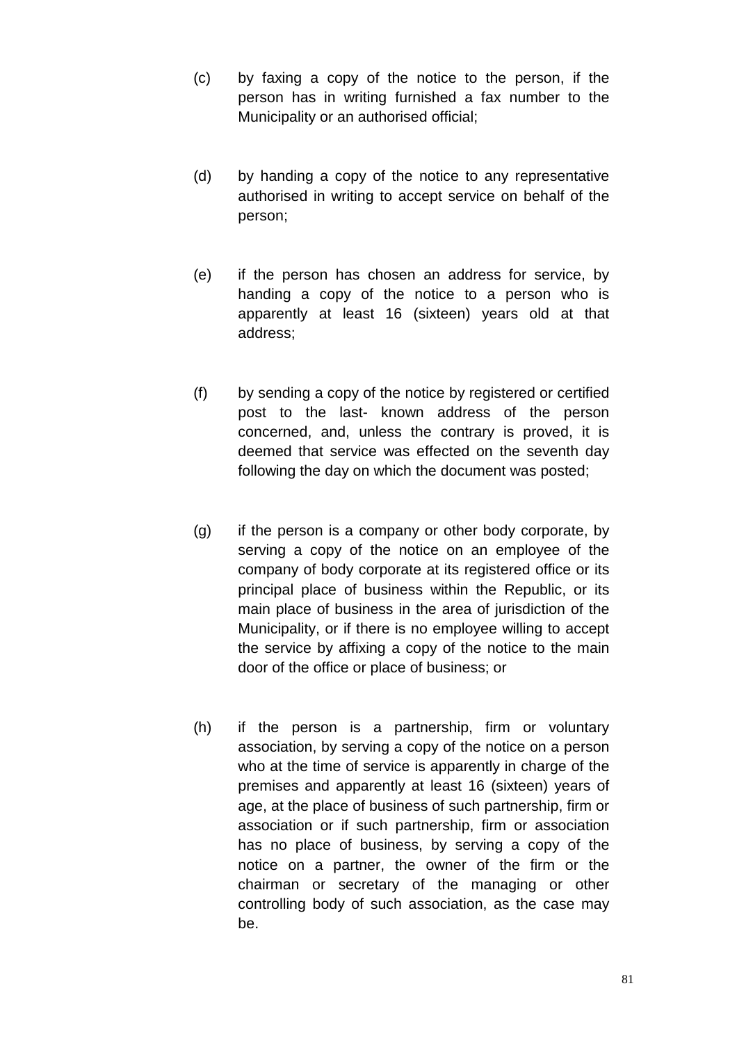(c) by faxing a copy of the notice to the person, if the person has in writing furnished a fax number to the Municipality or an authorised official;

(d) by handing a copy of the notice to any representative authorised in writing to accept service on behalf of the person;

(e) if the person has chosen an address for service, by handing a copy of the notice to a person who is apparently at least 16 (sixteen) years old at that address;

(f) by sending a copy of the notice by registered or certified post to the last- known address of the person concerned, and, unless the contrary is proved, it is deemed that service was effected on the seventh day following the day on which the document was posted;

(g) if the person is a company or other body corporate, by serving a copy of the notice on an employee of the company of body corporate at its registered office or its principal place of business within the Republic, or its main place of business in the area of jurisdiction of the Municipality, or if there is no employee willing to accept the service by affixing a copy of the notice to the main door of the office or place of business; or

(h) if the person is a partnership, firm or voluntary association, by serving a copy of the notice on a person who at the time of service is apparently in charge of the premises and apparently at least 16 (sixteen) years of age, at the place of business of such partnership, firm or association or if such partnership, firm or association has no place of business, by serving a copy of the notice on a partner, the owner of the firm or the chairman or secretary of the managing or other controlling body of such association, as the case may be.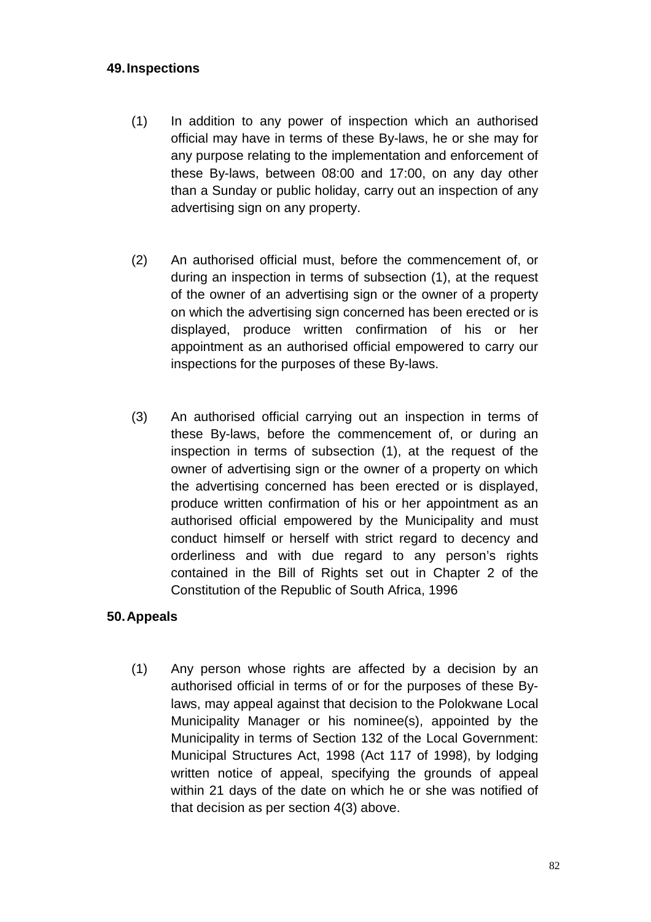## 49. Inspections

(1) In addition to any power of inspection which an authorised official may have in terms of these By-laws, he or she may for any purpose relating to the implementation and enforcement of these By-laws, between 08:00 and 17:00, on any day other than a Sunday or public holiday, carry out an inspection of any advertising sign on any property.

(2) An authorised official must, before the commencement of, or during an inspection in terms of subsection (1), at the request of the owner of an advertising sign or the owner of a property on which the advertising sign concerned has been erected or is displayed, produce written confirmation of his or her appointment as an authorised official empowered to carry our inspections for the purposes of these By-laws.

(3) An authorised official carrying out an inspection in terms of these By-laws, before the commencement of, or during an inspection in terms of subsection (1), at the request of the owner of advertising sign or the owner of a property on which the advertising concerned has been erected or is displayed, produce written confirmation of his or her appointment as an authorised official empowered by the Municipality and must conduct himself or herself with strict regard to decency and orderliness and with due regard to any person's rights contained in the Bill of Rights set out in Chapter 2 of the Constitution of the Republic of South Africa, 1996

## 50. Appeals

(1) Any person whose rights are affected by a decision by an authorised official in terms of or for the purposes of these By-laws, may appeal against that decision to the Polokwane Local Municipality Manager or his nominee(s), appointed by the Municipality in terms of Section 132 of the Local Government: Municipal Structures Act, 1998 (Act 117 of 1998), by lodging written notice of appeal, specifying the grounds of appeal within 21 days of the date on which he or she was notified of that decision as per section 4(3) above.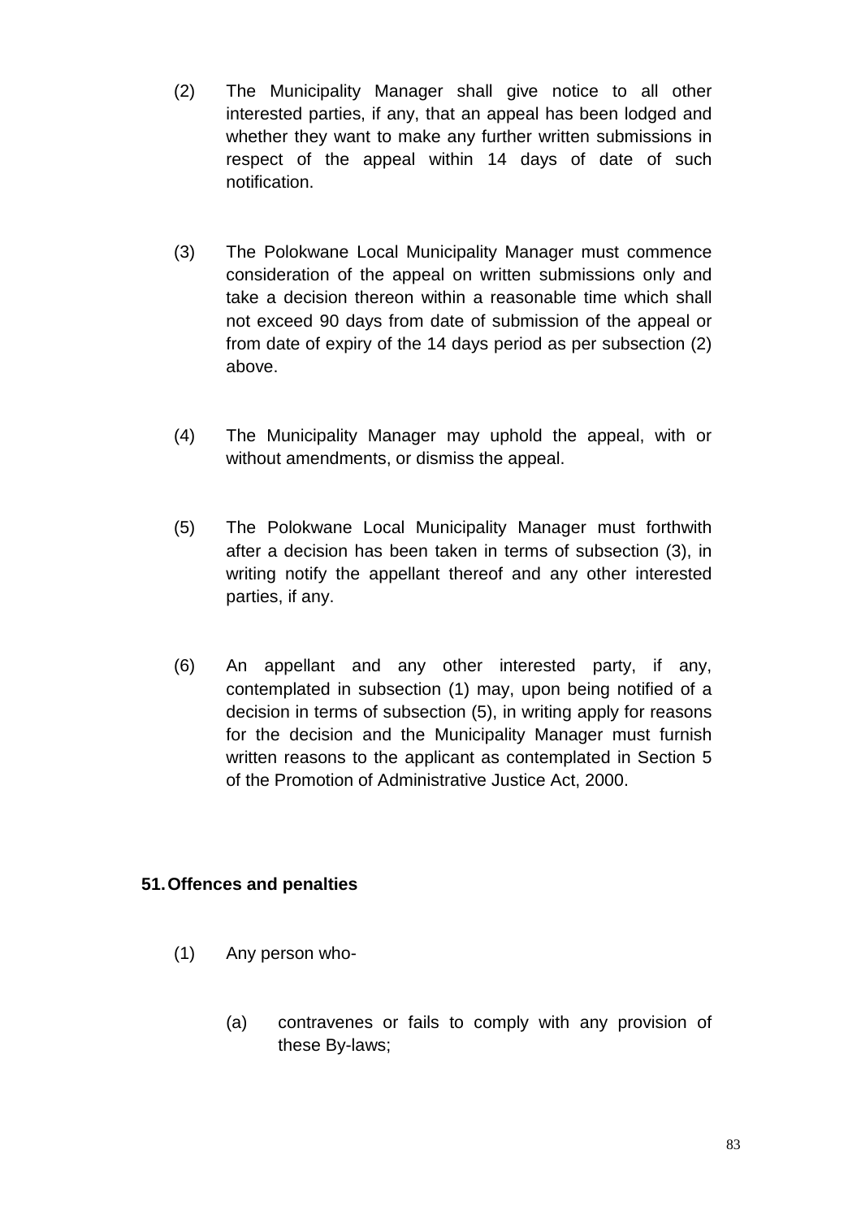(2) The Municipality Manager shall give notice to all other interested parties, if any, that an appeal has been lodged and whether they want to make any further written submissions in respect of the appeal within 14 days of date of such notification.

(3) The Polokwane Local Municipality Manager must commence consideration of the appeal on written submissions only and take a decision thereon within a reasonable time which shall not exceed 90 days from date of submission of the appeal or from date of expiry of the 14 days period as per subsection (2) above.

(4) The Municipality Manager may uphold the appeal, with or without amendments, or dismiss the appeal.

(5) The Polokwane Local Municipality Manager must forthwith after a decision has been taken in terms of subsection (3), in writing notify the appellant thereof and any other interested parties, if any.

(6) An appellant and any other interested party, if any, contemplated in subsection (1) may, upon being notified of a decision in terms of subsection (5), in writing apply for reasons for the decision and the Municipality Manager must furnish written reasons to the applicant as contemplated in Section 5 of the Promotion of Administrative Justice Act, 2000.

**51. Offences and penalties**

(1) Any person who-

(a) contravenes or fails to comply with any provision of these By-laws;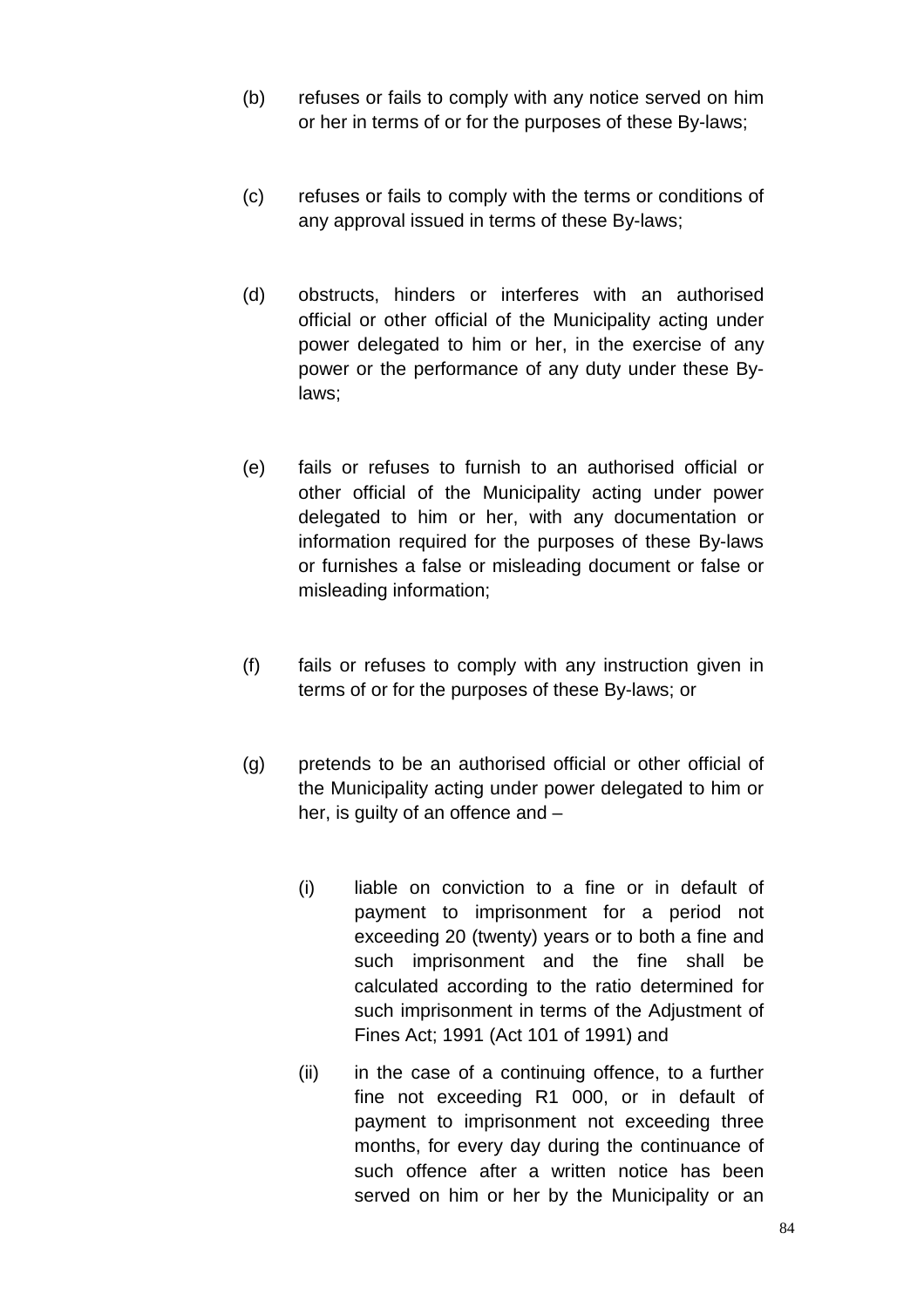(b) refuses or fails to comply with any notice served on him or her in terms of or for the purposes of these By-laws;

(c) refuses or fails to comply with the terms or conditions of any approval issued in terms of these By-laws;

(d) obstructs, hinders or interferes with an authorised official or other official of the Municipality acting under power delegated to him or her, in the exercise of any power or the performance of any duty under these By-laws;

(e) fails or refuses to furnish to an authorised official or other official of the Municipality acting under power delegated to him or her, with any documentation or information required for the purposes of these By-laws or furnishes a false or misleading document or false or misleading information;

(f) fails or refuses to comply with any instruction given in terms of or for the purposes of these By-laws; or

(g) pretends to be an authorised official or other official of the Municipality acting under power delegated to him or her, is guilty of an offence and –

   (i) liable on conviction to a fine or in default of payment to imprisonment for a period not exceeding 20 (twenty) years or to both a fine and such imprisonment and the fine shall be calculated according to the ratio determined for such imprisonment in terms of the Adjustment of Fines Act; 1991 (Act 101 of 1991) and

   (ii) in the case of a continuing offence, to a further fine not exceeding R1 000, or in default of payment to imprisonment not exceeding three months, for every day during the continuance of such offence after a written notice has been served on him or her by the Municipality or an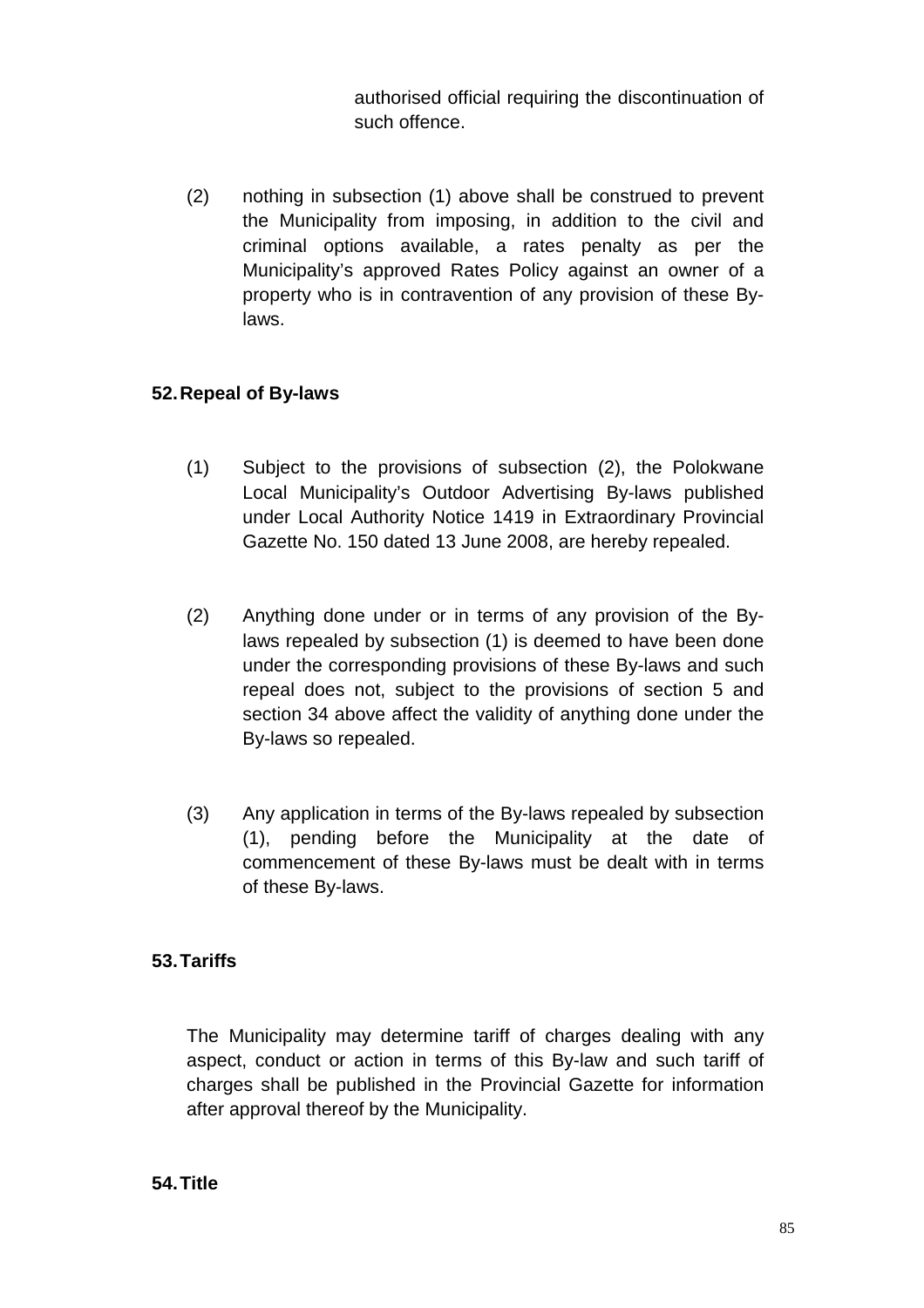authorised official requiring the discontinuation of such offence.

(2) nothing in subsection (1) above shall be construed to prevent the Municipality from imposing, in addition to the civil and criminal options available, a rates penalty as per the Municipality's approved Rates Policy against an owner of a property who is in contravention of any provision of these By-laws.

## 52. Repeal of By-laws

(1) Subject to the provisions of subsection (2), the Polokwane Local Municipality's Outdoor Advertising By-laws published under Local Authority Notice 1419 in Extraordinary Provincial Gazette No. 150 dated 13 June 2008, are hereby repealed.

(2) Anything done under or in terms of any provision of the By-laws repealed by subsection (1) is deemed to have been done under the corresponding provisions of these By-laws and such repeal does not, subject to the provisions of section 5 and section 34 above affect the validity of anything done under the By-laws so repealed.

(3) Any application in terms of the By-laws repealed by subsection (1), pending before the Municipality at the date of commencement of these By-laws must be dealt with in terms of these By-laws.

## 53. Tariffs

The Municipality may determine tariff of charges dealing with any aspect, conduct or action in terms of this By-law and such tariff of charges shall be published in the Provincial Gazette for information after approval thereof by the Municipality.

## 54. Title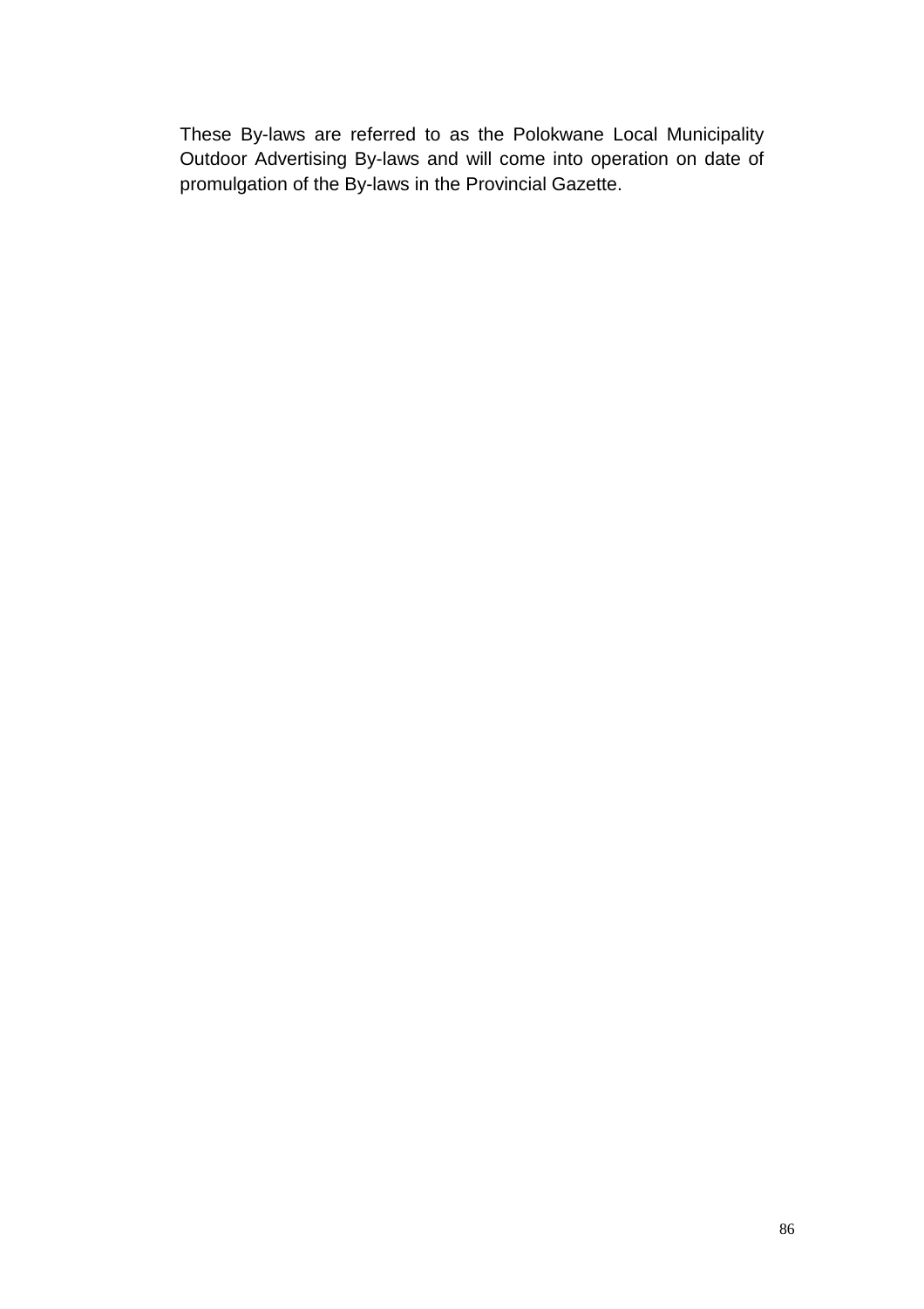These By-laws are referred to as the Polokwane Local Municipality Outdoor Advertising By-laws and will come into operation on date of promulgation of the By-laws in the Provincial Gazette.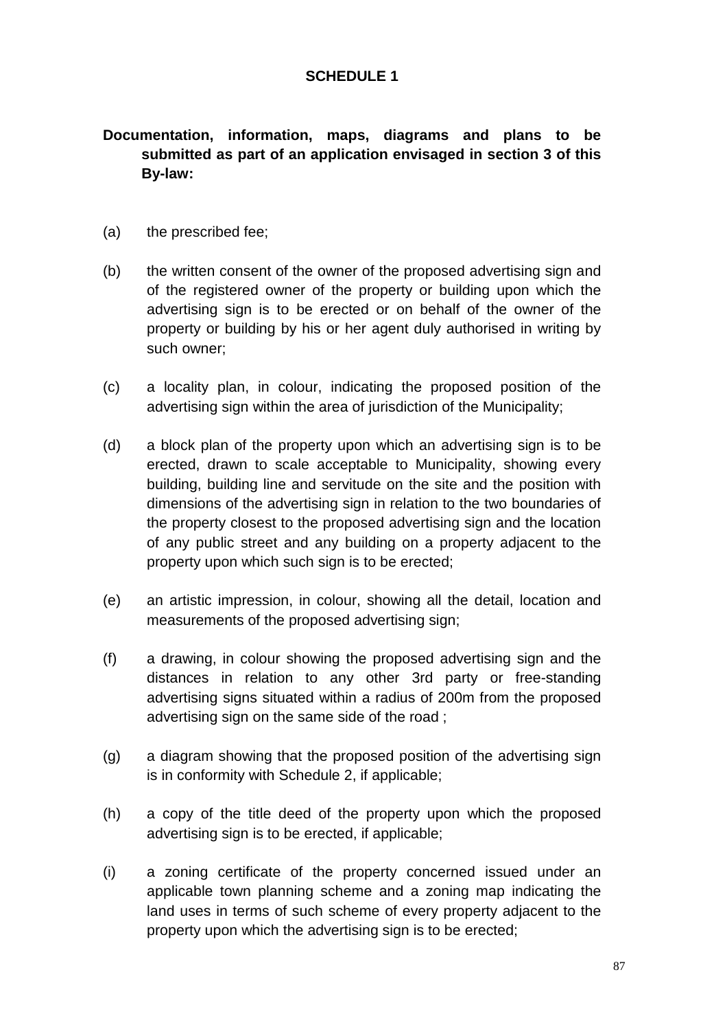## SCHEDULE 1

**Documentation, information, maps, diagrams and plans to be submitted as part of an application envisaged in section 3 of this By-law:**

(a) the prescribed fee;

(b) the written consent of the owner of the proposed advertising sign and of the registered owner of the property or building upon which the advertising sign is to be erected or on behalf of the owner of the property or building by his or her agent duly authorised in writing by such owner;

(c) a locality plan, in colour, indicating the proposed position of the advertising sign within the area of jurisdiction of the Municipality;

(d) a block plan of the property upon which an advertising sign is to be erected, drawn to scale acceptable to Municipality, showing every building, building line and servitude on the site and the position with dimensions of the advertising sign in relation to the two boundaries of the property closest to the proposed advertising sign and the location of any public street and any building on a property adjacent to the property upon which such sign is to be erected;

(e) an artistic impression, in colour, showing all the detail, location and measurements of the proposed advertising sign;

(f) a drawing, in colour showing the proposed advertising sign and the distances in relation to any other 3rd party or free-standing advertising signs situated within a radius of 200m from the proposed advertising sign on the same side of the road ;

(g) a diagram showing that the proposed position of the advertising sign is in conformity with Schedule 2, if applicable;

(h) a copy of the title deed of the property upon which the proposed advertising sign is to be erected, if applicable;

(i) a zoning certificate of the property concerned issued under an applicable town planning scheme and a zoning map indicating the land uses in terms of such scheme of every property adjacent to the property upon which the advertising sign is to be erected;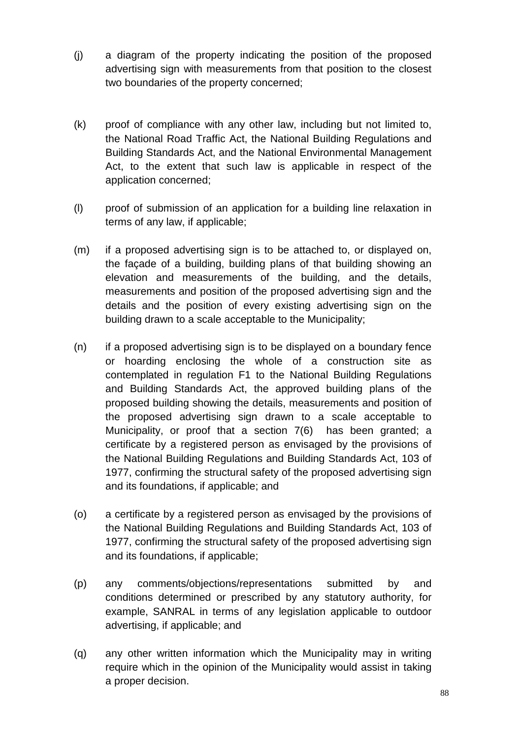(j) a diagram of the property indicating the position of the proposed advertising sign with measurements from that position to the closest two boundaries of the property concerned;

(k) proof of compliance with any other law, including but not limited to, the National Road Traffic Act, the National Building Regulations and Building Standards Act, and the National Environmental Management Act, to the extent that such law is applicable in respect of the application concerned;

(l) proof of submission of an application for a building line relaxation in terms of any law, if applicable;

(m) if a proposed advertising sign is to be attached to, or displayed on, the façade of a building, building plans of that building showing an elevation and measurements of the building, and the details, measurements and position of the proposed advertising sign and the details and the position of every existing advertising sign on the building drawn to a scale acceptable to the Municipality;

(n) if a proposed advertising sign is to be displayed on a boundary fence or hoarding enclosing the whole of a construction site as contemplated in regulation F1 to the National Building Regulations and Building Standards Act, the approved building plans of the proposed building showing the details, measurements and position of the proposed advertising sign drawn to a scale acceptable to Municipality, or proof that a section 7(6) has been granted; a certificate by a registered person as envisaged by the provisions of the National Building Regulations and Building Standards Act, 103 of 1977, confirming the structural safety of the proposed advertising sign and its foundations, if applicable; and

(o) a certificate by a registered person as envisaged by the provisions of the National Building Regulations and Building Standards Act, 103 of 1977, confirming the structural safety of the proposed advertising sign and its foundations, if applicable;

(p) any comments/objections/representations submitted by and conditions determined or prescribed by any statutory authority, for example, SANRAL in terms of any legislation applicable to outdoor advertising, if applicable; and

(q) any other written information which the Municipality may in writing require which in the opinion of the Municipality would assist in taking a proper decision.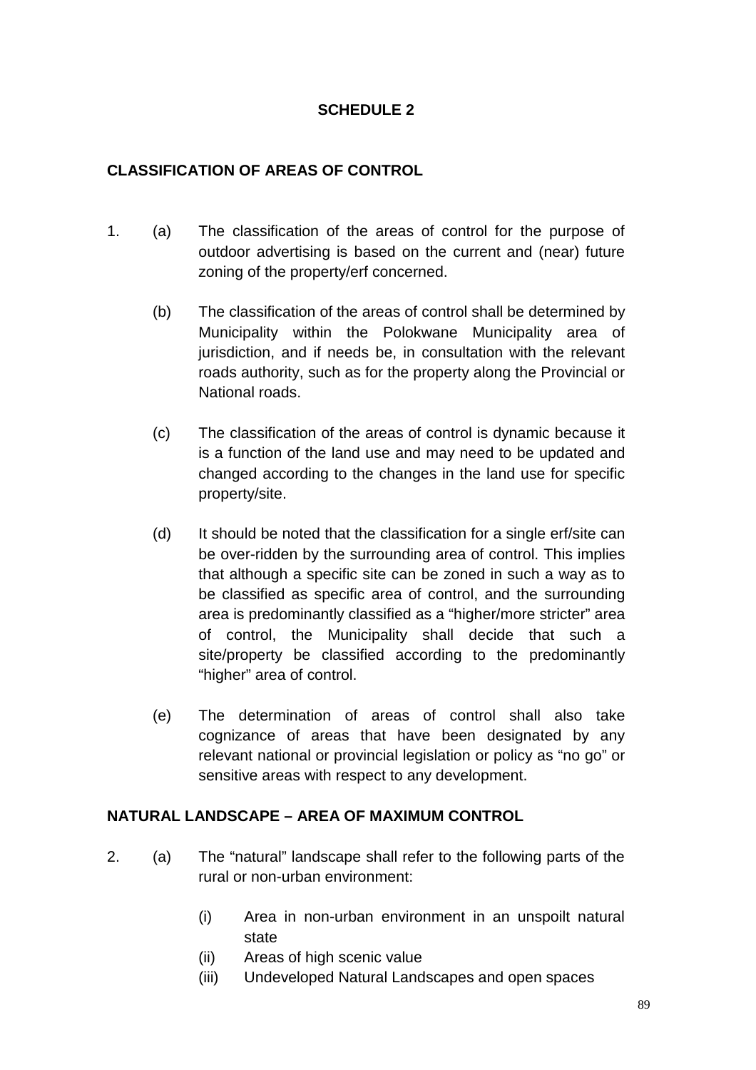# SCHEDULE 2

## CLASSIFICATION OF AREAS OF CONTROL

1. (a) The classification of the areas of control for the purpose of outdoor advertising is based on the current and (near) future zoning of the property/erf concerned.

   (b) The classification of the areas of control shall be determined by Municipality within the Polokwane Municipality area of jurisdiction, and if needs be, in consultation with the relevant roads authority, such as for the property along the Provincial or National roads.

   (c) The classification of the areas of control is dynamic because it is a function of the land use and may need to be updated and changed according to the changes in the land use for specific property/site.

   (d) It should be noted that the classification for a single erf/site can be over-ridden by the surrounding area of control. This implies that although a specific site can be zoned in such a way as to be classified as specific area of control, and the surrounding area is predominantly classified as a "higher/more stricter" area of control, the Municipality shall decide that such a site/property be classified according to the predominantly "higher" area of control.

   (e) The determination of areas of control shall also take cognizance of areas that have been designated by any relevant national or provincial legislation or policy as "no go" or sensitive areas with respect to any development.

## NATURAL LANDSCAPE – AREA OF MAXIMUM CONTROL

2. (a) The "natural" landscape shall refer to the following parts of the rural or non-urban environment:

      (i) Area in non-urban environment in an unspoilt natural state
      (ii) Areas of high scenic value
      (iii) Undeveloped Natural Landscapes and open spaces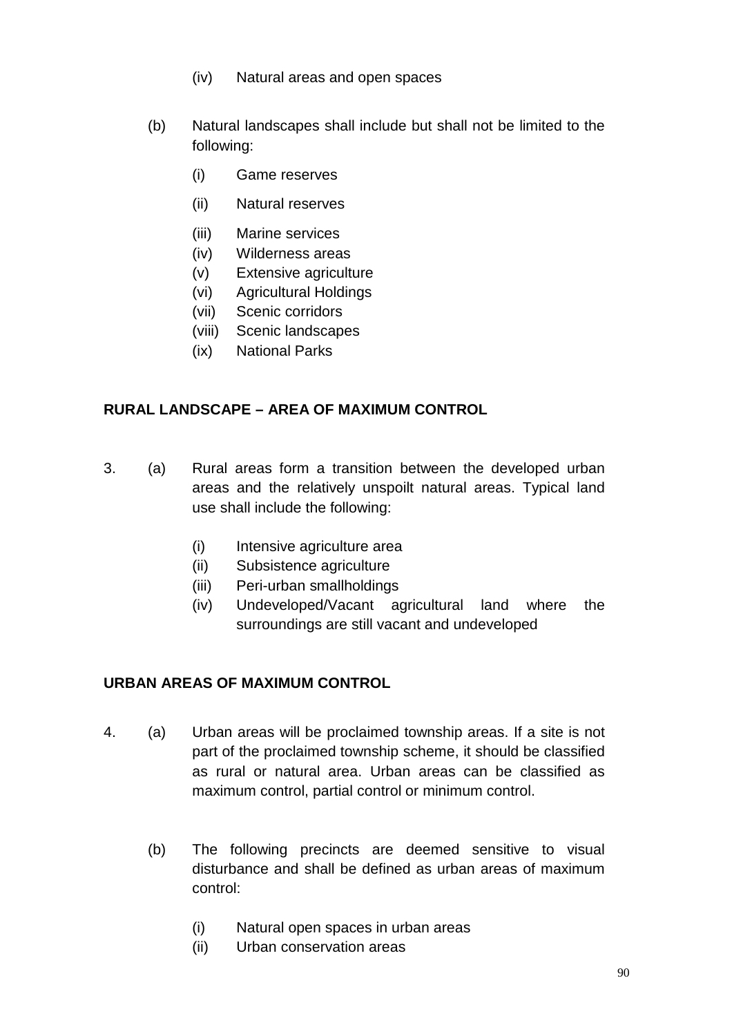(iv) Natural areas and open spaces

(b) Natural landscapes shall include but shall not be limited to the following:

(i) Game reserves

(ii) Natural reserves

(iii) Marine services
(iv) Wilderness areas
(v) Extensive agriculture
(vi) Agricultural Holdings
(vii) Scenic corridors
(viii) Scenic landscapes
(ix) National Parks

**RURAL LANDSCAPE – AREA OF MAXIMUM CONTROL**

3. (a) Rural areas form a transition between the developed urban areas and the relatively unspoilt natural areas. Typical land use shall include the following:

(i) Intensive agriculture area
(ii) Subsistence agriculture
(iii) Peri-urban smallholdings
(iv) Undeveloped/Vacant agricultural land where the surroundings are still vacant and undeveloped

**URBAN AREAS OF MAXIMUM CONTROL**

4. (a) Urban areas will be proclaimed township areas. If a site is not part of the proclaimed township scheme, it should be classified as rural or natural area. Urban areas can be classified as maximum control, partial control or minimum control.

(b) The following precincts are deemed sensitive to visual disturbance and shall be defined as urban areas of maximum control:

(i) Natural open spaces in urban areas
(ii) Urban conservation areas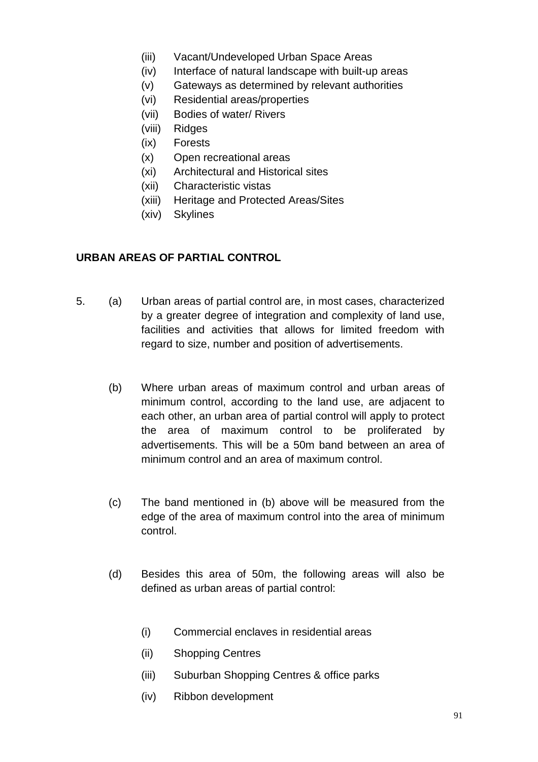(iii) Vacant/Undeveloped Urban Space Areas
(iv) Interface of natural landscape with built-up areas
(v) Gateways as determined by relevant authorities
(vi) Residential areas/properties
(vii) Bodies of water/ Rivers
(viii) Ridges
(ix) Forests
(x) Open recreational areas
(xi) Architectural and Historical sites
(xii) Characteristic vistas
(xiii) Heritage and Protected Areas/Sites
(xiv) Skylines

**URBAN AREAS OF PARTIAL CONTROL**

5. (a) Urban areas of partial control are, in most cases, characterized by a greater degree of integration and complexity of land use, facilities and activities that allows for limited freedom with regard to size, number and position of advertisements.

(b) Where urban areas of maximum control and urban areas of minimum control, according to the land use, are adjacent to each other, an urban area of partial control will apply to protect the area of maximum control to be proliferated by advertisements. This will be a 50m band between an area of minimum control and an area of maximum control.

(c) The band mentioned in (b) above will be measured from the edge of the area of maximum control into the area of minimum control.

(d) Besides this area of 50m, the following areas will also be defined as urban areas of partial control:

(i) Commercial enclaves in residential areas

(ii) Shopping Centres

(iii) Suburban Shopping Centres & office parks

(iv) Ribbon development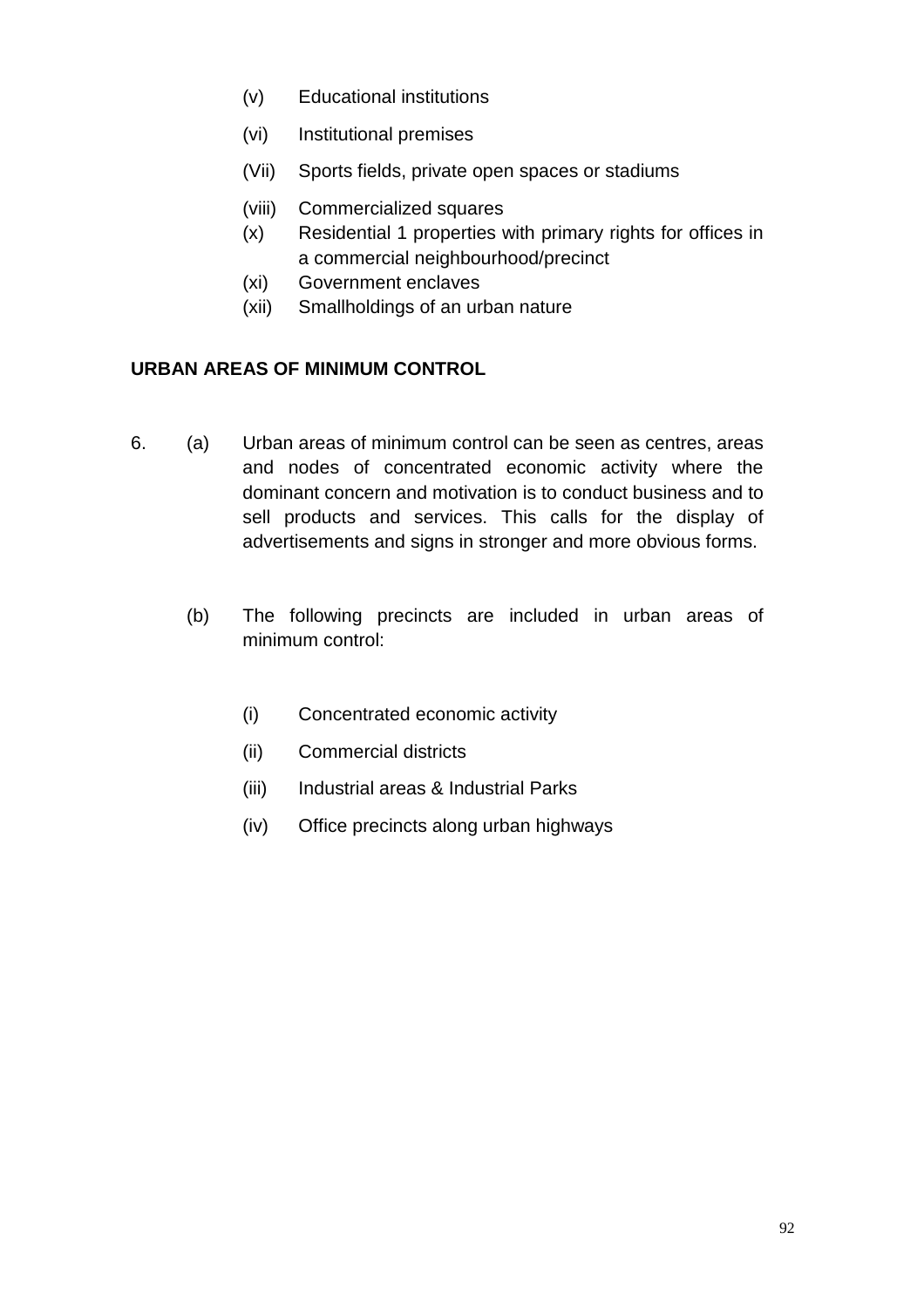(v) Educational institutions

(vi) Institutional premises

(Vii) Sports fields, private open spaces or stadiums

(viii) Commercialized squares

(x) Residential 1 properties with primary rights for offices in a commercial neighbourhood/precinct

(xi) Government enclaves

(xii) Smallholdings of an urban nature

**URBAN AREAS OF MINIMUM CONTROL**

6. (a) Urban areas of minimum control can be seen as centres, areas and nodes of concentrated economic activity where the dominant concern and motivation is to conduct business and to sell products and services. This calls for the display of advertisements and signs in stronger and more obvious forms.

(b) The following precincts are included in urban areas of minimum control:

(i) Concentrated economic activity

(ii) Commercial districts

(iii) Industrial areas & Industrial Parks

(iv) Office precincts along urban highways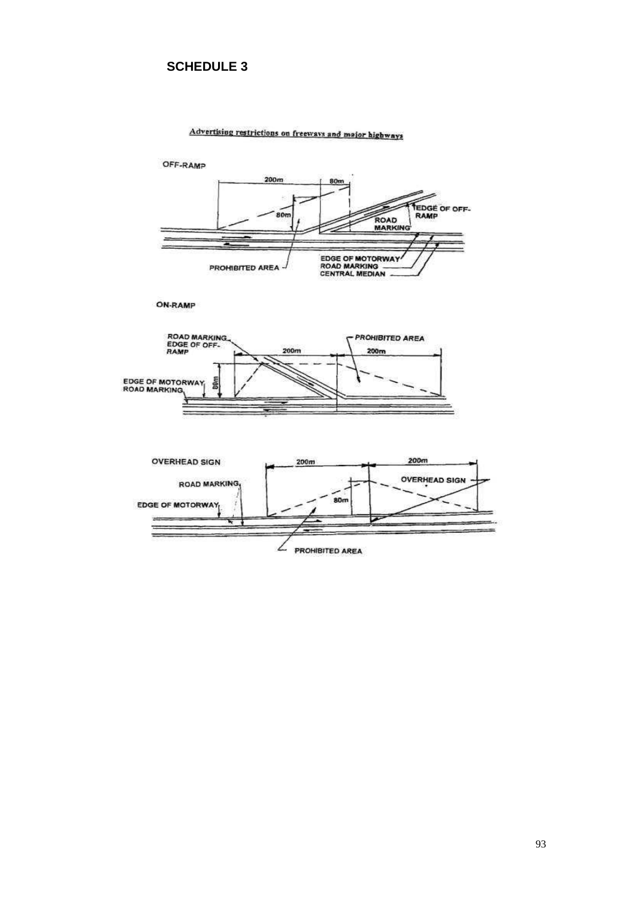## SCHEDULE 3

Advertising restrictions on freeways and major highways

OFF-RAMP

200m

80m

80m

EDGE OF OFF-RAMP

ROAD MARKING

PROHIBITED AREA

EDGE OF MOTORWAY

ROAD MARKING

CENTRAL MEDIAN

ON-RAMP

ROAD MARKING

EDGE OF OFF-RAMP

PROHIBITED AREA

200m

200m

EDGE OF MOTORWAY

ROAD MARKING

80m

OVERHEAD SIGN

200m

200m

ROAD MARKING

OVERHEAD SIGN

EDGE OF MOTORWAY

80m

PROHIBITED AREA